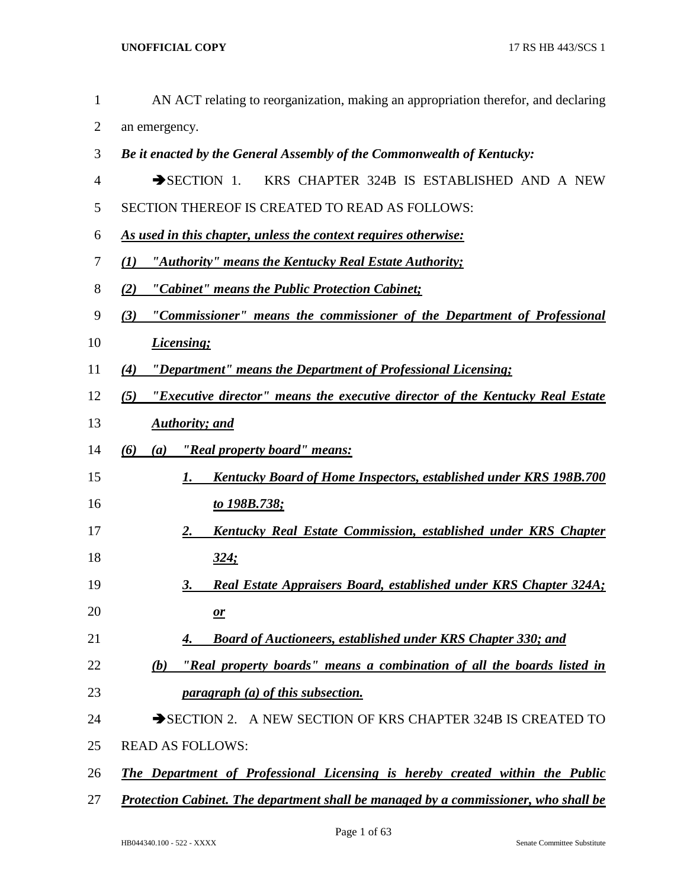AN ACT relating to reorganization, making an appropriation therefor, and declaring an emergency.

***Be it enacted by the General Assembly of the Commonwealth of Kentucky:***

➔SECTION 1. KRS CHAPTER 324B IS ESTABLISHED AND A NEW SECTION THEREOF IS CREATED TO READ AS FOLLOWS:

***As used in this chapter, unless the context requires otherwise:***

***(1) "Authority" means the Kentucky Real Estate Authority;***

***(2) "Cabinet" means the Public Protection Cabinet;***

***(3) "Commissioner" means the commissioner of the Department of Professional Licensing;***

***(4) "Department" means the Department of Professional Licensing;***

***(5) "Executive director" means the executive director of the Kentucky Real Estate Authority; and***

***(6) (a) "Real property board" means:***

***1. Kentucky Board of Home Inspectors, established under KRS 198B.700 to 198B.738;***

***2. Kentucky Real Estate Commission, established under KRS Chapter 324;***

***3. Real Estate Appraisers Board, established under KRS Chapter 324A; or***

***4. Board of Auctioneers, established under KRS Chapter 330; and***

***(b) "Real property boards" means a combination of all the boards listed in paragraph (a) of this subsection.***

➔SECTION 2. A NEW SECTION OF KRS CHAPTER 324B IS CREATED TO READ AS FOLLOWS:

***The Department of Professional Licensing is hereby created within the Public Protection Cabinet. The department shall be managed by a commissioner, who shall be***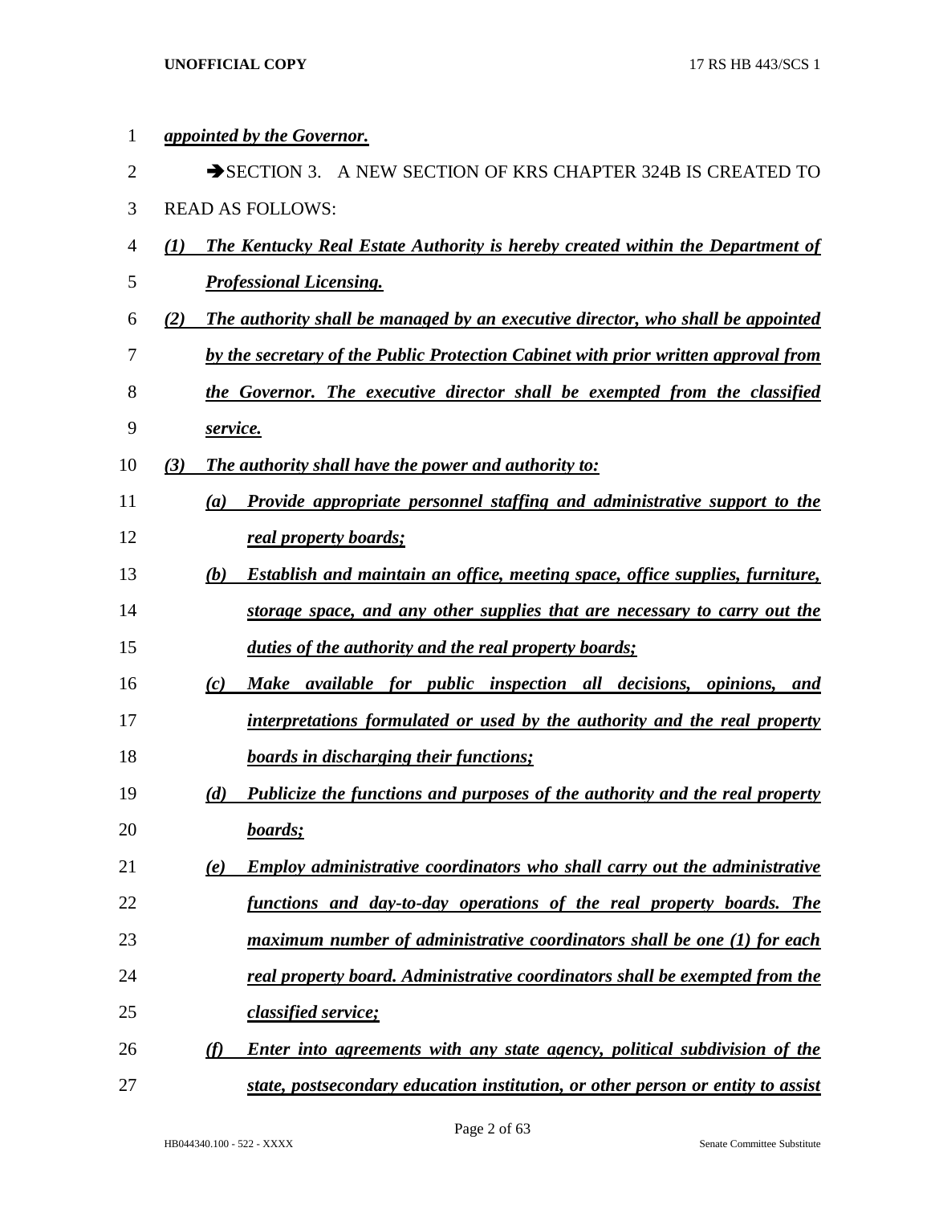*appointed by the Governor.*

➔SECTION 3. A NEW SECTION OF KRS CHAPTER 324B IS CREATED TO READ AS FOLLOWS:

*(1) The Kentucky Real Estate Authority is hereby created within the Department of Professional Licensing.*

*(2) The authority shall be managed by an executive director, who shall be appointed by the secretary of the Public Protection Cabinet with prior written approval from the Governor. The executive director shall be exempted from the classified service.*

*(3) The authority shall have the power and authority to:*

*(a) Provide appropriate personnel staffing and administrative support to the real property boards;*

*(b) Establish and maintain an office, meeting space, office supplies, furniture, storage space, and any other supplies that are necessary to carry out the duties of the authority and the real property boards;*

*(c) Make available for public inspection all decisions, opinions, and interpretations formulated or used by the authority and the real property boards in discharging their functions;*

*(d) Publicize the functions and purposes of the authority and the real property boards;*

*(e) Employ administrative coordinators who shall carry out the administrative functions and day-to-day operations of the real property boards. The maximum number of administrative coordinators shall be one (1) for each real property board. Administrative coordinators shall be exempted from the classified service;*

*(f) Enter into agreements with any state agency, political subdivision of the state, postsecondary education institution, or other person or entity to assist*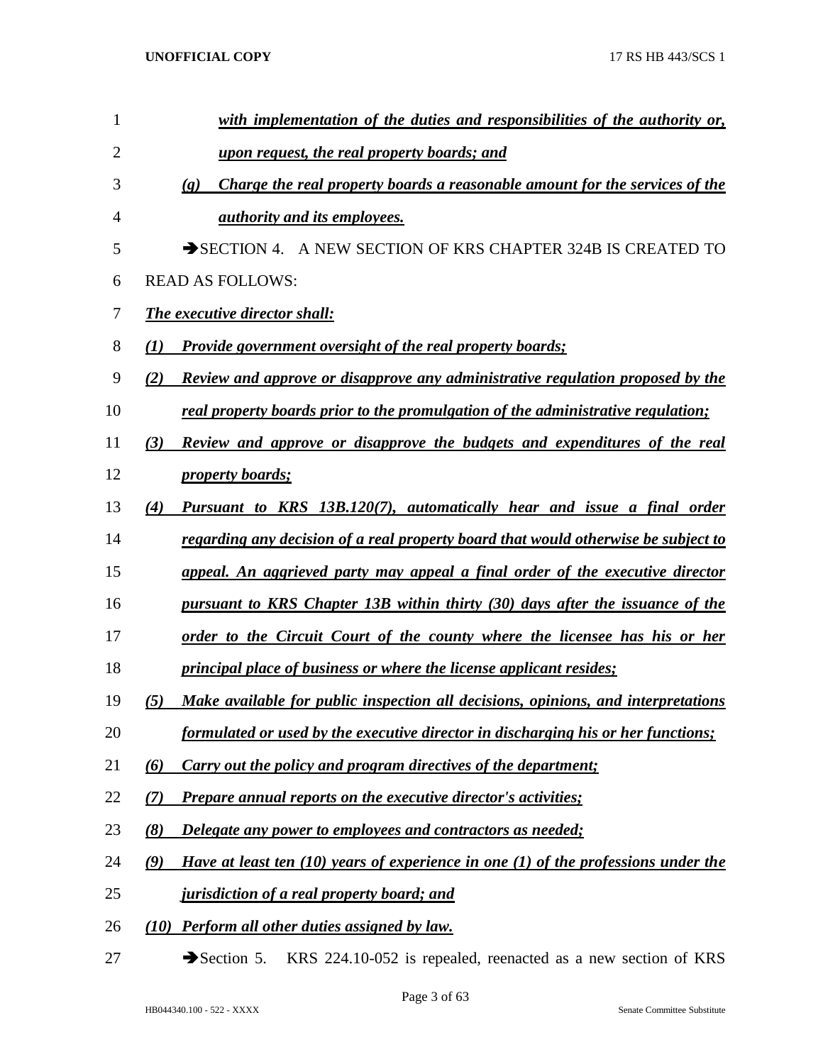*with implementation of the duties and responsibilities of the authority or, upon request, the real property boards; and*

*(g) Charge the real property boards a reasonable amount for the services of the authority and its employees.*

➔SECTION 4. A NEW SECTION OF KRS CHAPTER 324B IS CREATED TO READ AS FOLLOWS:

*The executive director shall:*

*(1) Provide government oversight of the real property boards;*

*(2) Review and approve or disapprove any administrative regulation proposed by the real property boards prior to the promulgation of the administrative regulation;*

*(3) Review and approve or disapprove the budgets and expenditures of the real property boards;*

*(4) Pursuant to KRS 13B.120(7), automatically hear and issue a final order regarding any decision of a real property board that would otherwise be subject to appeal. An aggrieved party may appeal a final order of the executive director pursuant to KRS Chapter 13B within thirty (30) days after the issuance of the order to the Circuit Court of the county where the licensee has his or her principal place of business or where the license applicant resides;*

*(5) Make available for public inspection all decisions, opinions, and interpretations formulated or used by the executive director in discharging his or her functions;*

*(6) Carry out the policy and program directives of the department;*

*(7) Prepare annual reports on the executive director's activities;*

*(8) Delegate any power to employees and contractors as needed;*

*(9) Have at least ten (10) years of experience in one (1) of the professions under the jurisdiction of a real property board; and*

*(10) Perform all other duties assigned by law.*

➔Section 5. KRS 224.10-052 is repealed, reenacted as a new section of KRS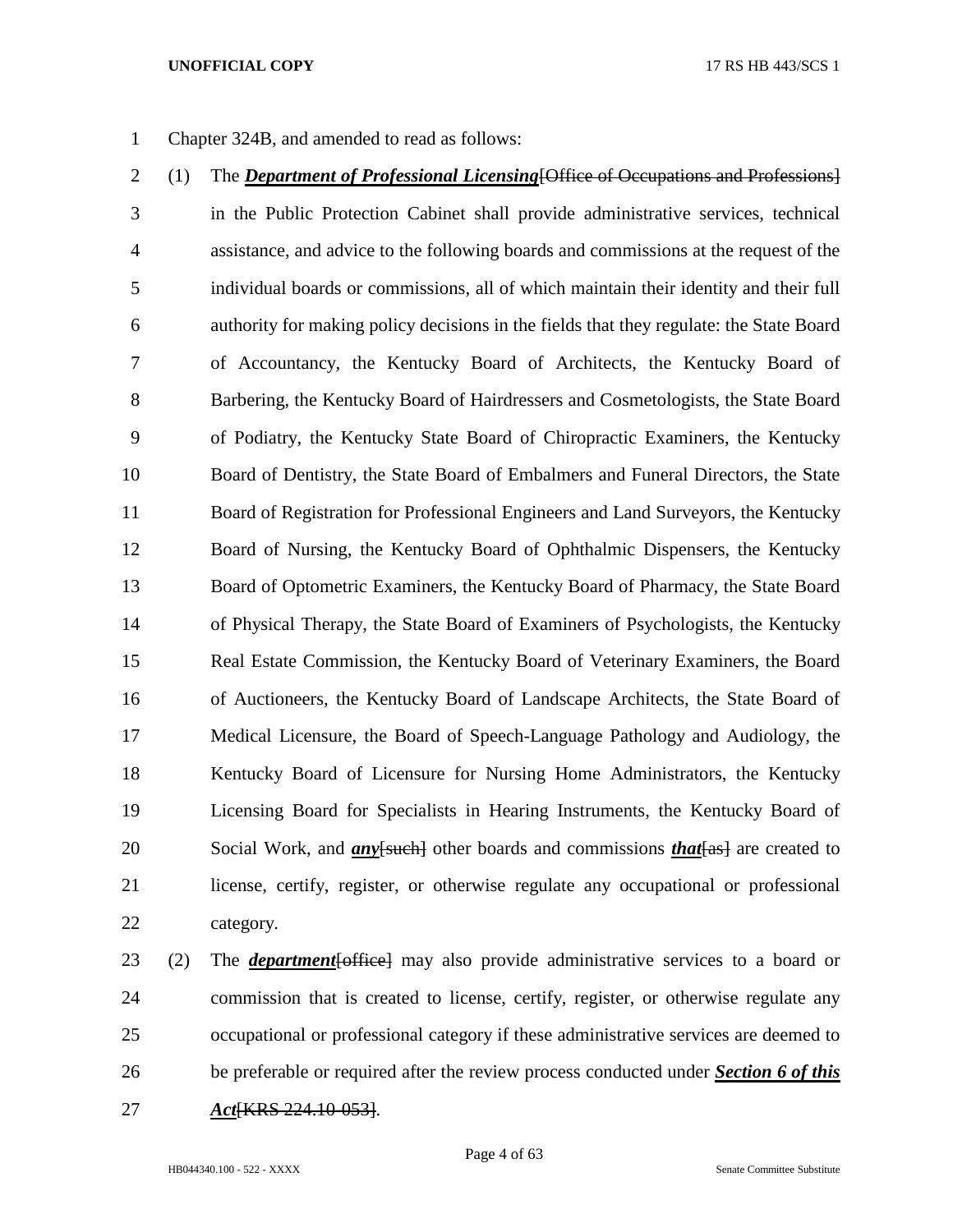Chapter 324B, and amended to read as follows:

(1) The ***Department of Professional Licensing***[~~Office of Occupations and Professions~~] in the Public Protection Cabinet shall provide administrative services, technical assistance, and advice to the following boards and commissions at the request of the individual boards or commissions, all of which maintain their identity and their full authority for making policy decisions in the fields that they regulate: the State Board of Accountancy, the Kentucky Board of Architects, the Kentucky Board of Barbering, the Kentucky Board of Hairdressers and Cosmetologists, the State Board of Podiatry, the Kentucky State Board of Chiropractic Examiners, the Kentucky Board of Dentistry, the State Board of Embalmers and Funeral Directors, the State Board of Registration for Professional Engineers and Land Surveyors, the Kentucky Board of Nursing, the Kentucky Board of Ophthalmic Dispensers, the Kentucky Board of Optometric Examiners, the Kentucky Board of Pharmacy, the State Board of Physical Therapy, the State Board of Examiners of Psychologists, the Kentucky Real Estate Commission, the Kentucky Board of Veterinary Examiners, the Board of Auctioneers, the Kentucky Board of Landscape Architects, the State Board of Medical Licensure, the Board of Speech-Language Pathology and Audiology, the Kentucky Board of Licensure for Nursing Home Administrators, the Kentucky Licensing Board for Specialists in Hearing Instruments, the Kentucky Board of Social Work, and ***any***[~~such~~] other boards and commissions ***that***[~~as~~] are created to license, certify, register, or otherwise regulate any occupational or professional category.

(2) The ***department***[~~office~~] may also provide administrative services to a board or commission that is created to license, certify, register, or otherwise regulate any occupational or professional category if these administrative services are deemed to be preferable or required after the review process conducted under ***Section 6 of this Act***[~~KRS 224.10-053~~].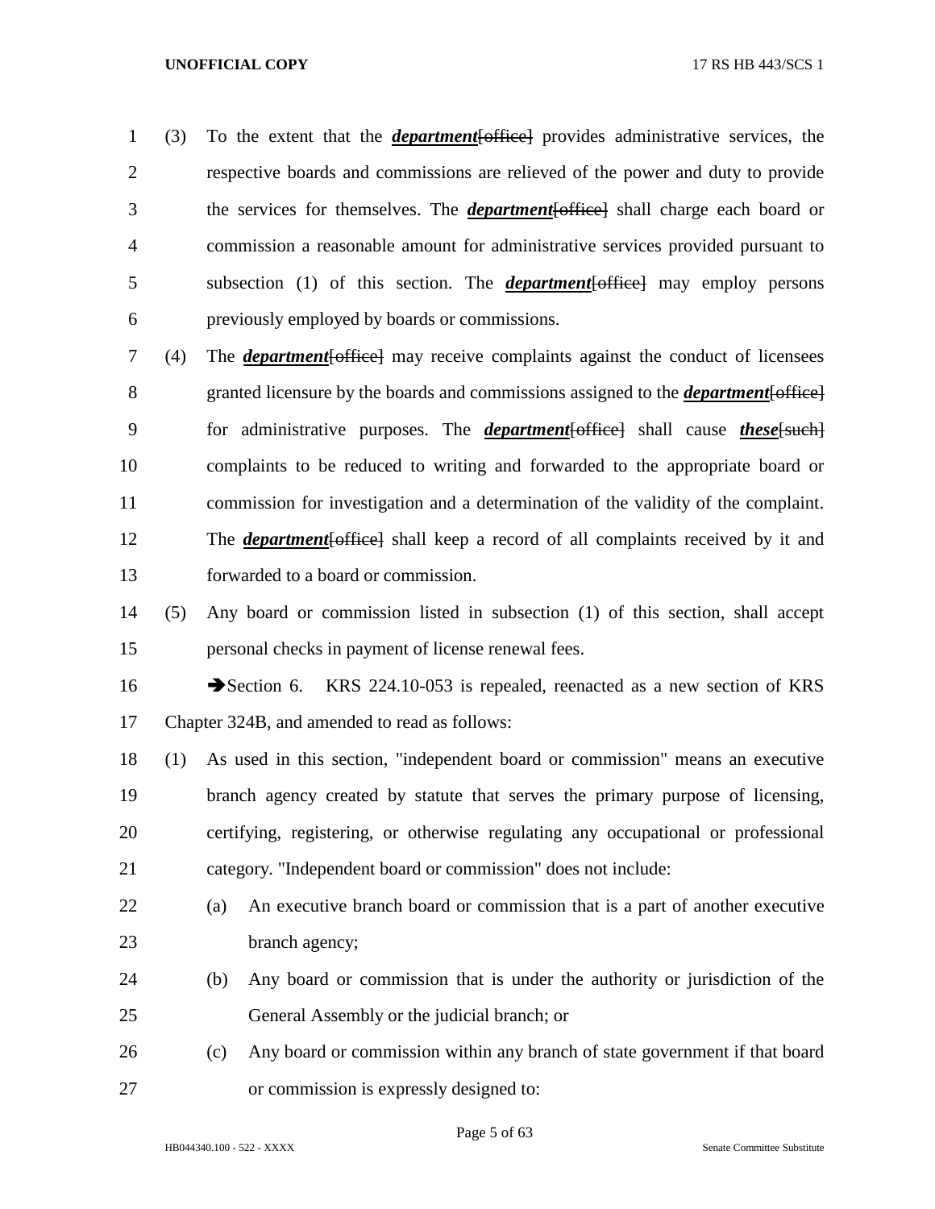(3) To the extent that the ***department***[~~office~~] provides administrative services, the respective boards and commissions are relieved of the power and duty to provide the services for themselves. The ***department***[~~office~~] shall charge each board or commission a reasonable amount for administrative services provided pursuant to subsection (1) of this section. The ***department***[~~office~~] may employ persons previously employed by boards or commissions.

(4) The ***department***[~~office~~] may receive complaints against the conduct of licensees granted licensure by the boards and commissions assigned to the ***department***[~~office~~] for administrative purposes. The ***department***[~~office~~] shall cause ***these***[~~such~~] complaints to be reduced to writing and forwarded to the appropriate board or commission for investigation and a determination of the validity of the complaint. The ***department***[~~office~~] shall keep a record of all complaints received by it and forwarded to a board or commission.

(5) Any board or commission listed in subsection (1) of this section, shall accept personal checks in payment of license renewal fees.

➔Section 6. KRS 224.10-053 is repealed, reenacted as a new section of KRS Chapter 324B, and amended to read as follows:

(1) As used in this section, "independent board or commission" means an executive branch agency created by statute that serves the primary purpose of licensing, certifying, registering, or otherwise regulating any occupational or professional category. "Independent board or commission" does not include:

(a) An executive branch board or commission that is a part of another executive branch agency;

(b) Any board or commission that is under the authority or jurisdiction of the General Assembly or the judicial branch; or

(c) Any board or commission within any branch of state government if that board or commission is expressly designed to: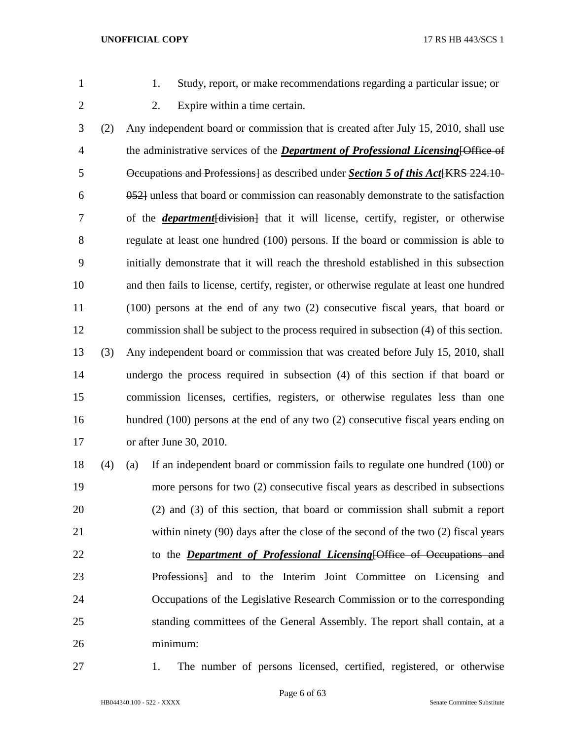1. Study, report, or make recommendations regarding a particular issue; or

2. Expire within a time certain.

(2) Any independent board or commission that is created after July 15, 2010, shall use the administrative services of the ***Department of Professional Licensing***~~[Office of Occupations and Professions]~~ as described under ***Section 5 of this Act***~~[KRS 224.10-052]~~ unless that board or commission can reasonably demonstrate to the satisfaction of the ***department***~~[division]~~ that it will license, certify, register, or otherwise regulate at least one hundred (100) persons. If the board or commission is able to initially demonstrate that it will reach the threshold established in this subsection and then fails to license, certify, register, or otherwise regulate at least one hundred (100) persons at the end of any two (2) consecutive fiscal years, that board or commission shall be subject to the process required in subsection (4) of this section.

(3) Any independent board or commission that was created before July 15, 2010, shall undergo the process required in subsection (4) of this section if that board or commission licenses, certifies, registers, or otherwise regulates less than one hundred (100) persons at the end of any two (2) consecutive fiscal years ending on or after June 30, 2010.

(4) (a) If an independent board or commission fails to regulate one hundred (100) or more persons for two (2) consecutive fiscal years as described in subsections (2) and (3) of this section, that board or commission shall submit a report within ninety (90) days after the close of the second of the two (2) fiscal years to the ***Department of Professional Licensing***~~[Office of Occupations and Professions]~~ and to the Interim Joint Committee on Licensing and Occupations of the Legislative Research Commission or to the corresponding standing committees of the General Assembly. The report shall contain, at a minimum:

1. The number of persons licensed, certified, registered, or otherwise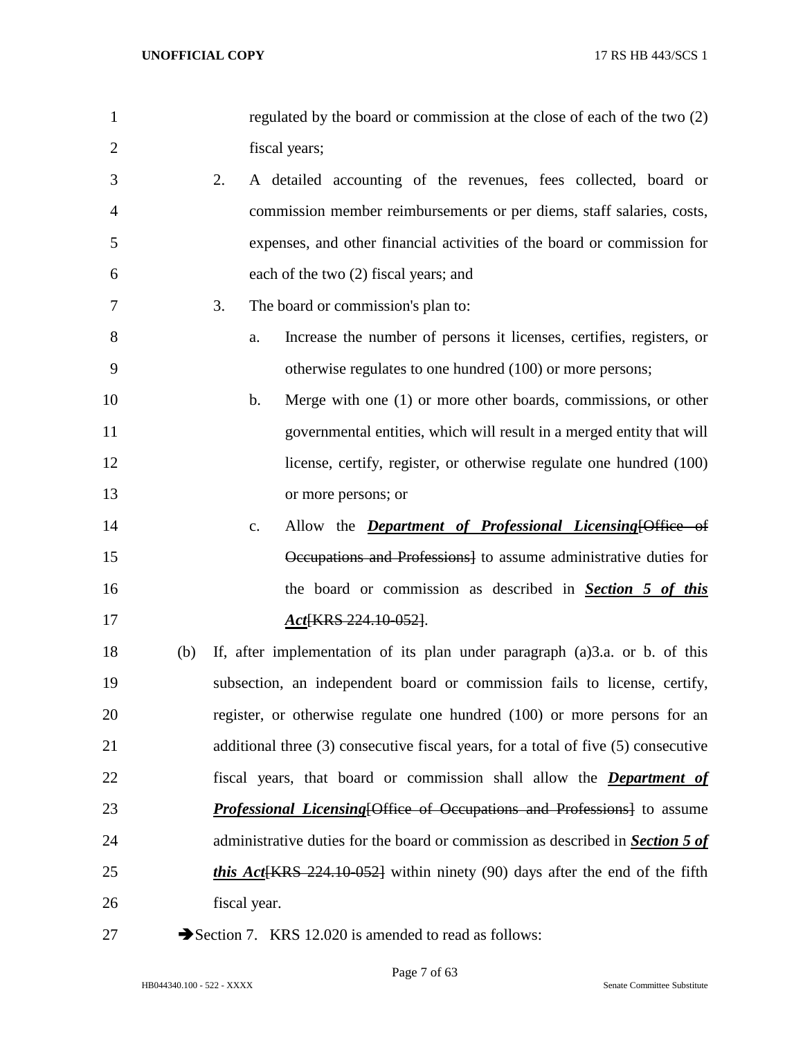regulated by the board or commission at the close of each of the two (2) fiscal years;

2. A detailed accounting of the revenues, fees collected, board or commission member reimbursements or per diems, staff salaries, costs, expenses, and other financial activities of the board or commission for each of the two (2) fiscal years; and

3. The board or commission's plan to:

   a. Increase the number of persons it licenses, certifies, registers, or otherwise regulates to one hundred (100) or more persons;

   b. Merge with one (1) or more other boards, commissions, or other governmental entities, which will result in a merged entity that will license, certify, register, or otherwise regulate one hundred (100) or more persons; or

   c. Allow the ***Department of Professional Licensing***[~~Office of Occupations and Professions~~] to assume administrative duties for the board or commission as described in ***Section 5 of this Act***[~~KRS 224.10-052~~].

(b) If, after implementation of its plan under paragraph (a)3.a. or b. of this subsection, an independent board or commission fails to license, certify, register, or otherwise regulate one hundred (100) or more persons for an additional three (3) consecutive fiscal years, for a total of five (5) consecutive fiscal years, that board or commission shall allow the ***Department of Professional Licensing***[~~Office of Occupations and Professions~~] to assume administrative duties for the board or commission as described in ***Section 5 of this Act***[~~KRS 224.10-052~~] within ninety (90) days after the end of the fifth fiscal year.

➔Section 7. KRS 12.020 is amended to read as follows: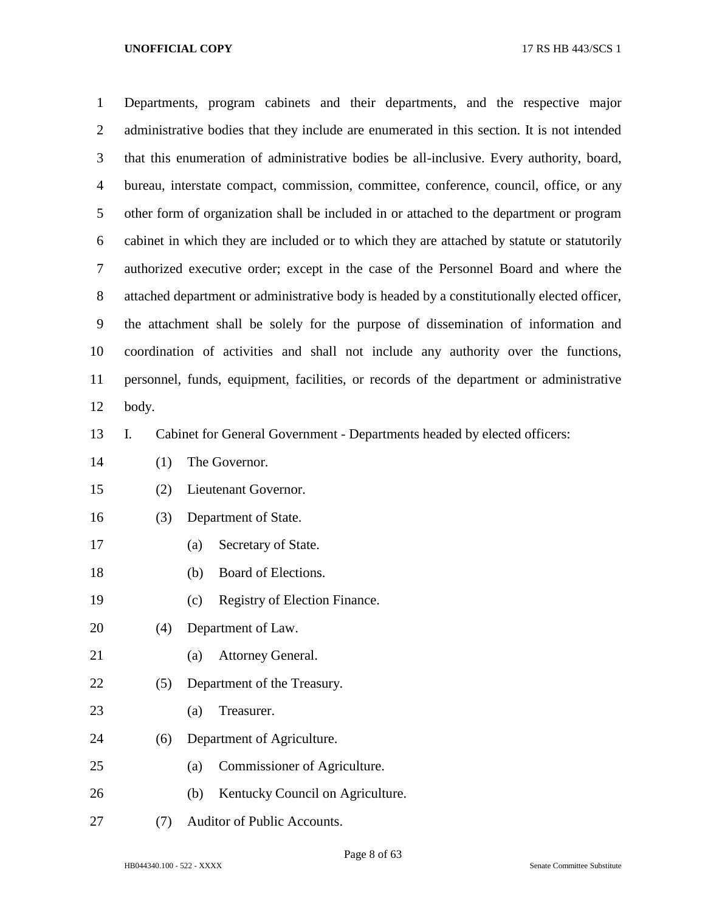Departments, program cabinets and their departments, and the respective major administrative bodies that they include are enumerated in this section. It is not intended that this enumeration of administrative bodies be all-inclusive. Every authority, board, bureau, interstate compact, commission, committee, conference, council, office, or any other form of organization shall be included in or attached to the department or program cabinet in which they are included or to which they are attached by statute or statutorily authorized executive order; except in the case of the Personnel Board and where the attached department or administrative body is headed by a constitutionally elected officer, the attachment shall be solely for the purpose of dissemination of information and coordination of activities and shall not include any authority over the functions, personnel, funds, equipment, facilities, or records of the department or administrative body.

I. Cabinet for General Government - Departments headed by elected officers:

(1) The Governor.

(2) Lieutenant Governor.

(3) Department of State.

(a) Secretary of State.

(b) Board of Elections.

(c) Registry of Election Finance.

(4) Department of Law.

(a) Attorney General.

(5) Department of the Treasury.

(a) Treasurer.

(6) Department of Agriculture.

(a) Commissioner of Agriculture.

(b) Kentucky Council on Agriculture.

(7) Auditor of Public Accounts.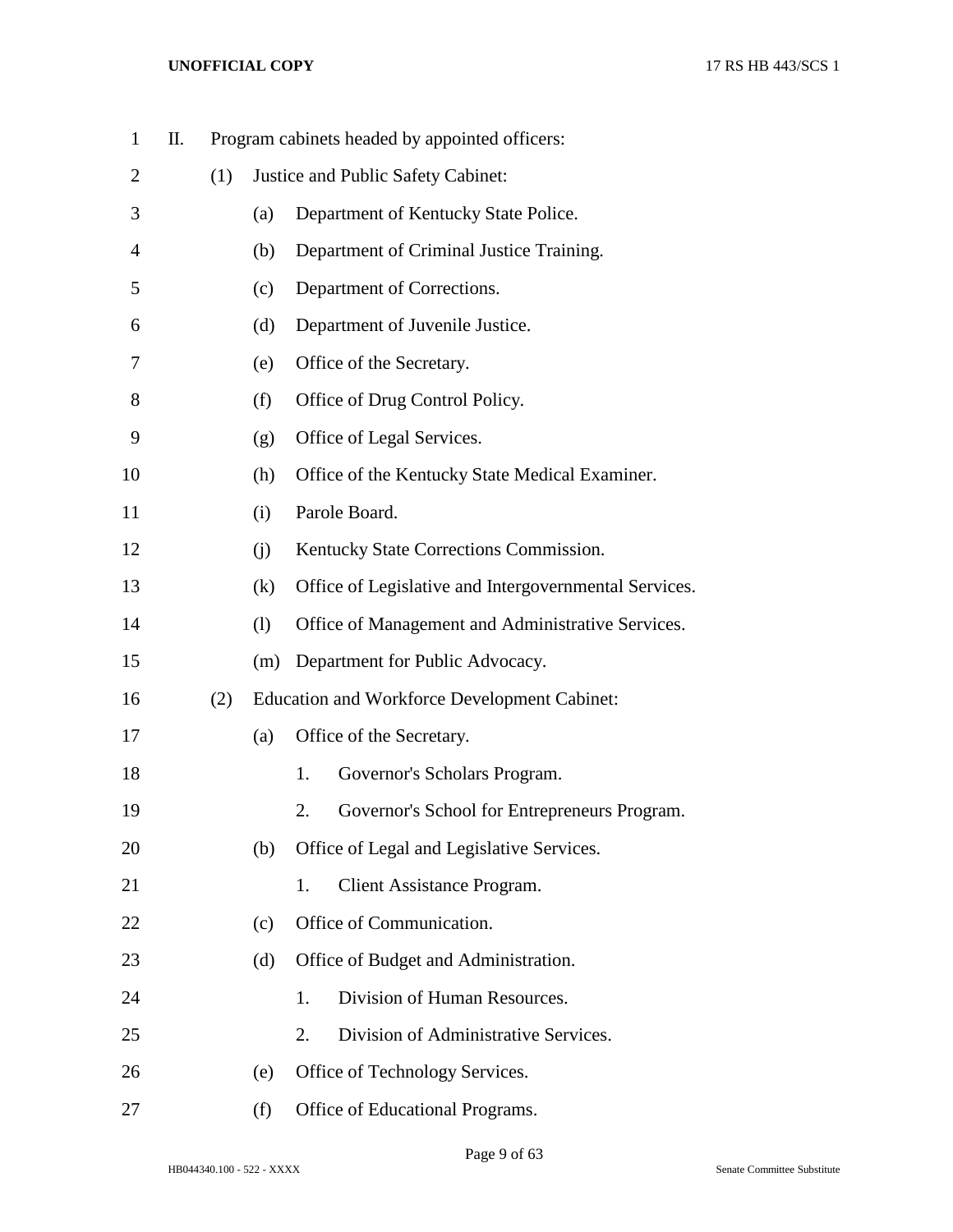II. Program cabinets headed by appointed officers:

(1) Justice and Public Safety Cabinet:

(a) Department of Kentucky State Police.

(b) Department of Criminal Justice Training.

(c) Department of Corrections.

(d) Department of Juvenile Justice.

(e) Office of the Secretary.

(f) Office of Drug Control Policy.

(g) Office of Legal Services.

(h) Office of the Kentucky State Medical Examiner.

(i) Parole Board.

(j) Kentucky State Corrections Commission.

(k) Office of Legislative and Intergovernmental Services.

(l) Office of Management and Administrative Services.

(m) Department for Public Advocacy.

(2) Education and Workforce Development Cabinet:

(a) Office of the Secretary.

1. Governor's Scholars Program.

2. Governor's School for Entrepreneurs Program.

(b) Office of Legal and Legislative Services.

1. Client Assistance Program.

(c) Office of Communication.

(d) Office of Budget and Administration.

1. Division of Human Resources.

2. Division of Administrative Services.

(e) Office of Technology Services.

(f) Office of Educational Programs.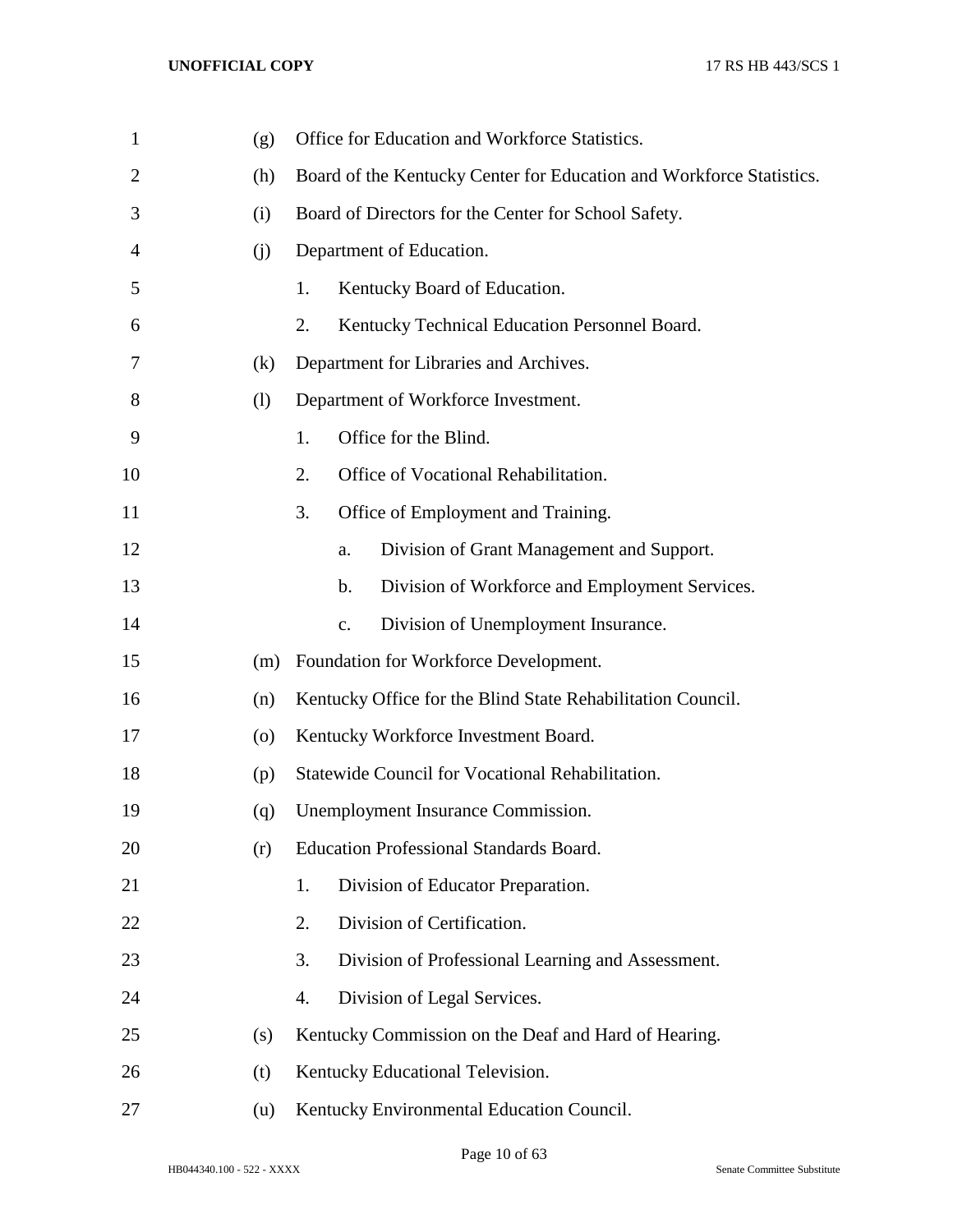(g) Office for Education and Workforce Statistics.

(h) Board of the Kentucky Center for Education and Workforce Statistics.

(i) Board of Directors for the Center for School Safety.

(j) Department of Education.

1. Kentucky Board of Education.
2. Kentucky Technical Education Personnel Board.

(k) Department for Libraries and Archives.

(l) Department of Workforce Investment.

1. Office for the Blind.
2. Office of Vocational Rehabilitation.
3. Office of Employment and Training.
    a. Division of Grant Management and Support.
    b. Division of Workforce and Employment Services.
    c. Division of Unemployment Insurance.

(m) Foundation for Workforce Development.

(n) Kentucky Office for the Blind State Rehabilitation Council.

(o) Kentucky Workforce Investment Board.

(p) Statewide Council for Vocational Rehabilitation.

(q) Unemployment Insurance Commission.

(r) Education Professional Standards Board.

1. Division of Educator Preparation.
2. Division of Certification.
3. Division of Professional Learning and Assessment.
4. Division of Legal Services.

(s) Kentucky Commission on the Deaf and Hard of Hearing.

(t) Kentucky Educational Television.

(u) Kentucky Environmental Education Council.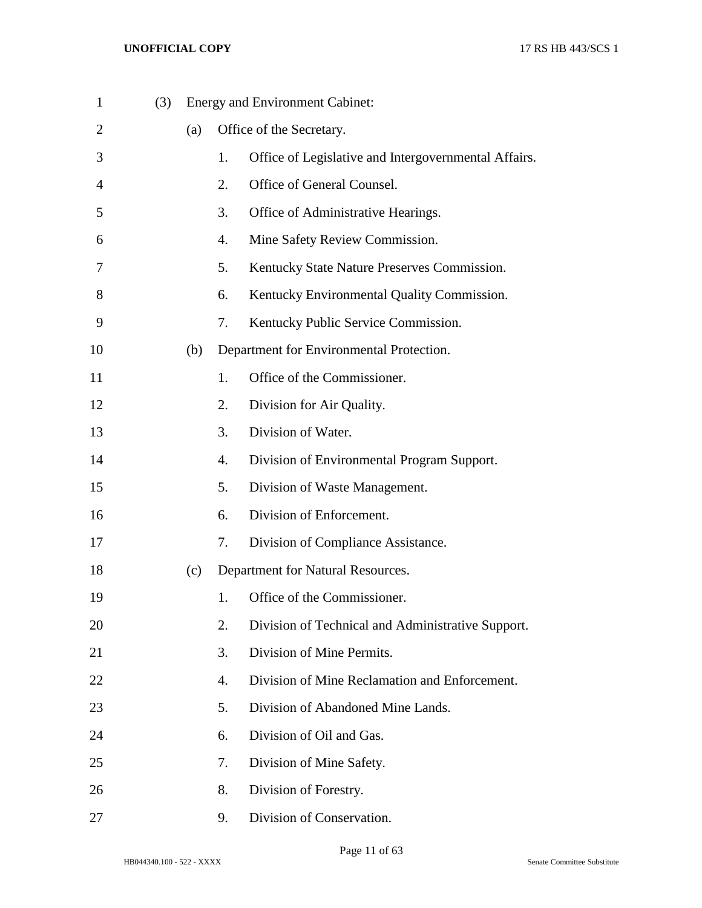(3) Energy and Environment Cabinet:

(a) Office of the Secretary.

1. Office of Legislative and Intergovernmental Affairs.
2. Office of General Counsel.
3. Office of Administrative Hearings.
4. Mine Safety Review Commission.
5. Kentucky State Nature Preserves Commission.
6. Kentucky Environmental Quality Commission.
7. Kentucky Public Service Commission.

(b) Department for Environmental Protection.

1. Office of the Commissioner.
2. Division for Air Quality.
3. Division of Water.
4. Division of Environmental Program Support.
5. Division of Waste Management.
6. Division of Enforcement.
7. Division of Compliance Assistance.

(c) Department for Natural Resources.

1. Office of the Commissioner.
2. Division of Technical and Administrative Support.
3. Division of Mine Permits.
4. Division of Mine Reclamation and Enforcement.
5. Division of Abandoned Mine Lands.
6. Division of Oil and Gas.
7. Division of Mine Safety.
8. Division of Forestry.
9. Division of Conservation.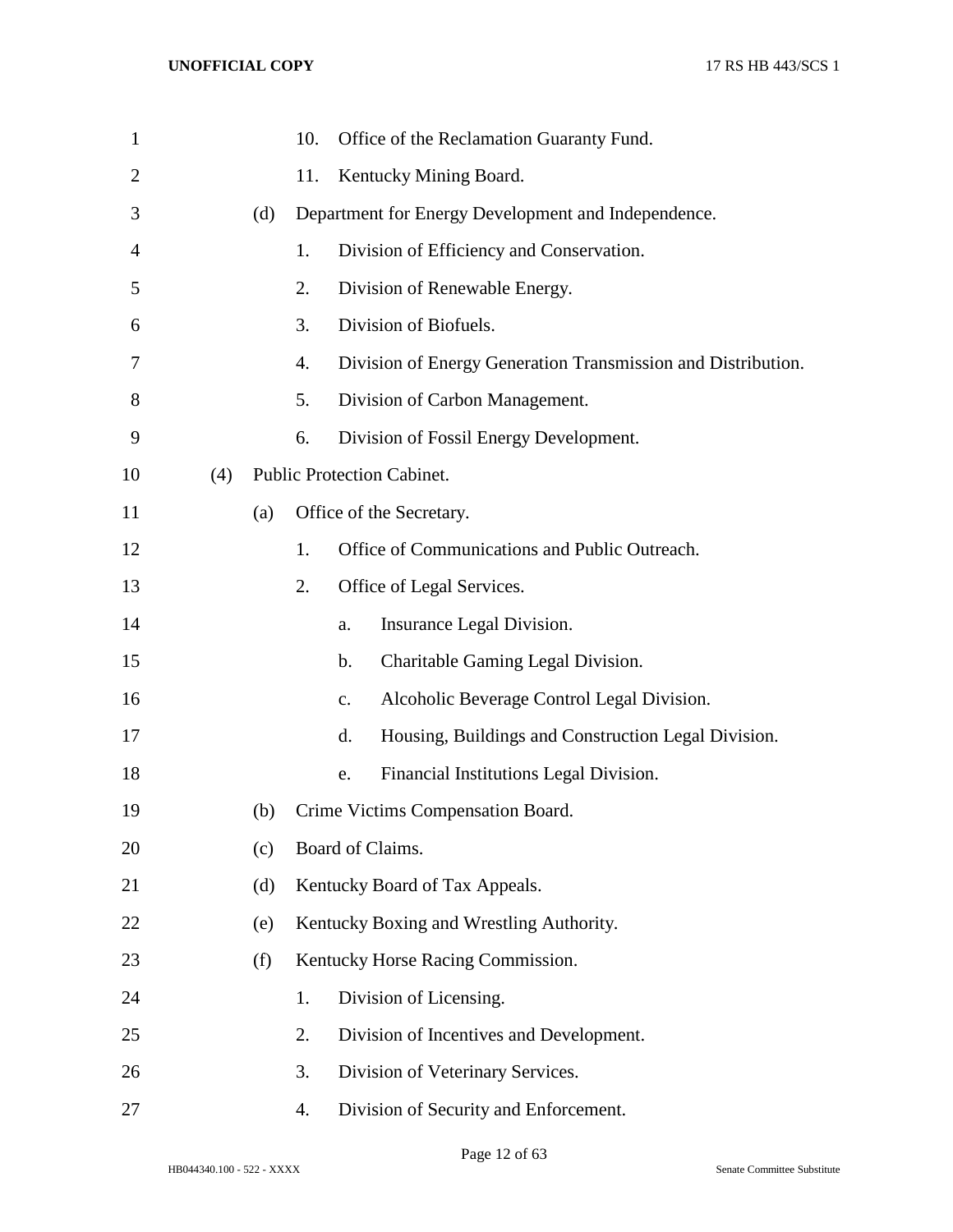10. Office of the Reclamation Guaranty Fund.
11. Kentucky Mining Board.

(d) Department for Energy Development and Independence.

1. Division of Efficiency and Conservation.
2. Division of Renewable Energy.
3. Division of Biofuels.
4. Division of Energy Generation Transmission and Distribution.
5. Division of Carbon Management.
6. Division of Fossil Energy Development.

(4) Public Protection Cabinet.

(a) Office of the Secretary.

1. Office of Communications and Public Outreach.
2. Office of Legal Services.
   a. Insurance Legal Division.
   b. Charitable Gaming Legal Division.
   c. Alcoholic Beverage Control Legal Division.
   d. Housing, Buildings and Construction Legal Division.
   e. Financial Institutions Legal Division.

(b) Crime Victims Compensation Board.

(c) Board of Claims.

(d) Kentucky Board of Tax Appeals.

(e) Kentucky Boxing and Wrestling Authority.

(f) Kentucky Horse Racing Commission.

1. Division of Licensing.
2. Division of Incentives and Development.
3. Division of Veterinary Services.
4. Division of Security and Enforcement.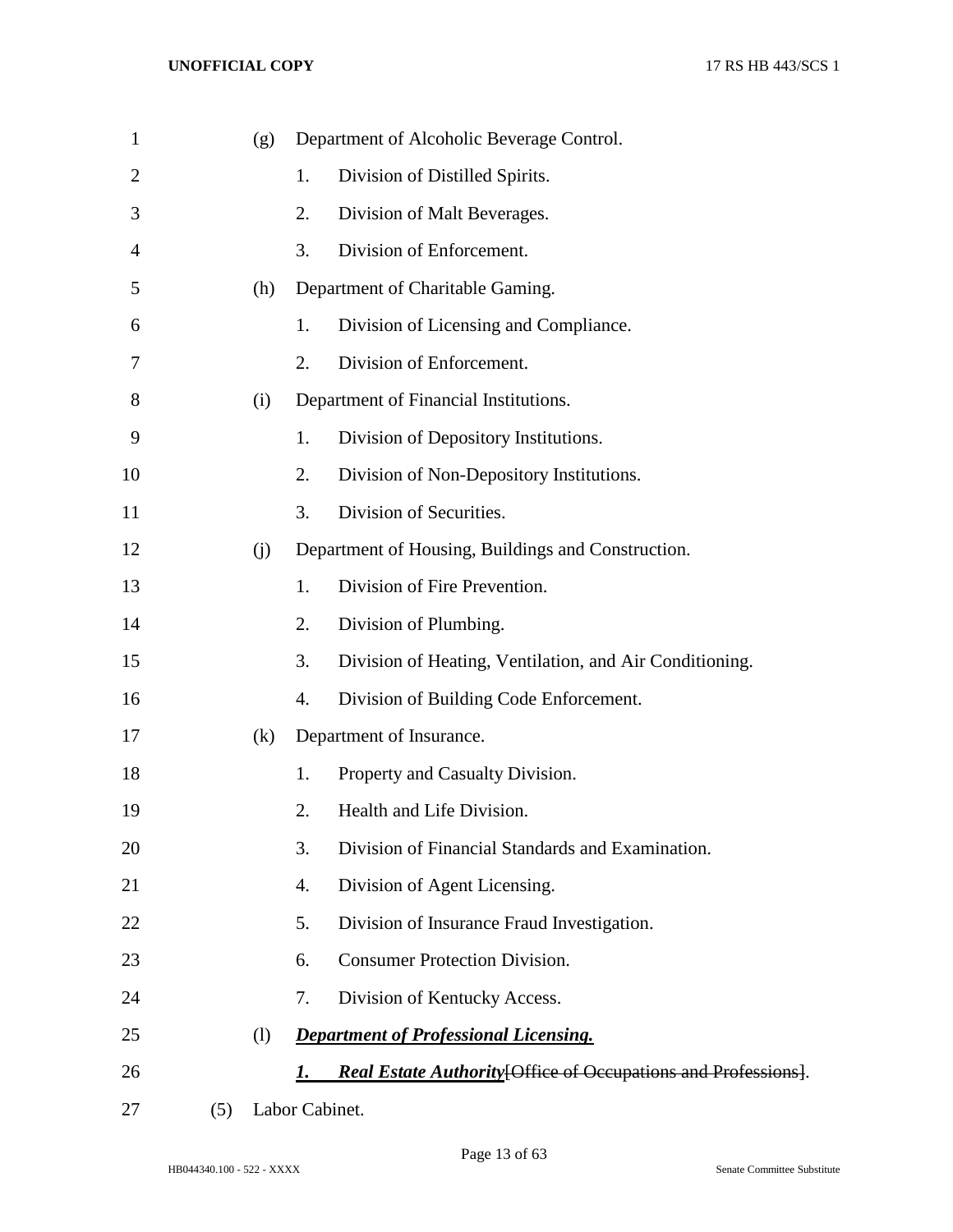(g) Department of Alcoholic Beverage Control.

1. Division of Distilled Spirits.

2. Division of Malt Beverages.

3. Division of Enforcement.

(h) Department of Charitable Gaming.

1. Division of Licensing and Compliance.

2. Division of Enforcement.

(i) Department of Financial Institutions.

1. Division of Depository Institutions.

2. Division of Non-Depository Institutions.

3. Division of Securities.

(j) Department of Housing, Buildings and Construction.

1. Division of Fire Prevention.

2. Division of Plumbing.

3. Division of Heating, Ventilation, and Air Conditioning.

4. Division of Building Code Enforcement.

(k) Department of Insurance.

1. Property and Casualty Division.

2. Health and Life Division.

3. Division of Financial Standards and Examination.

4. Division of Agent Licensing.

5. Division of Insurance Fraud Investigation.

6. Consumer Protection Division.

7. Division of Kentucky Access.

(l) ***Department of Professional Licensing.***

***1. Real Estate Authority***[~~Office of Occupations and Professions~~].

(5) Labor Cabinet.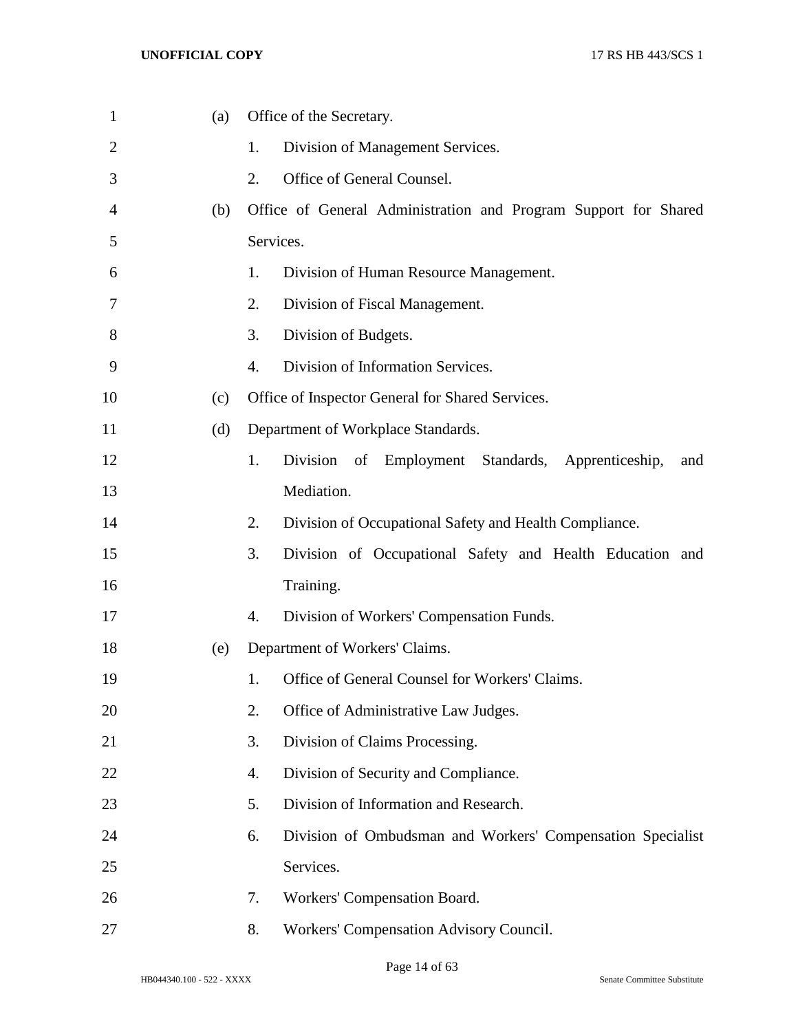(a) Office of the Secretary.

1. Division of Management Services.
2. Office of General Counsel.

(b) Office of General Administration and Program Support for Shared Services.

1. Division of Human Resource Management.
2. Division of Fiscal Management.
3. Division of Budgets.
4. Division of Information Services.

(c) Office of Inspector General for Shared Services.

(d) Department of Workplace Standards.

1. Division of Employment Standards, Apprenticeship, and Mediation.
2. Division of Occupational Safety and Health Compliance.
3. Division of Occupational Safety and Health Education and Training.
4. Division of Workers' Compensation Funds.

(e) Department of Workers' Claims.

1. Office of General Counsel for Workers' Claims.
2. Office of Administrative Law Judges.
3. Division of Claims Processing.
4. Division of Security and Compliance.
5. Division of Information and Research.
6. Division of Ombudsman and Workers' Compensation Specialist Services.
7. Workers' Compensation Board.
8. Workers' Compensation Advisory Council.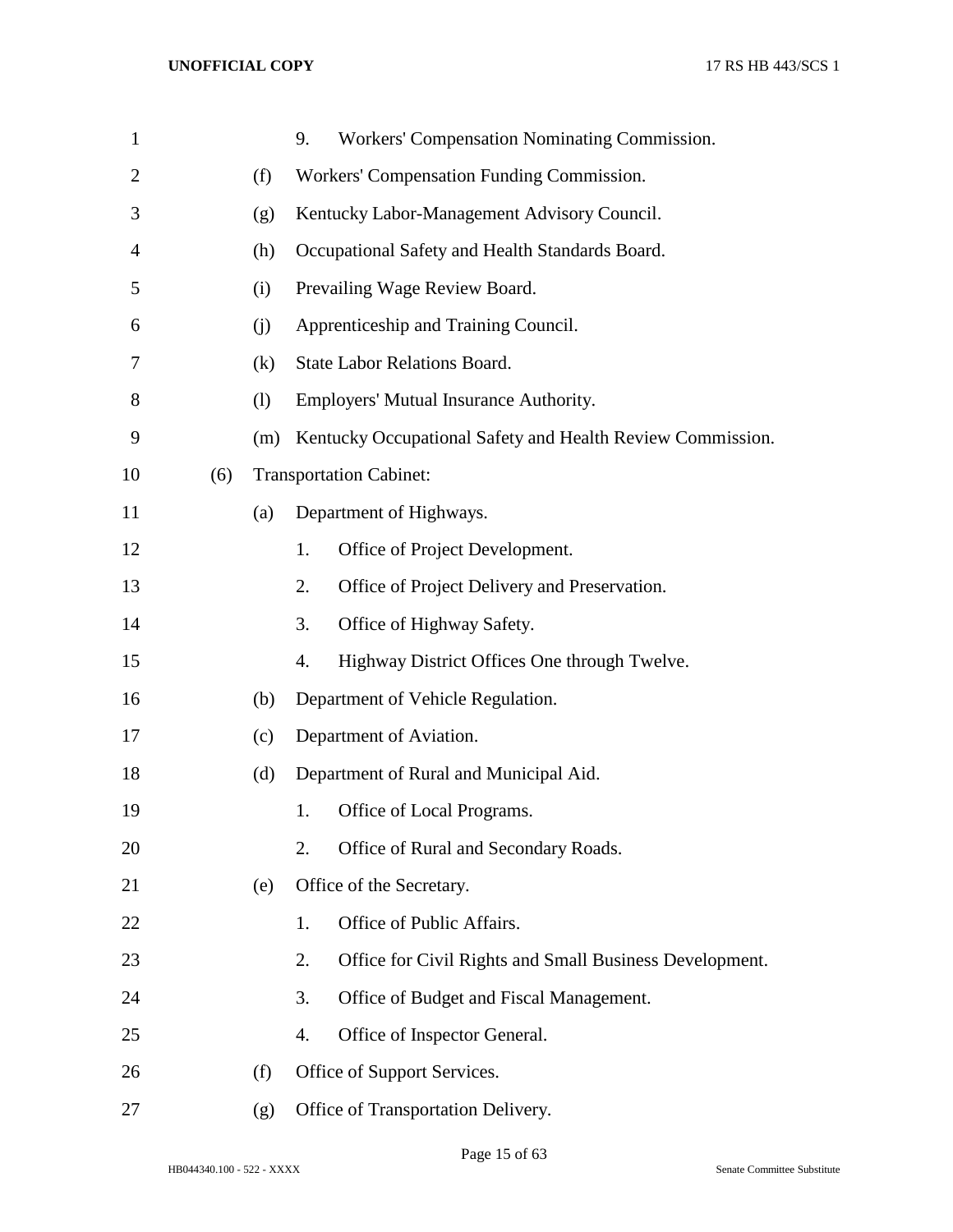9. Workers' Compensation Nominating Commission.

(f) Workers' Compensation Funding Commission.

(g) Kentucky Labor-Management Advisory Council.

(h) Occupational Safety and Health Standards Board.

(i) Prevailing Wage Review Board.

(j) Apprenticeship and Training Council.

(k) State Labor Relations Board.

(l) Employers' Mutual Insurance Authority.

(m) Kentucky Occupational Safety and Health Review Commission.

(6) Transportation Cabinet:

(a) Department of Highways.

1. Office of Project Development.
2. Office of Project Delivery and Preservation.
3. Office of Highway Safety.
4. Highway District Offices One through Twelve.

(b) Department of Vehicle Regulation.

(c) Department of Aviation.

(d) Department of Rural and Municipal Aid.

1. Office of Local Programs.
2. Office of Rural and Secondary Roads.

(e) Office of the Secretary.

1. Office of Public Affairs.
2. Office for Civil Rights and Small Business Development.
3. Office of Budget and Fiscal Management.
4. Office of Inspector General.

(f) Office of Support Services.

(g) Office of Transportation Delivery.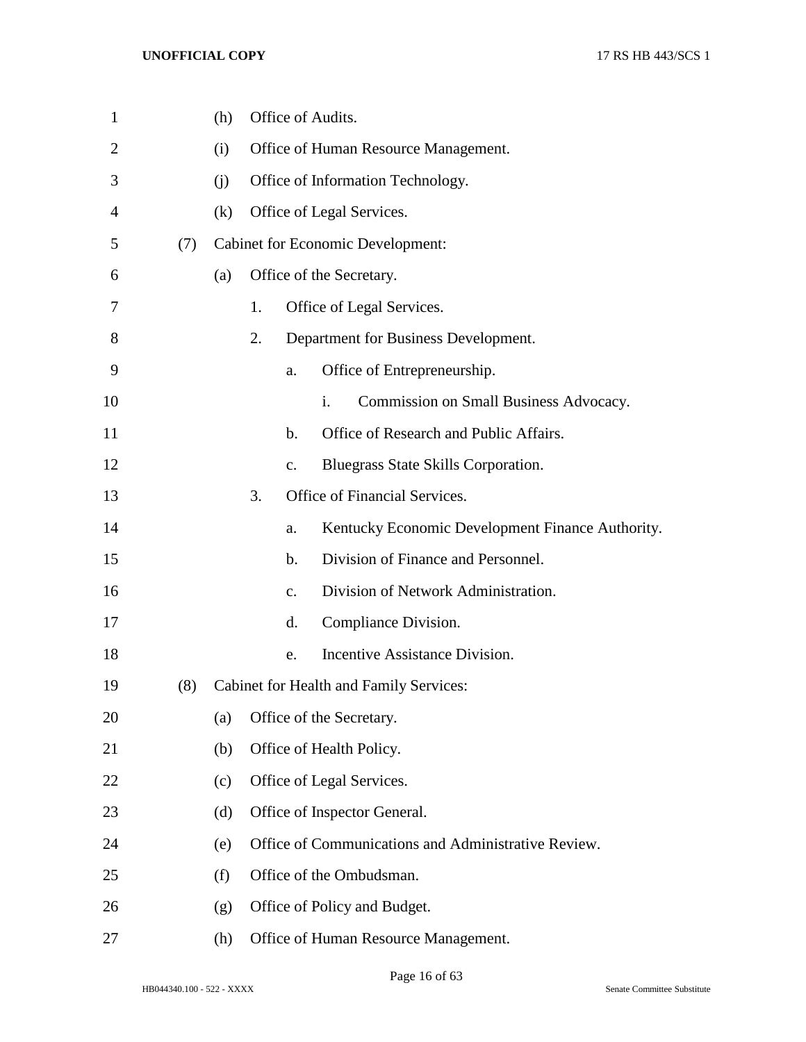(h) Office of Audits.

(i) Office of Human Resource Management.

(j) Office of Information Technology.

(k) Office of Legal Services.

(7) Cabinet for Economic Development:

(a) Office of the Secretary.

1. Office of Legal Services.

2. Department for Business Development.

a. Office of Entrepreneurship.

i. Commission on Small Business Advocacy.

b. Office of Research and Public Affairs.

c. Bluegrass State Skills Corporation.

3. Office of Financial Services.

a. Kentucky Economic Development Finance Authority.

b. Division of Finance and Personnel.

c. Division of Network Administration.

d. Compliance Division.

e. Incentive Assistance Division.

(8) Cabinet for Health and Family Services:

(a) Office of the Secretary.

(b) Office of Health Policy.

(c) Office of Legal Services.

(d) Office of Inspector General.

(e) Office of Communications and Administrative Review.

(f) Office of the Ombudsman.

(g) Office of Policy and Budget.

(h) Office of Human Resource Management.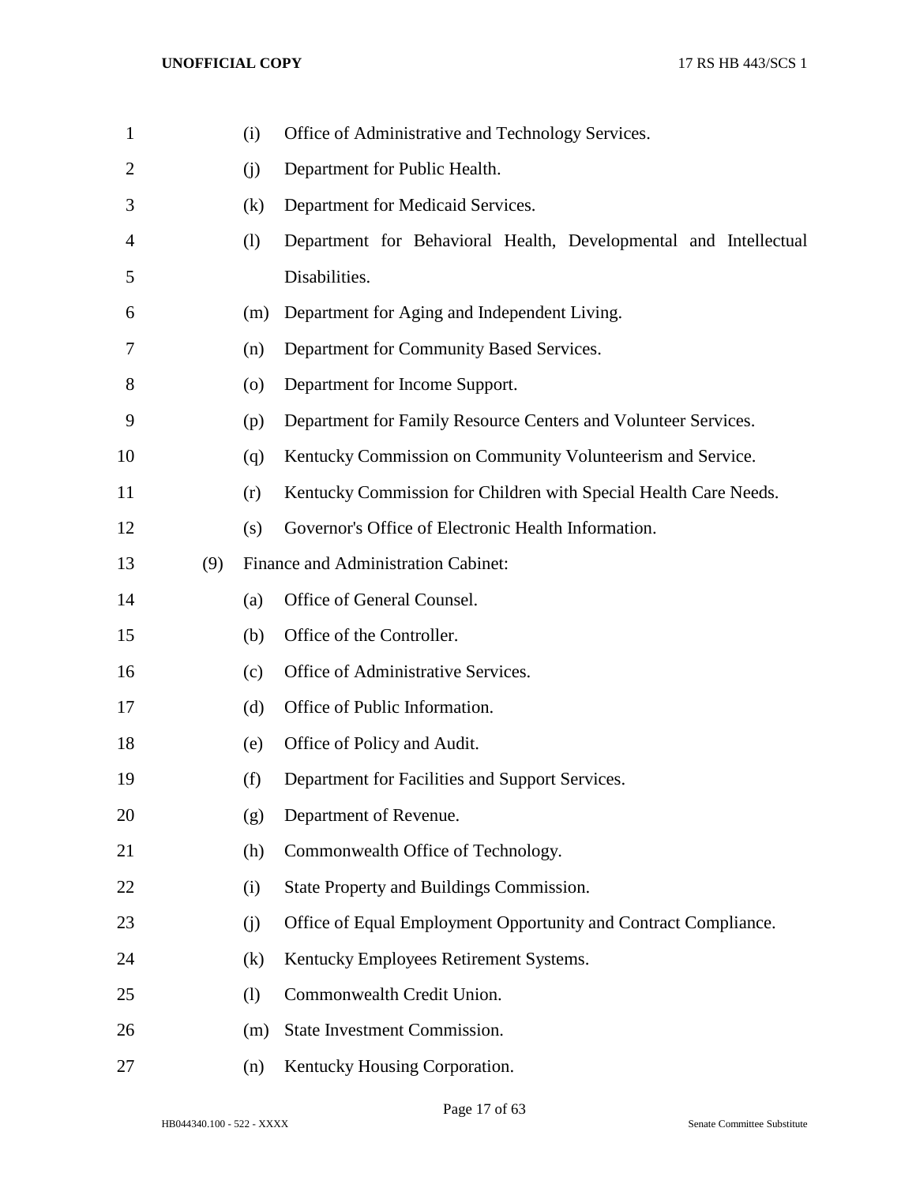(i) Office of Administrative and Technology Services.

(j) Department for Public Health.

(k) Department for Medicaid Services.

(l) Department for Behavioral Health, Developmental and Intellectual Disabilities.

(m) Department for Aging and Independent Living.

(n) Department for Community Based Services.

(o) Department for Income Support.

(p) Department for Family Resource Centers and Volunteer Services.

(q) Kentucky Commission on Community Volunteerism and Service.

(r) Kentucky Commission for Children with Special Health Care Needs.

(s) Governor's Office of Electronic Health Information.

(9) Finance and Administration Cabinet:

(a) Office of General Counsel.

(b) Office of the Controller.

(c) Office of Administrative Services.

(d) Office of Public Information.

(e) Office of Policy and Audit.

(f) Department for Facilities and Support Services.

(g) Department of Revenue.

(h) Commonwealth Office of Technology.

(i) State Property and Buildings Commission.

(j) Office of Equal Employment Opportunity and Contract Compliance.

(k) Kentucky Employees Retirement Systems.

(l) Commonwealth Credit Union.

(m) State Investment Commission.

(n) Kentucky Housing Corporation.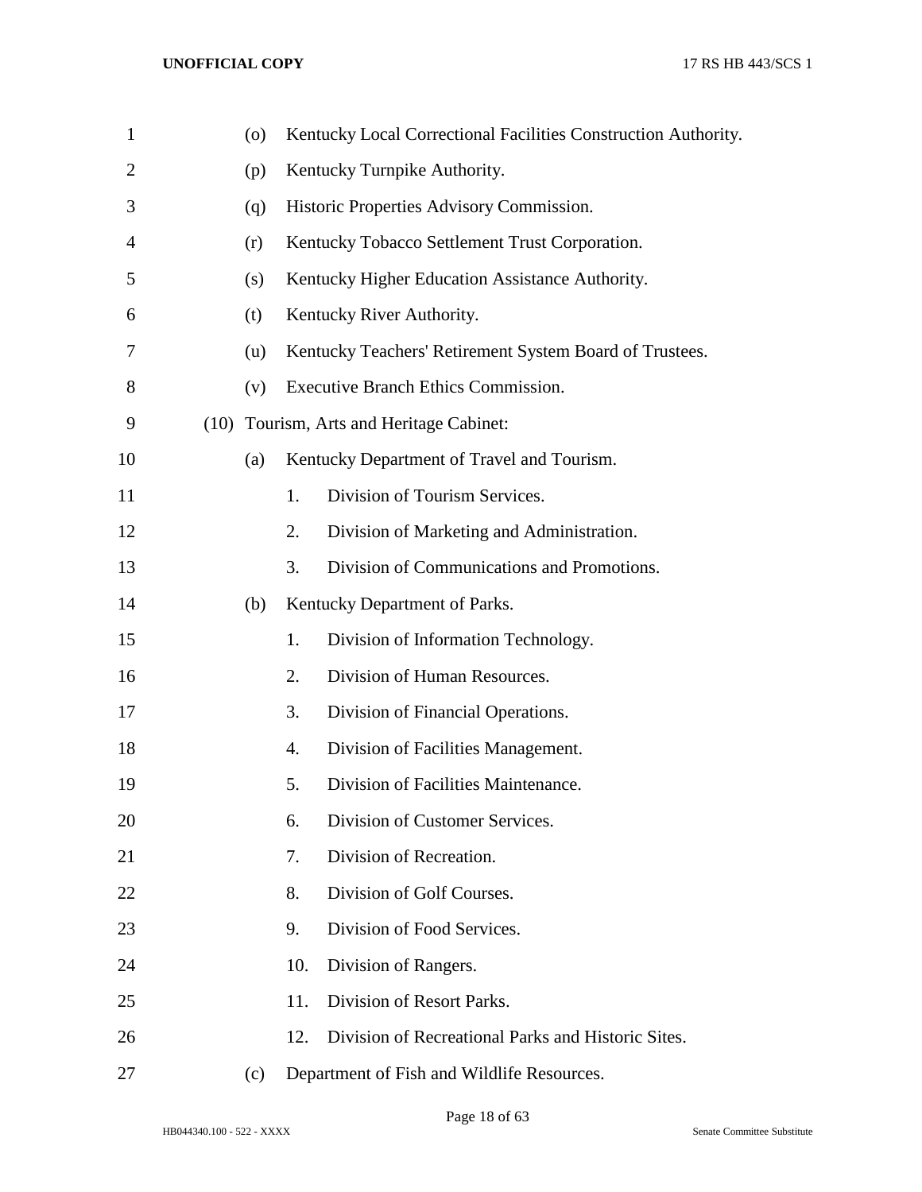(o) Kentucky Local Correctional Facilities Construction Authority.

(p) Kentucky Turnpike Authority.

(q) Historic Properties Advisory Commission.

(r) Kentucky Tobacco Settlement Trust Corporation.

(s) Kentucky Higher Education Assistance Authority.

(t) Kentucky River Authority.

(u) Kentucky Teachers' Retirement System Board of Trustees.

(v) Executive Branch Ethics Commission.

(10) Tourism, Arts and Heritage Cabinet:

(a) Kentucky Department of Travel and Tourism.

1. Division of Tourism Services.
2. Division of Marketing and Administration.
3. Division of Communications and Promotions.

(b) Kentucky Department of Parks.

1. Division of Information Technology.
2. Division of Human Resources.
3. Division of Financial Operations.
4. Division of Facilities Management.
5. Division of Facilities Maintenance.
6. Division of Customer Services.
7. Division of Recreation.
8. Division of Golf Courses.
9. Division of Food Services.
10. Division of Rangers.
11. Division of Resort Parks.
12. Division of Recreational Parks and Historic Sites.

(c) Department of Fish and Wildlife Resources.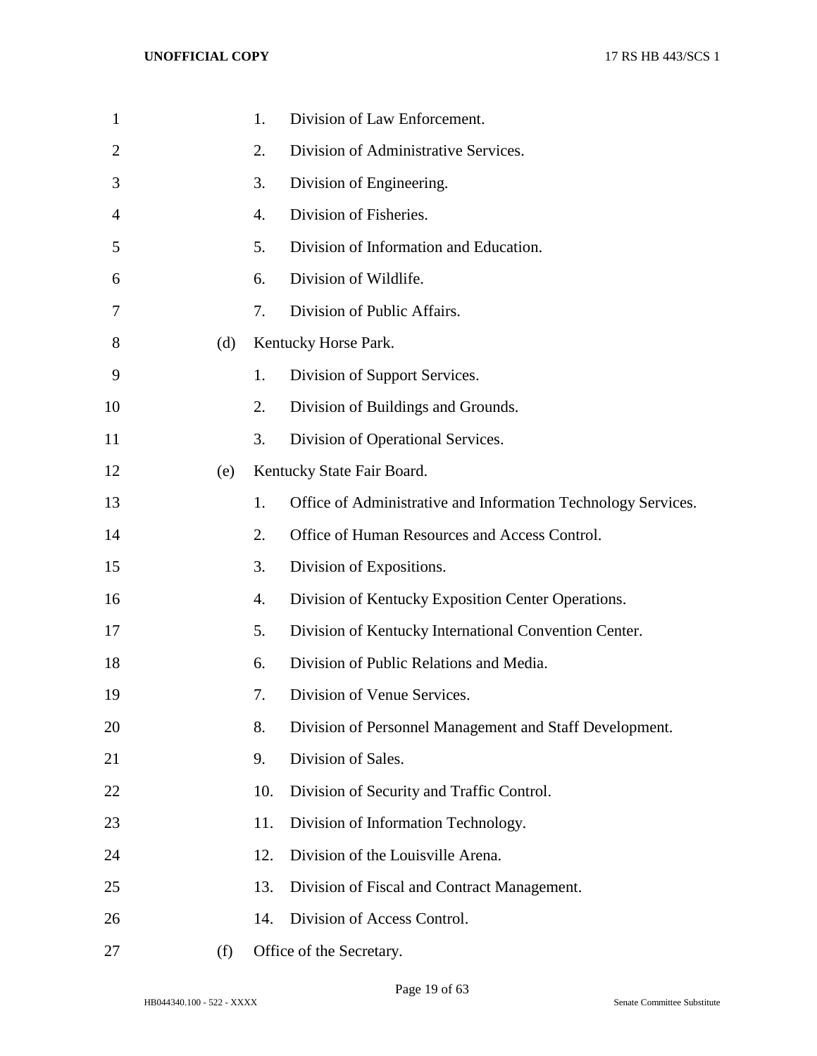1. Division of Law Enforcement.
2. Division of Administrative Services.
3. Division of Engineering.
4. Division of Fisheries.
5. Division of Information and Education.
6. Division of Wildlife.
7. Division of Public Affairs.

(d) Kentucky Horse Park.

1. Division of Support Services.
2. Division of Buildings and Grounds.
3. Division of Operational Services.

(e) Kentucky State Fair Board.

1. Office of Administrative and Information Technology Services.
2. Office of Human Resources and Access Control.
3. Division of Expositions.
4. Division of Kentucky Exposition Center Operations.
5. Division of Kentucky International Convention Center.
6. Division of Public Relations and Media.
7. Division of Venue Services.
8. Division of Personnel Management and Staff Development.
9. Division of Sales.
10. Division of Security and Traffic Control.
11. Division of Information Technology.
12. Division of the Louisville Arena.
13. Division of Fiscal and Contract Management.
14. Division of Access Control.

(f) Office of the Secretary.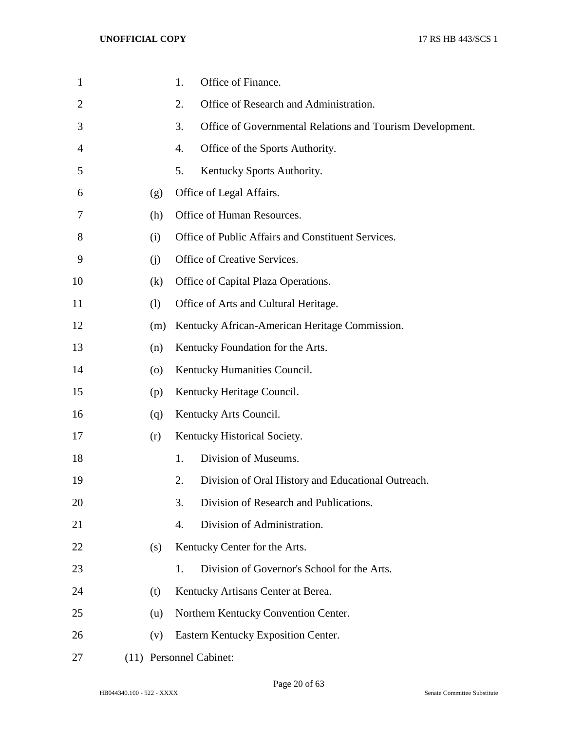1. Office of Finance.
2. Office of Research and Administration.
3. Office of Governmental Relations and Tourism Development.
4. Office of the Sports Authority.
5. Kentucky Sports Authority.

(g) Office of Legal Affairs.

(h) Office of Human Resources.

(i) Office of Public Affairs and Constituent Services.

(j) Office of Creative Services.

(k) Office of Capital Plaza Operations.

(l) Office of Arts and Cultural Heritage.

(m) Kentucky African-American Heritage Commission.

(n) Kentucky Foundation for the Arts.

(o) Kentucky Humanities Council.

(p) Kentucky Heritage Council.

(q) Kentucky Arts Council.

(r) Kentucky Historical Society.

1. Division of Museums.
2. Division of Oral History and Educational Outreach.
3. Division of Research and Publications.
4. Division of Administration.

(s) Kentucky Center for the Arts.

1. Division of Governor's School for the Arts.

(t) Kentucky Artisans Center at Berea.

(u) Northern Kentucky Convention Center.

(v) Eastern Kentucky Exposition Center.

(11) Personnel Cabinet: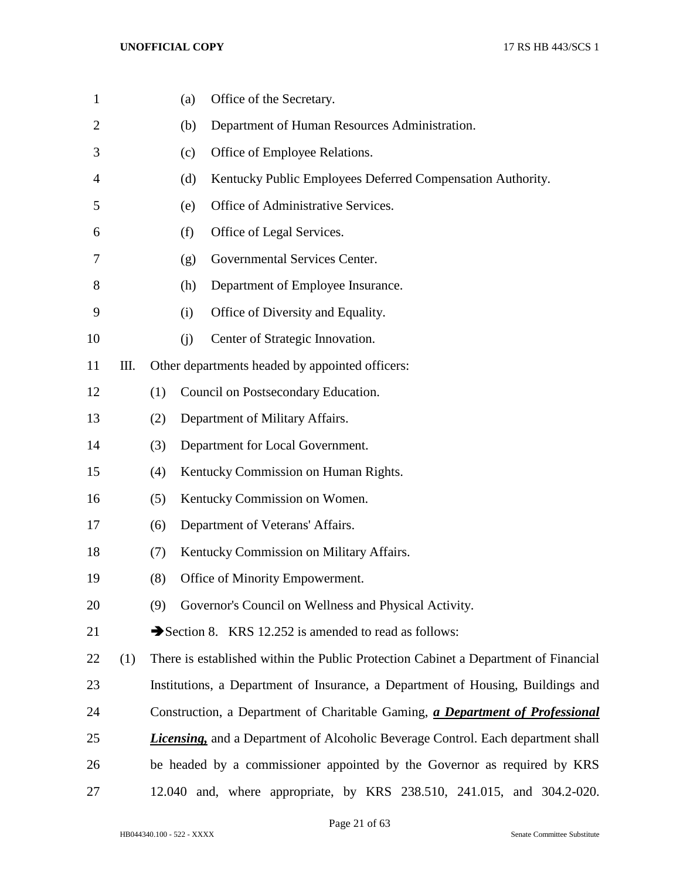(a) Office of the Secretary.

(b) Department of Human Resources Administration.

(c) Office of Employee Relations.

(d) Kentucky Public Employees Deferred Compensation Authority.

(e) Office of Administrative Services.

(f) Office of Legal Services.

(g) Governmental Services Center.

(h) Department of Employee Insurance.

(i) Office of Diversity and Equality.

(j) Center of Strategic Innovation.

III. Other departments headed by appointed officers:

(1) Council on Postsecondary Education.

(2) Department of Military Affairs.

(3) Department for Local Government.

(4) Kentucky Commission on Human Rights.

(5) Kentucky Commission on Women.

(6) Department of Veterans' Affairs.

(7) Kentucky Commission on Military Affairs.

(8) Office of Minority Empowerment.

(9) Governor's Council on Wellness and Physical Activity.

➔Section 8. KRS 12.252 is amended to read as follows:

(1) There is established within the Public Protection Cabinet a Department of Financial Institutions, a Department of Insurance, a Department of Housing, Buildings and Construction, a Department of Charitable Gaming, ***a Department of Professional Licensing,*** and a Department of Alcoholic Beverage Control. Each department shall be headed by a commissioner appointed by the Governor as required by KRS 12.040 and, where appropriate, by KRS 238.510, 241.015, and 304.2-020.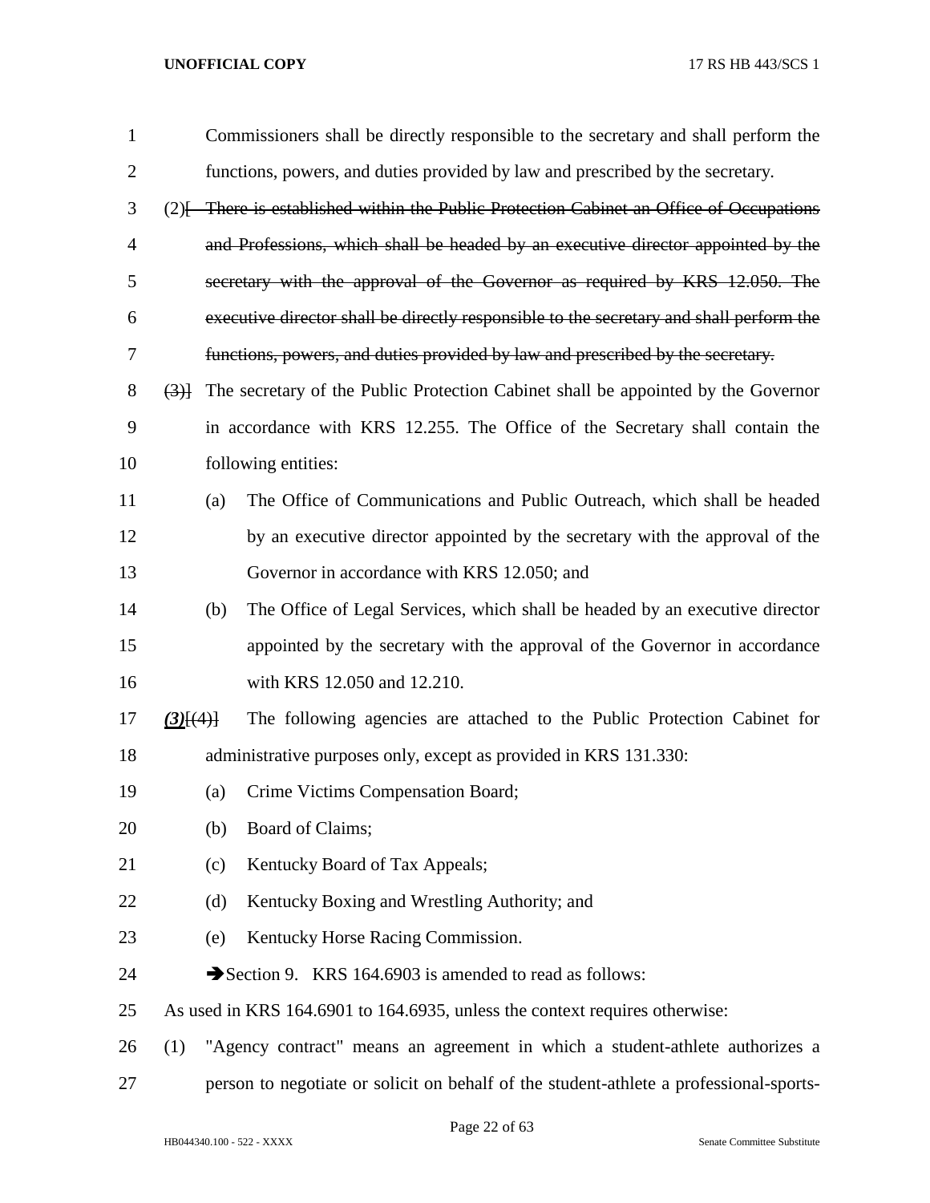Commissioners shall be directly responsible to the secretary and shall perform the functions, powers, and duties provided by law and prescribed by the secretary.

(2)~~[ There is established within the Public Protection Cabinet an Office of Occupations and Professions, which shall be headed by an executive director appointed by the secretary with the approval of the Governor as required by KRS 12.050. The executive director shall be directly responsible to the secretary and shall perform the functions, powers, and duties provided by law and prescribed by the secretary.~~

~~(3)]~~ The secretary of the Public Protection Cabinet shall be appointed by the Governor in accordance with KRS 12.255. The Office of the Secretary shall contain the following entities:

(a) The Office of Communications and Public Outreach, which shall be headed by an executive director appointed by the secretary with the approval of the Governor in accordance with KRS 12.050; and

(b) The Office of Legal Services, which shall be headed by an executive director appointed by the secretary with the approval of the Governor in accordance with KRS 12.050 and 12.210.

***(3)***~~[(4)]~~ The following agencies are attached to the Public Protection Cabinet for administrative purposes only, except as provided in KRS 131.330:

(a) Crime Victims Compensation Board;

(b) Board of Claims;

(c) Kentucky Board of Tax Appeals;

(d) Kentucky Boxing and Wrestling Authority; and

(e) Kentucky Horse Racing Commission.

➔Section 9. KRS 164.6903 is amended to read as follows:

As used in KRS 164.6901 to 164.6935, unless the context requires otherwise:

(1) "Agency contract" means an agreement in which a student-athlete authorizes a person to negotiate or solicit on behalf of the student-athlete a professional-sports-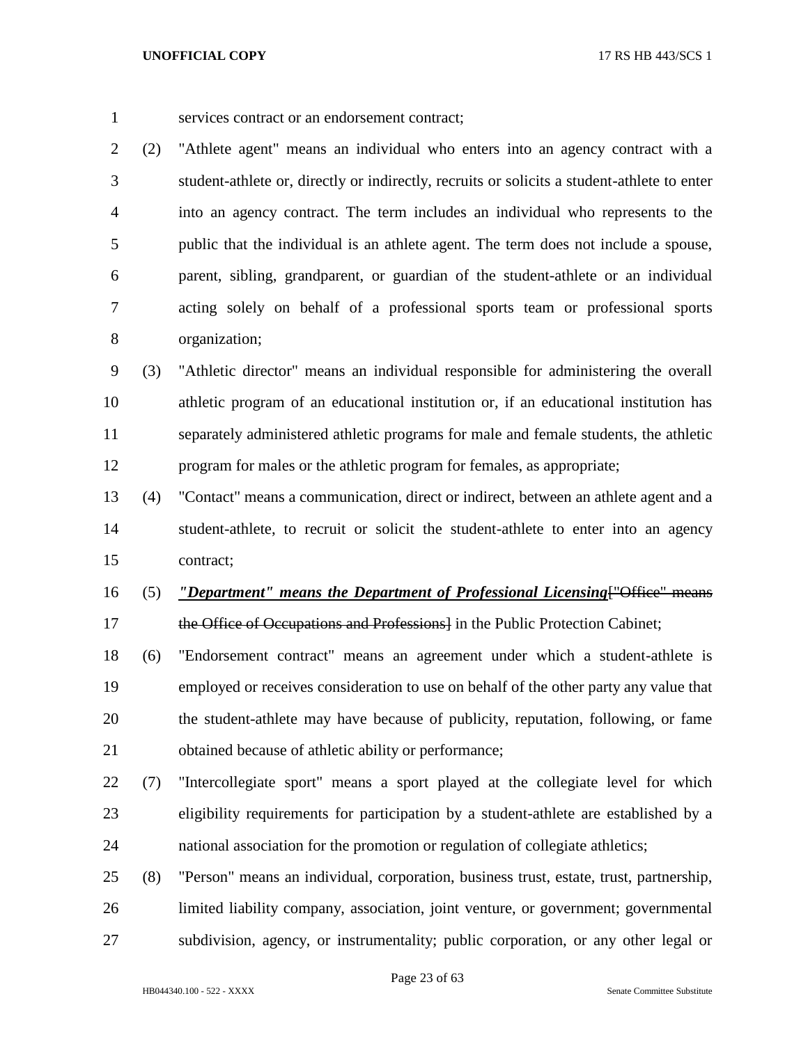services contract or an endorsement contract;

(2) "Athlete agent" means an individual who enters into an agency contract with a student-athlete or, directly or indirectly, recruits or solicits a student-athlete to enter into an agency contract. The term includes an individual who represents to the public that the individual is an athlete agent. The term does not include a spouse, parent, sibling, grandparent, or guardian of the student-athlete or an individual acting solely on behalf of a professional sports team or professional sports organization;

(3) "Athletic director" means an individual responsible for administering the overall athletic program of an educational institution or, if an educational institution has separately administered athletic programs for male and female students, the athletic program for males or the athletic program for females, as appropriate;

(4) "Contact" means a communication, direct or indirect, between an athlete agent and a student-athlete, to recruit or solicit the student-athlete to enter into an agency contract;

(5) ***"Department" means the Department of Professional Licensing***[~~"Office" means the Office of Occupations and Professions~~] in the Public Protection Cabinet;

(6) "Endorsement contract" means an agreement under which a student-athlete is employed or receives consideration to use on behalf of the other party any value that the student-athlete may have because of publicity, reputation, following, or fame obtained because of athletic ability or performance;

(7) "Intercollegiate sport" means a sport played at the collegiate level for which eligibility requirements for participation by a student-athlete are established by a national association for the promotion or regulation of collegiate athletics;

(8) "Person" means an individual, corporation, business trust, estate, trust, partnership, limited liability company, association, joint venture, or government; governmental subdivision, agency, or instrumentality; public corporation, or any other legal or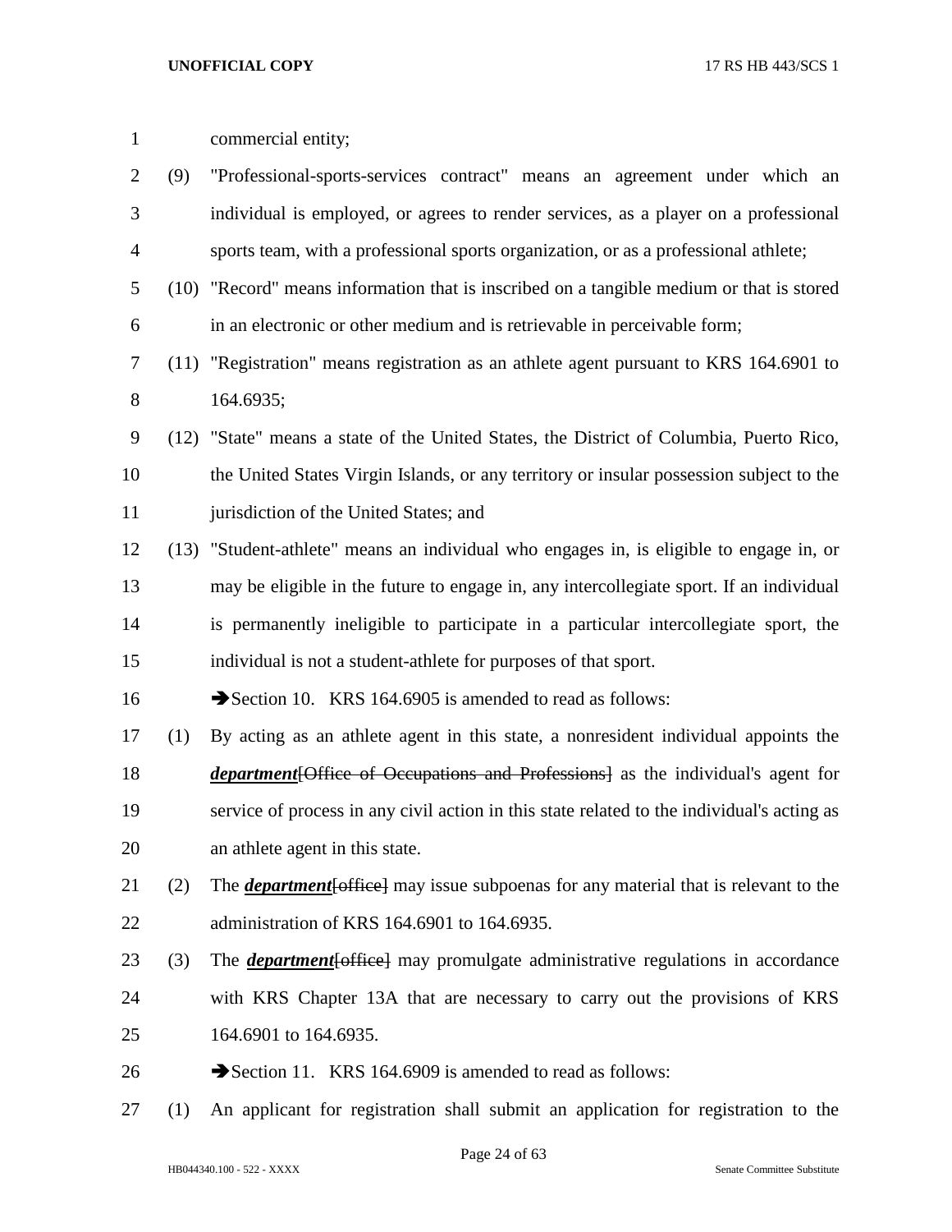commercial entity;

(9) "Professional-sports-services contract" means an agreement under which an individual is employed, or agrees to render services, as a player on a professional sports team, with a professional sports organization, or as a professional athlete;

(10) "Record" means information that is inscribed on a tangible medium or that is stored in an electronic or other medium and is retrievable in perceivable form;

(11) "Registration" means registration as an athlete agent pursuant to KRS 164.6901 to 164.6935;

(12) "State" means a state of the United States, the District of Columbia, Puerto Rico, the United States Virgin Islands, or any territory or insular possession subject to the jurisdiction of the United States; and

(13) "Student-athlete" means an individual who engages in, is eligible to engage in, or may be eligible in the future to engage in, any intercollegiate sport. If an individual is permanently ineligible to participate in a particular intercollegiate sport, the individual is not a student-athlete for purposes of that sport.

➔Section 10. KRS 164.6905 is amended to read as follows:

(1) By acting as an athlete agent in this state, a nonresident individual appoints the ***department***[~~Office of Occupations and Professions~~] as the individual's agent for service of process in any civil action in this state related to the individual's acting as an athlete agent in this state.

(2) The ***department***[~~office~~] may issue subpoenas for any material that is relevant to the administration of KRS 164.6901 to 164.6935.

(3) The ***department***[~~office~~] may promulgate administrative regulations in accordance with KRS Chapter 13A that are necessary to carry out the provisions of KRS 164.6901 to 164.6935.

➔Section 11. KRS 164.6909 is amended to read as follows:

(1) An applicant for registration shall submit an application for registration to the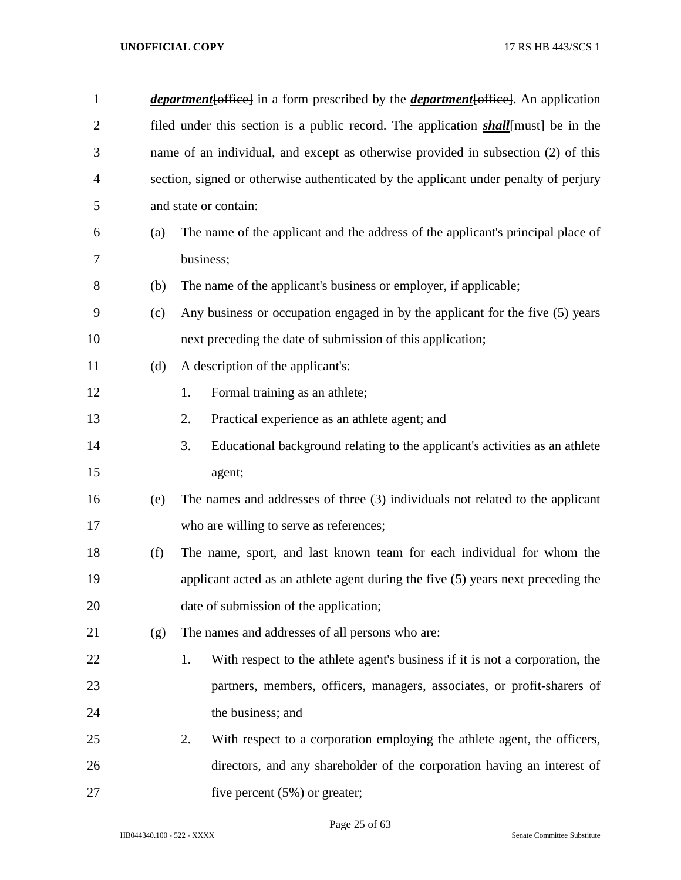***department***[~~office~~] in a form prescribed by the ***department***[~~office~~]. An application filed under this section is a public record. The application ***shall***[~~must~~] be in the name of an individual, and except as otherwise provided in subsection (2) of this section, signed or otherwise authenticated by the applicant under penalty of perjury and state or contain:

(a) The name of the applicant and the address of the applicant's principal place of business;

(b) The name of the applicant's business or employer, if applicable;

(c) Any business or occupation engaged in by the applicant for the five (5) years next preceding the date of submission of this application;

(d) A description of the applicant's:

1. Formal training as an athlete;

2. Practical experience as an athlete agent; and

3. Educational background relating to the applicant's activities as an athlete agent;

(e) The names and addresses of three (3) individuals not related to the applicant who are willing to serve as references;

(f) The name, sport, and last known team for each individual for whom the applicant acted as an athlete agent during the five (5) years next preceding the date of submission of the application;

(g) The names and addresses of all persons who are:

1. With respect to the athlete agent's business if it is not a corporation, the partners, members, officers, managers, associates, or profit-sharers of the business; and

2. With respect to a corporation employing the athlete agent, the officers, directors, and any shareholder of the corporation having an interest of five percent (5%) or greater;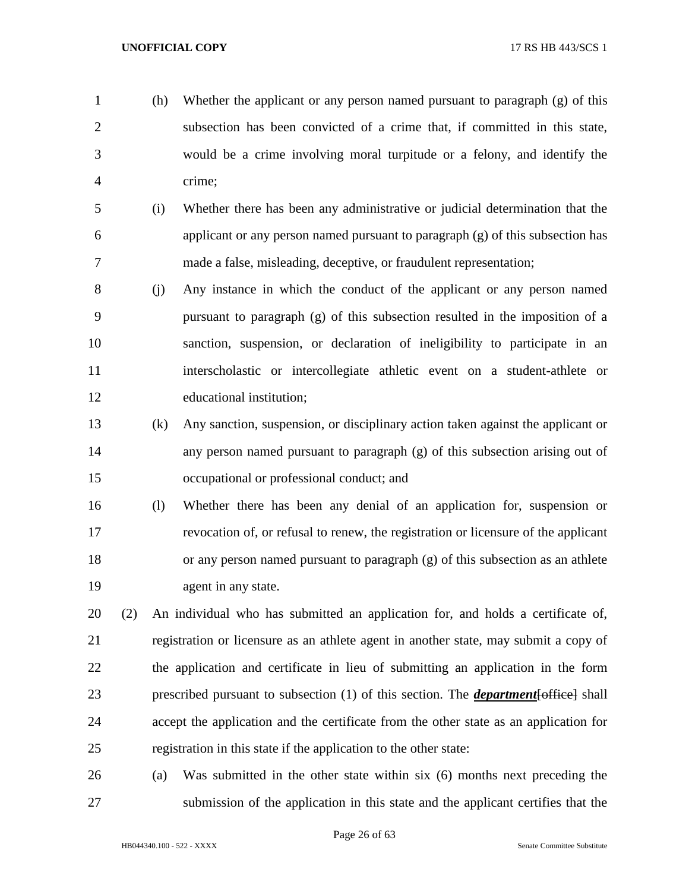(h) Whether the applicant or any person named pursuant to paragraph (g) of this subsection has been convicted of a crime that, if committed in this state, would be a crime involving moral turpitude or a felony, and identify the crime;

(i) Whether there has been any administrative or judicial determination that the applicant or any person named pursuant to paragraph (g) of this subsection has made a false, misleading, deceptive, or fraudulent representation;

(j) Any instance in which the conduct of the applicant or any person named pursuant to paragraph (g) of this subsection resulted in the imposition of a sanction, suspension, or declaration of ineligibility to participate in an interscholastic or intercollegiate athletic event on a student-athlete or educational institution;

(k) Any sanction, suspension, or disciplinary action taken against the applicant or any person named pursuant to paragraph (g) of this subsection arising out of occupational or professional conduct; and

(l) Whether there has been any denial of an application for, suspension or revocation of, or refusal to renew, the registration or licensure of the applicant or any person named pursuant to paragraph (g) of this subsection as an athlete agent in any state.

(2) An individual who has submitted an application for, and holds a certificate of, registration or licensure as an athlete agent in another state, may submit a copy of the application and certificate in lieu of submitting an application in the form prescribed pursuant to subsection (1) of this section. The ***department***~~[office]~~ shall accept the application and the certificate from the other state as an application for registration in this state if the application to the other state:

(a) Was submitted in the other state within six (6) months next preceding the submission of the application in this state and the applicant certifies that the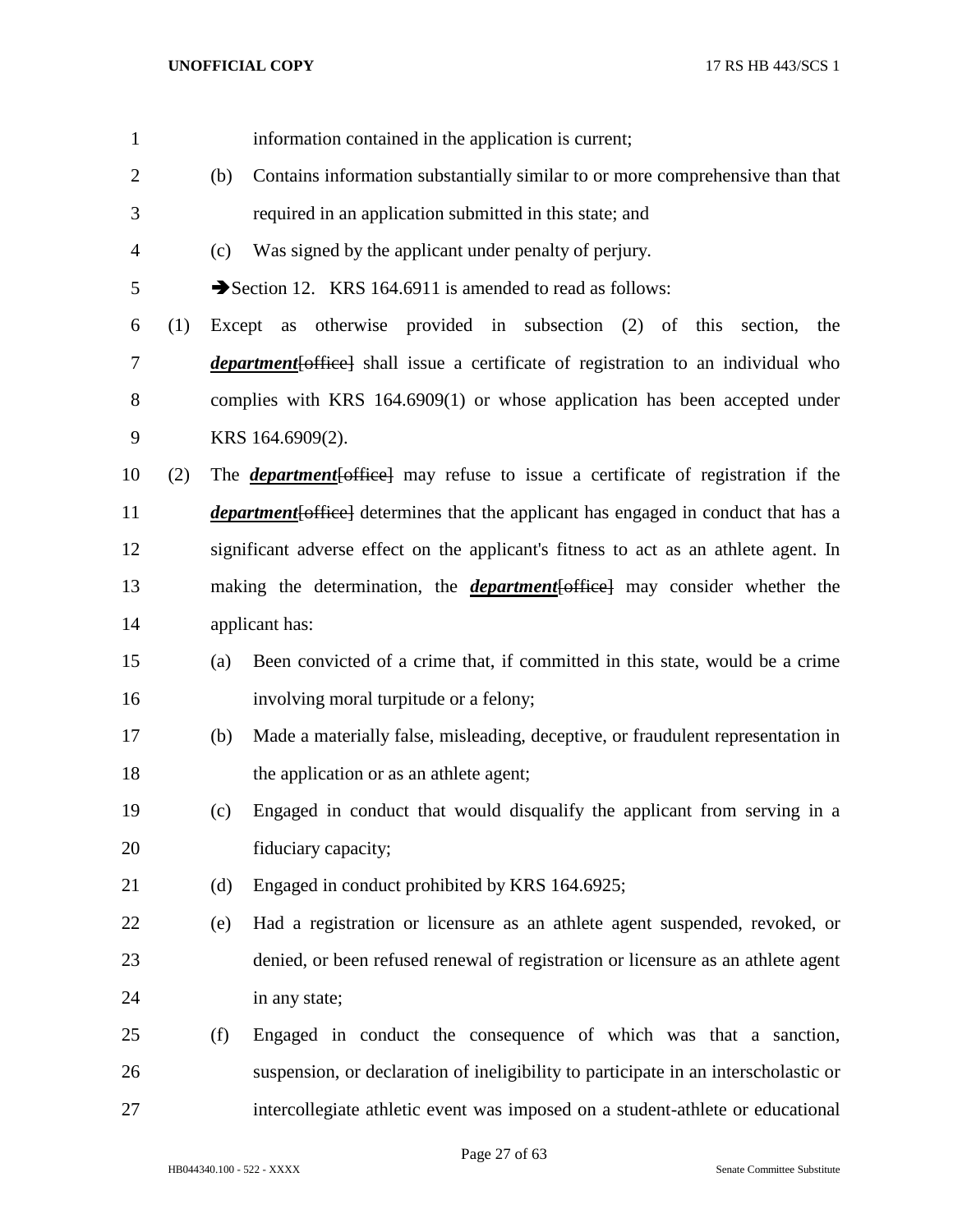information contained in the application is current;

(b) Contains information substantially similar to or more comprehensive than that required in an application submitted in this state; and

(c) Was signed by the applicant under penalty of perjury.

➔Section 12. KRS 164.6911 is amended to read as follows:

(1) Except as otherwise provided in subsection (2) of this section, the ***department***[~~office~~] shall issue a certificate of registration to an individual who complies with KRS 164.6909(1) or whose application has been accepted under KRS 164.6909(2).

(2) The ***department***[~~office~~] may refuse to issue a certificate of registration if the ***department***[~~office~~] determines that the applicant has engaged in conduct that has a significant adverse effect on the applicant's fitness to act as an athlete agent. In making the determination, the ***department***[~~office~~] may consider whether the applicant has:

(a) Been convicted of a crime that, if committed in this state, would be a crime involving moral turpitude or a felony;

(b) Made a materially false, misleading, deceptive, or fraudulent representation in the application or as an athlete agent;

(c) Engaged in conduct that would disqualify the applicant from serving in a fiduciary capacity;

(d) Engaged in conduct prohibited by KRS 164.6925;

(e) Had a registration or licensure as an athlete agent suspended, revoked, or denied, or been refused renewal of registration or licensure as an athlete agent in any state;

(f) Engaged in conduct the consequence of which was that a sanction, suspension, or declaration of ineligibility to participate in an interscholastic or intercollegiate athletic event was imposed on a student-athlete or educational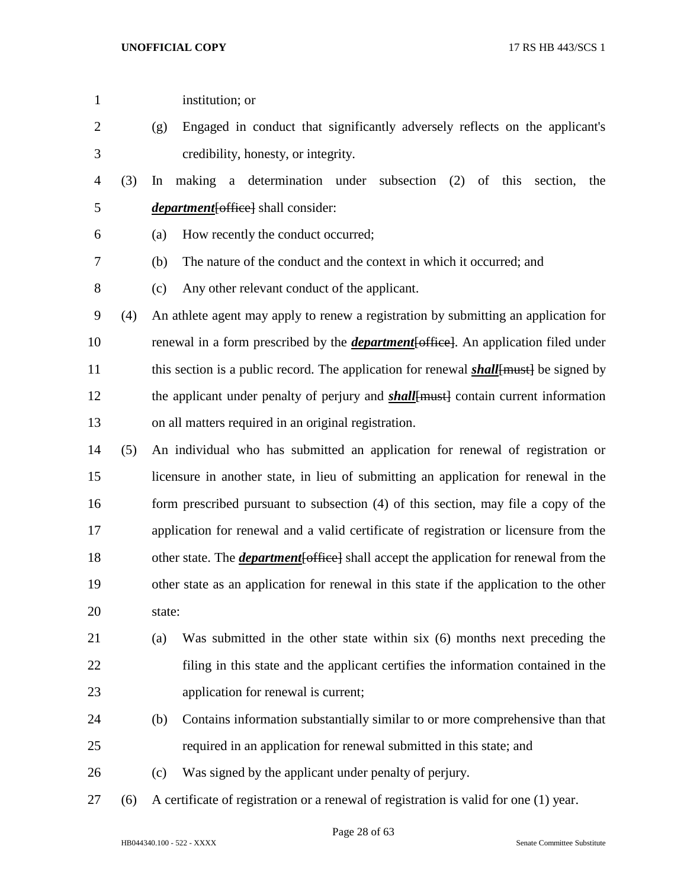institution; or

(g) Engaged in conduct that significantly adversely reflects on the applicant's credibility, honesty, or integrity.

(3) In making a determination under subsection (2) of this section, the ***department***[~~office~~] shall consider:

(a) How recently the conduct occurred;

(b) The nature of the conduct and the context in which it occurred; and

(c) Any other relevant conduct of the applicant.

(4) An athlete agent may apply to renew a registration by submitting an application for renewal in a form prescribed by the ***department***[~~office~~]. An application filed under this section is a public record. The application for renewal ***shall***[~~must~~] be signed by the applicant under penalty of perjury and ***shall***[~~must~~] contain current information on all matters required in an original registration.

(5) An individual who has submitted an application for renewal of registration or licensure in another state, in lieu of submitting an application for renewal in the form prescribed pursuant to subsection (4) of this section, may file a copy of the application for renewal and a valid certificate of registration or licensure from the other state. The ***department***[~~office~~] shall accept the application for renewal from the other state as an application for renewal in this state if the application to the other state:

(a) Was submitted in the other state within six (6) months next preceding the filing in this state and the applicant certifies the information contained in the application for renewal is current;

(b) Contains information substantially similar to or more comprehensive than that required in an application for renewal submitted in this state; and

(c) Was signed by the applicant under penalty of perjury.

(6) A certificate of registration or a renewal of registration is valid for one (1) year.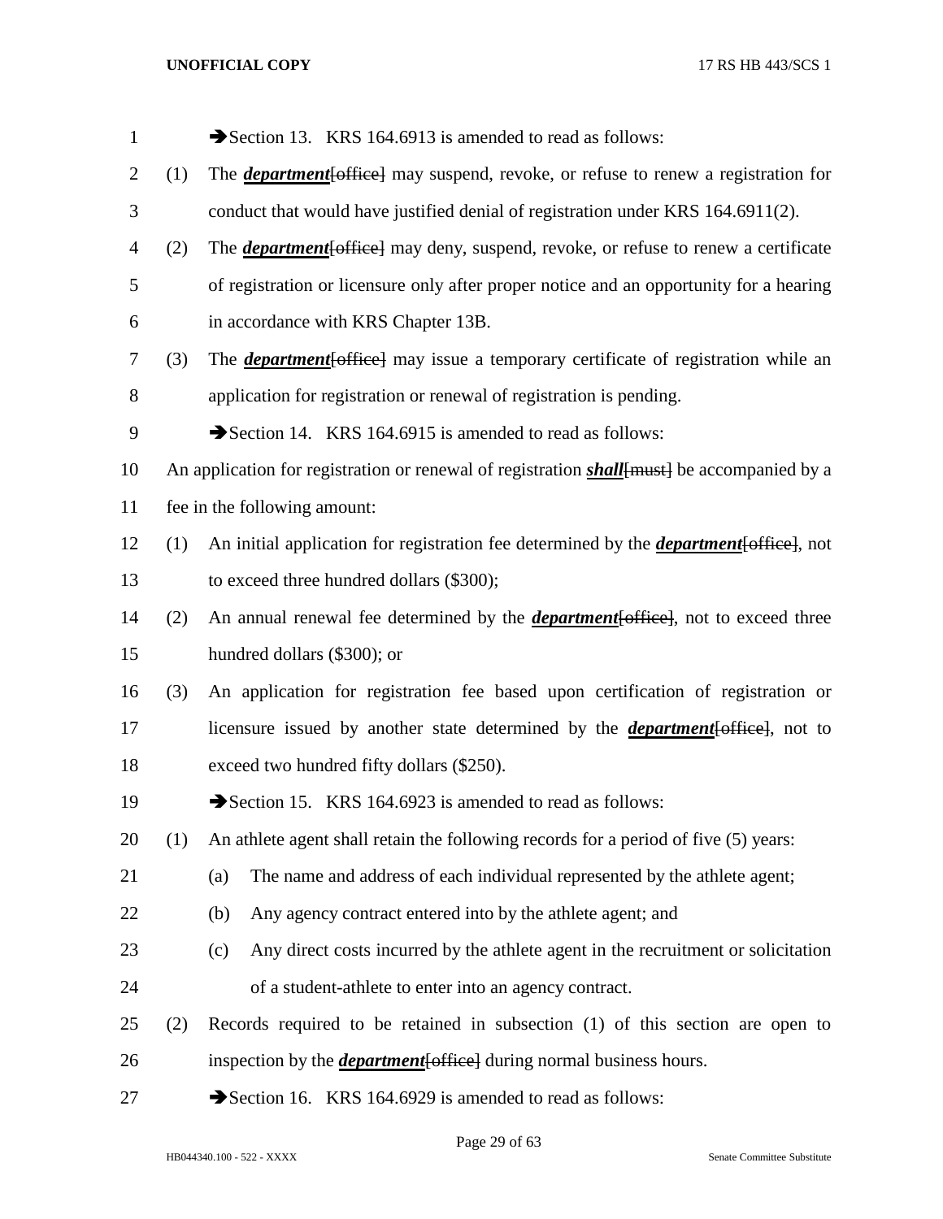➔Section 13. KRS 164.6913 is amended to read as follows:

(1) The ***department***[~~office~~] may suspend, revoke, or refuse to renew a registration for conduct that would have justified denial of registration under KRS 164.6911(2).

(2) The ***department***[~~office~~] may deny, suspend, revoke, or refuse to renew a certificate of registration or licensure only after proper notice and an opportunity for a hearing in accordance with KRS Chapter 13B.

(3) The ***department***[~~office~~] may issue a temporary certificate of registration while an application for registration or renewal of registration is pending.

➔Section 14. KRS 164.6915 is amended to read as follows:

An application for registration or renewal of registration ***shall***[~~must~~] be accompanied by a fee in the following amount:

(1) An initial application for registration fee determined by the ***department***[~~office~~], not to exceed three hundred dollars ($300);

(2) An annual renewal fee determined by the ***department***[~~office~~], not to exceed three hundred dollars ($300); or

(3) An application for registration fee based upon certification of registration or licensure issued by another state determined by the ***department***[~~office~~], not to exceed two hundred fifty dollars ($250).

➔Section 15. KRS 164.6923 is amended to read as follows:

(1) An athlete agent shall retain the following records for a period of five (5) years:

(a) The name and address of each individual represented by the athlete agent;

(b) Any agency contract entered into by the athlete agent; and

(c) Any direct costs incurred by the athlete agent in the recruitment or solicitation of a student-athlete to enter into an agency contract.

(2) Records required to be retained in subsection (1) of this section are open to inspection by the ***department***[~~office~~] during normal business hours.

➔Section 16. KRS 164.6929 is amended to read as follows: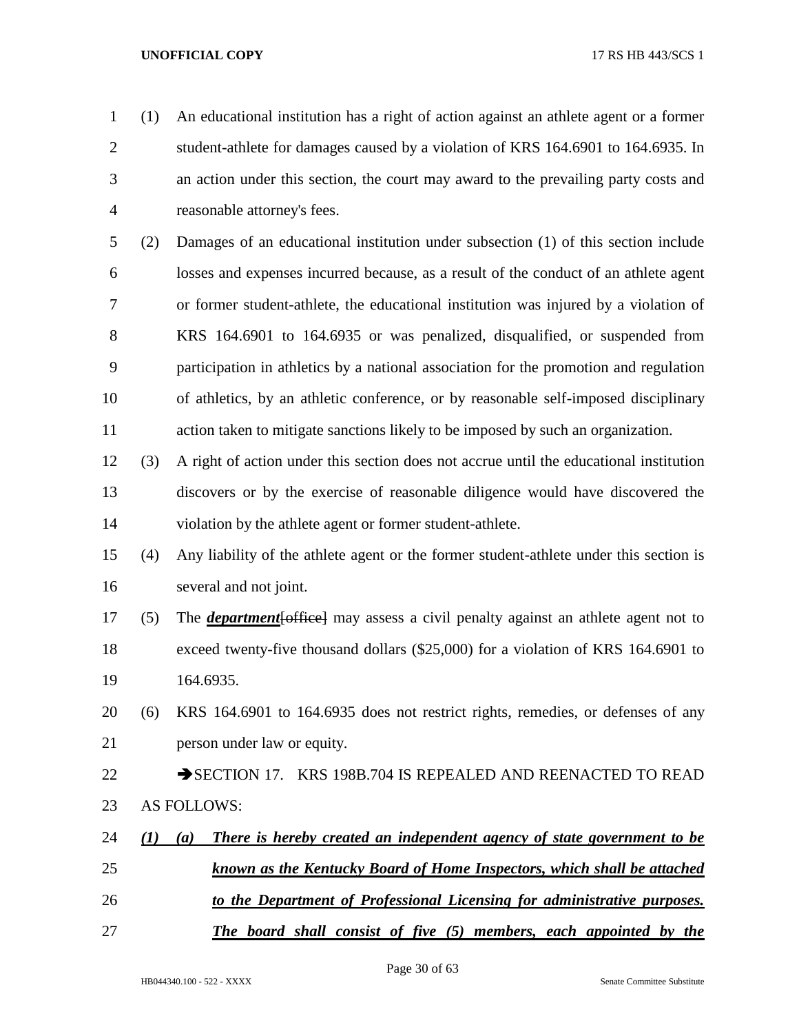(1) An educational institution has a right of action against an athlete agent or a former student-athlete for damages caused by a violation of KRS 164.6901 to 164.6935. In an action under this section, the court may award to the prevailing party costs and reasonable attorney's fees.

(2) Damages of an educational institution under subsection (1) of this section include losses and expenses incurred because, as a result of the conduct of an athlete agent or former student-athlete, the educational institution was injured by a violation of KRS 164.6901 to 164.6935 or was penalized, disqualified, or suspended from participation in athletics by a national association for the promotion and regulation of athletics, by an athletic conference, or by reasonable self-imposed disciplinary action taken to mitigate sanctions likely to be imposed by such an organization.

(3) A right of action under this section does not accrue until the educational institution discovers or by the exercise of reasonable diligence would have discovered the violation by the athlete agent or former student-athlete.

(4) Any liability of the athlete agent or the former student-athlete under this section is several and not joint.

(5) The ***department***[~~office~~] may assess a civil penalty against an athlete agent not to exceed twenty-five thousand dollars ($25,000) for a violation of KRS 164.6901 to 164.6935.

(6) KRS 164.6901 to 164.6935 does not restrict rights, remedies, or defenses of any person under law or equity.

➔SECTION 17. KRS 198B.704 IS REPEALED AND REENACTED TO READ AS FOLLOWS:

***(1) (a) There is hereby created an independent agency of state government to be known as the Kentucky Board of Home Inspectors, which shall be attached to the Department of Professional Licensing for administrative purposes. The board shall consist of five (5) members, each appointed by the***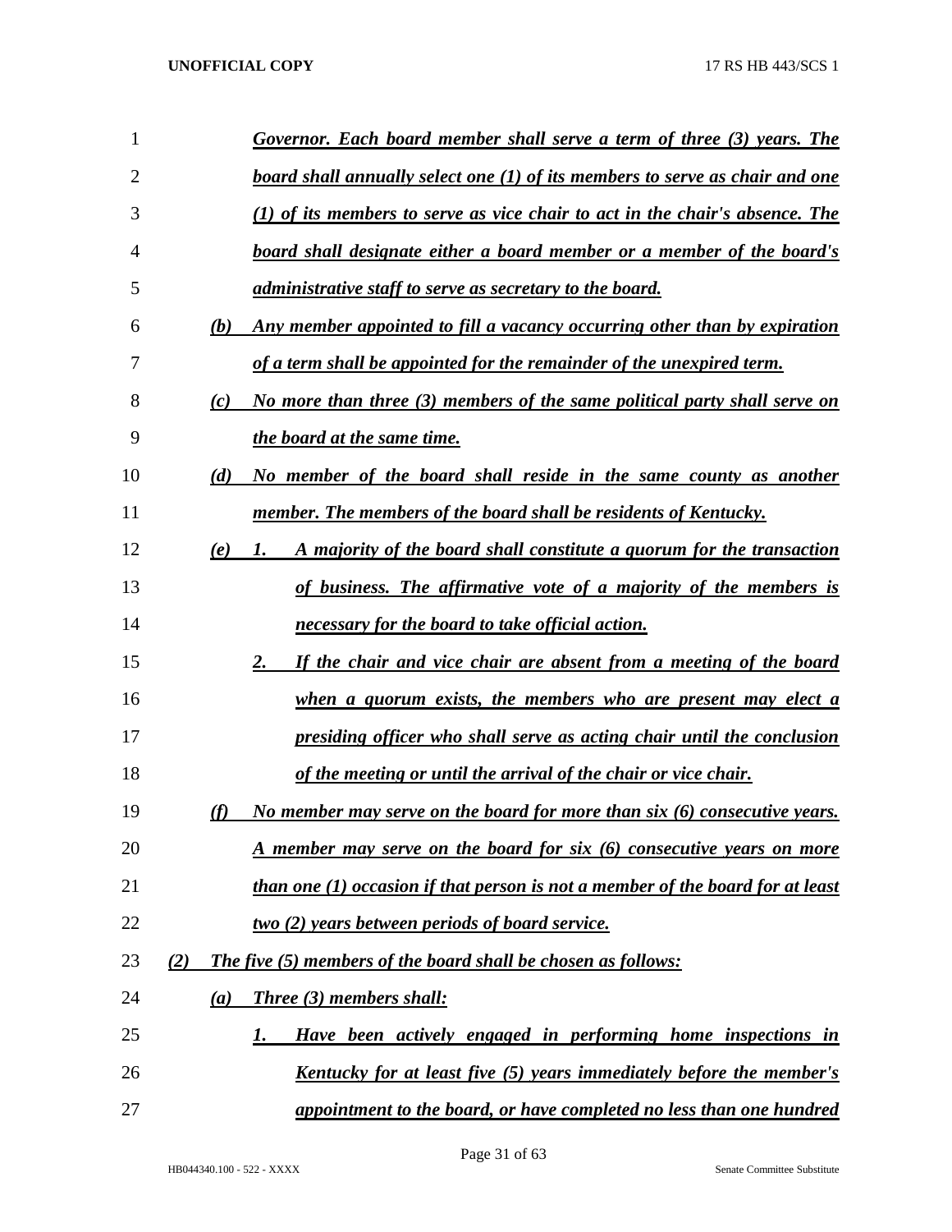*Governor. Each board member shall serve a term of three (3) years. The board shall annually select one (1) of its members to serve as chair and one (1) of its members to serve as vice chair to act in the chair's absence. The board shall designate either a board member or a member of the board's administrative staff to serve as secretary to the board.*

*(b) Any member appointed to fill a vacancy occurring other than by expiration of a term shall be appointed for the remainder of the unexpired term.*

*(c) No more than three (3) members of the same political party shall serve on the board at the same time.*

*(d) No member of the board shall reside in the same county as another member. The members of the board shall be residents of Kentucky.*

*(e) 1. A majority of the board shall constitute a quorum for the transaction of business. The affirmative vote of a majority of the members is necessary for the board to take official action.*

*2. If the chair and vice chair are absent from a meeting of the board when a quorum exists, the members who are present may elect a presiding officer who shall serve as acting chair until the conclusion of the meeting or until the arrival of the chair or vice chair.*

*(f) No member may serve on the board for more than six (6) consecutive years. A member may serve on the board for six (6) consecutive years on more than one (1) occasion if that person is not a member of the board for at least two (2) years between periods of board service.*

*(2) The five (5) members of the board shall be chosen as follows:*

*(a) Three (3) members shall:*

*1. Have been actively engaged in performing home inspections in Kentucky for at least five (5) years immediately before the member's appointment to the board, or have completed no less than one hundred*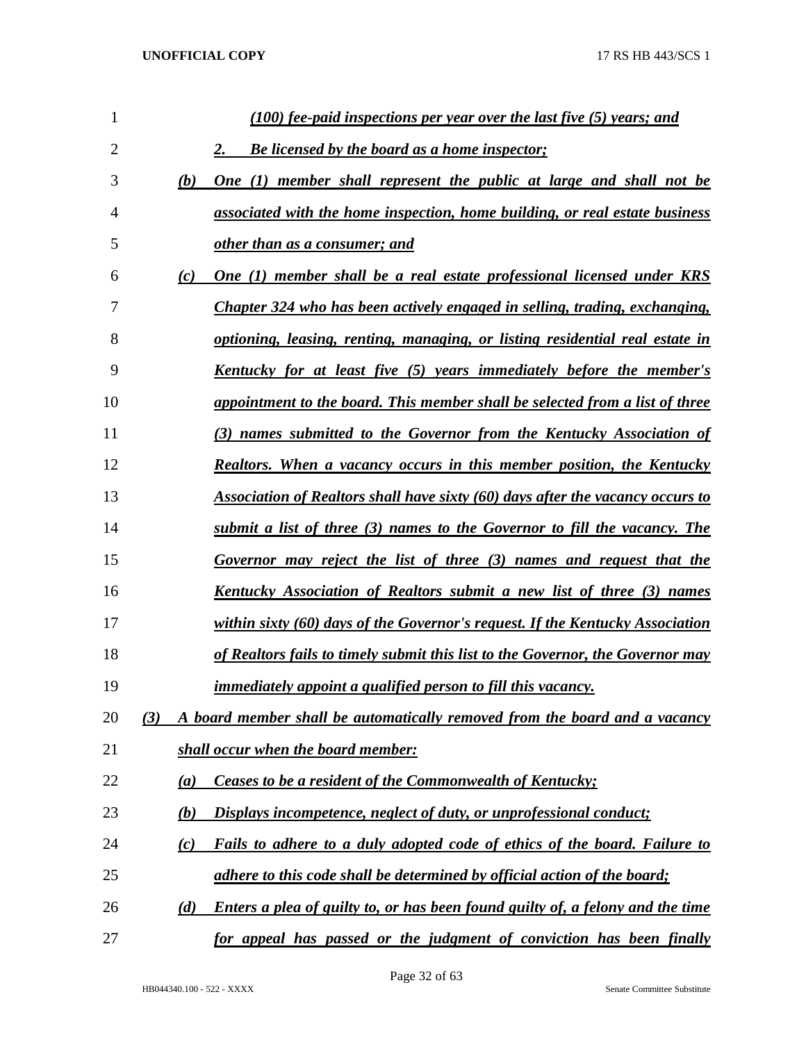*(100) fee-paid inspections per year over the last five (5) years; and*

*2. Be licensed by the board as a home inspector;*

*(b) One (1) member shall represent the public at large and shall not be associated with the home inspection, home building, or real estate business other than as a consumer; and*

*(c) One (1) member shall be a real estate professional licensed under KRS Chapter 324 who has been actively engaged in selling, trading, exchanging, optioning, leasing, renting, managing, or listing residential real estate in Kentucky for at least five (5) years immediately before the member's appointment to the board. This member shall be selected from a list of three (3) names submitted to the Governor from the Kentucky Association of Realtors. When a vacancy occurs in this member position, the Kentucky Association of Realtors shall have sixty (60) days after the vacancy occurs to submit a list of three (3) names to the Governor to fill the vacancy. The Governor may reject the list of three (3) names and request that the Kentucky Association of Realtors submit a new list of three (3) names within sixty (60) days of the Governor's request. If the Kentucky Association of Realtors fails to timely submit this list to the Governor, the Governor may immediately appoint a qualified person to fill this vacancy.*

*(3) A board member shall be automatically removed from the board and a vacancy shall occur when the board member:*

*(a) Ceases to be a resident of the Commonwealth of Kentucky;*

*(b) Displays incompetence, neglect of duty, or unprofessional conduct;*

*(c) Fails to adhere to a duly adopted code of ethics of the board. Failure to adhere to this code shall be determined by official action of the board;*

*(d) Enters a plea of guilty to, or has been found guilty of, a felony and the time for appeal has passed or the judgment of conviction has been finally*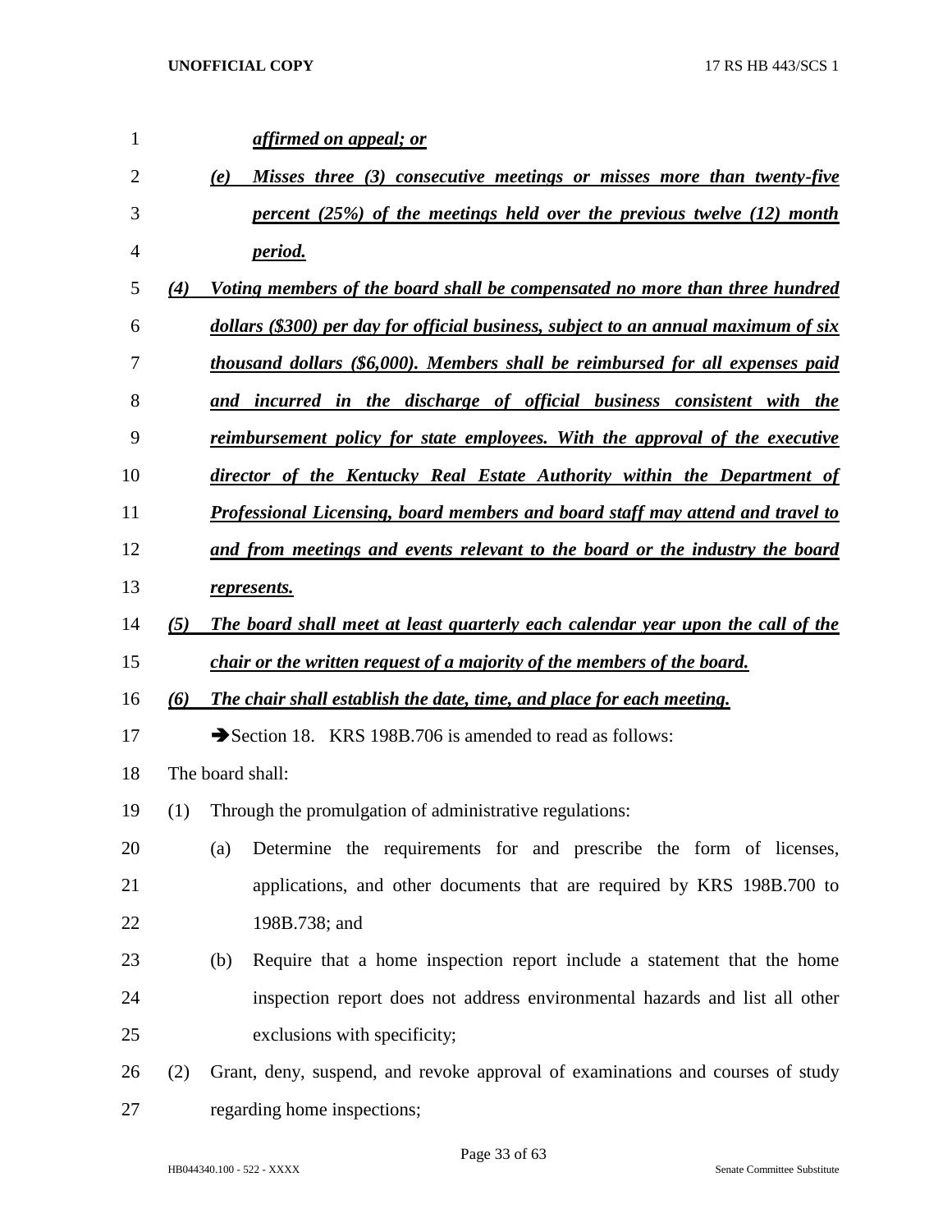*affirmed on appeal; or*

*(e) Misses three (3) consecutive meetings or misses more than twenty-five percent (25%) of the meetings held over the previous twelve (12) month period.*

*(4) Voting members of the board shall be compensated no more than three hundred dollars ($300) per day for official business, subject to an annual maximum of six thousand dollars ($6,000). Members shall be reimbursed for all expenses paid and incurred in the discharge of official business consistent with the reimbursement policy for state employees. With the approval of the executive director of the Kentucky Real Estate Authority within the Department of Professional Licensing, board members and board staff may attend and travel to and from meetings and events relevant to the board or the industry the board represents.*

*(5) The board shall meet at least quarterly each calendar year upon the call of the chair or the written request of a majority of the members of the board.*

*(6) The chair shall establish the date, time, and place for each meeting.*

➔Section 18. KRS 198B.706 is amended to read as follows:

The board shall:

(1) Through the promulgation of administrative regulations:

(a) Determine the requirements for and prescribe the form of licenses, applications, and other documents that are required by KRS 198B.700 to 198B.738; and

(b) Require that a home inspection report include a statement that the home inspection report does not address environmental hazards and list all other exclusions with specificity;

(2) Grant, deny, suspend, and revoke approval of examinations and courses of study regarding home inspections;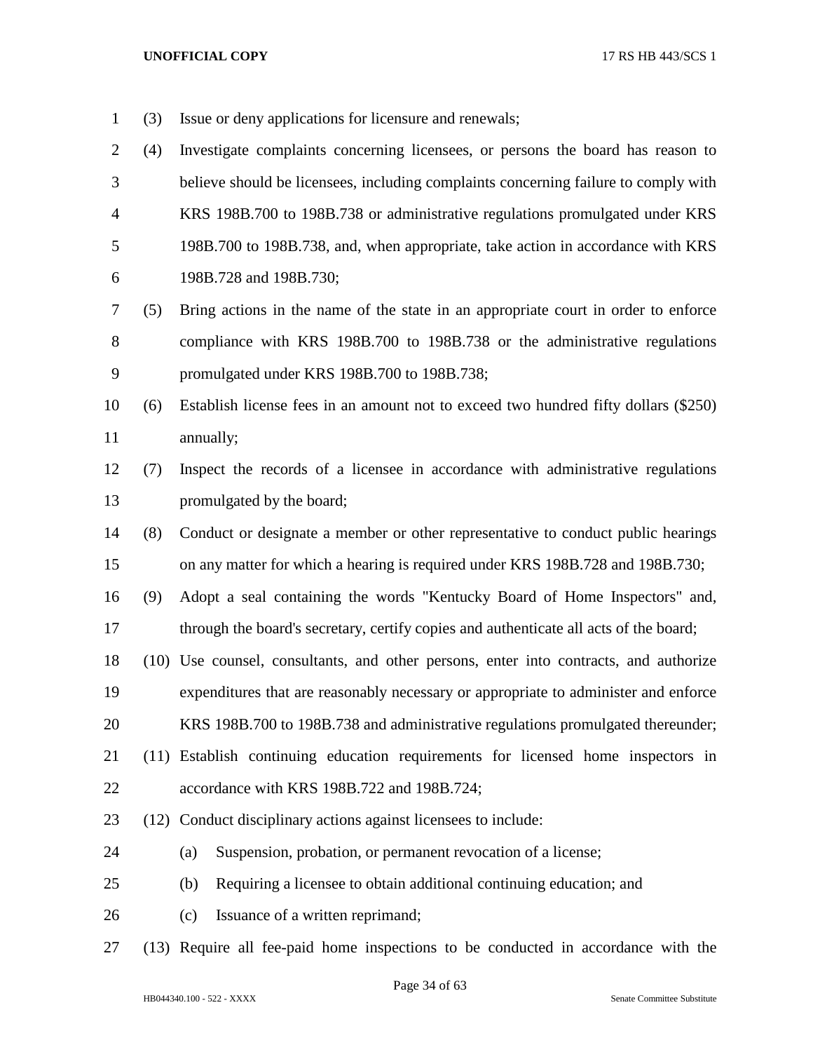(3) Issue or deny applications for licensure and renewals;

(4) Investigate complaints concerning licensees, or persons the board has reason to believe should be licensees, including complaints concerning failure to comply with KRS 198B.700 to 198B.738 or administrative regulations promulgated under KRS 198B.700 to 198B.738, and, when appropriate, take action in accordance with KRS 198B.728 and 198B.730;

(5) Bring actions in the name of the state in an appropriate court in order to enforce compliance with KRS 198B.700 to 198B.738 or the administrative regulations promulgated under KRS 198B.700 to 198B.738;

(6) Establish license fees in an amount not to exceed two hundred fifty dollars ($250) annually;

(7) Inspect the records of a licensee in accordance with administrative regulations promulgated by the board;

(8) Conduct or designate a member or other representative to conduct public hearings on any matter for which a hearing is required under KRS 198B.728 and 198B.730;

(9) Adopt a seal containing the words "Kentucky Board of Home Inspectors" and, through the board's secretary, certify copies and authenticate all acts of the board;

(10) Use counsel, consultants, and other persons, enter into contracts, and authorize expenditures that are reasonably necessary or appropriate to administer and enforce KRS 198B.700 to 198B.738 and administrative regulations promulgated thereunder;

(11) Establish continuing education requirements for licensed home inspectors in accordance with KRS 198B.722 and 198B.724;

(12) Conduct disciplinary actions against licensees to include:

  (a) Suspension, probation, or permanent revocation of a license;

  (b) Requiring a licensee to obtain additional continuing education; and

  (c) Issuance of a written reprimand;

(13) Require all fee-paid home inspections to be conducted in accordance with the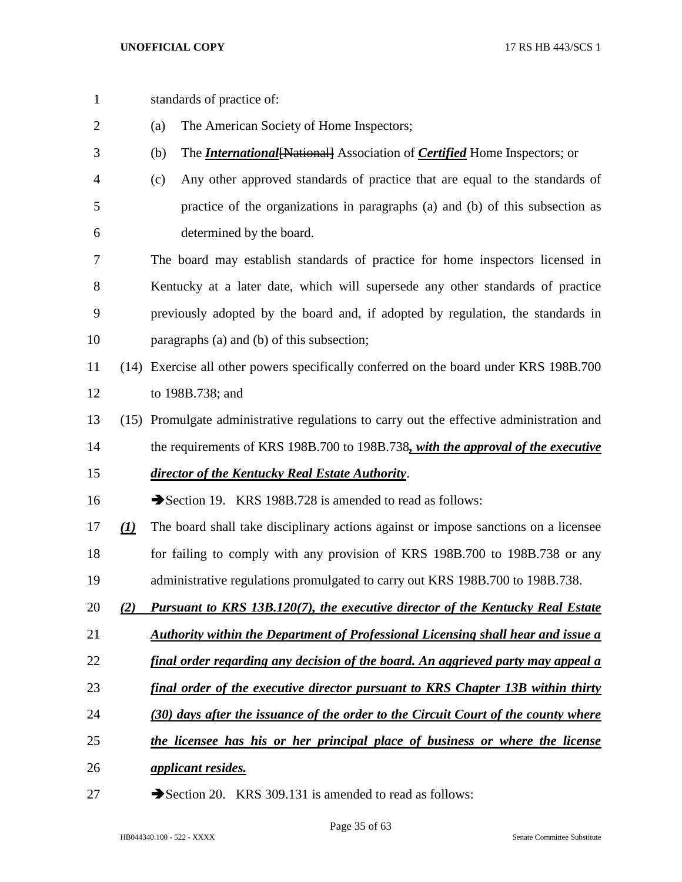standards of practice of:

(a) The American Society of Home Inspectors;

(b) The ***International***[National] Association of ***Certified*** Home Inspectors; or

(c) Any other approved standards of practice that are equal to the standards of practice of the organizations in paragraphs (a) and (b) of this subsection as determined by the board.

The board may establish standards of practice for home inspectors licensed in Kentucky at a later date, which will supersede any other standards of practice previously adopted by the board and, if adopted by regulation, the standards in paragraphs (a) and (b) of this subsection;

(14) Exercise all other powers specifically conferred on the board under KRS 198B.700 to 198B.738; and

(15) Promulgate administrative regulations to carry out the effective administration and the requirements of KRS 198B.700 to 198B.738***, with the approval of the executive director of the Kentucky Real Estate Authority***.

➔Section 19. KRS 198B.728 is amended to read as follows:

***(1)*** The board shall take disciplinary actions against or impose sanctions on a licensee for failing to comply with any provision of KRS 198B.700 to 198B.738 or any administrative regulations promulgated to carry out KRS 198B.700 to 198B.738.

***(2) Pursuant to KRS 13B.120(7), the executive director of the Kentucky Real Estate Authority within the Department of Professional Licensing shall hear and issue a final order regarding any decision of the board. An aggrieved party may appeal a final order of the executive director pursuant to KRS Chapter 13B within thirty (30) days after the issuance of the order to the Circuit Court of the county where the licensee has his or her principal place of business or where the license applicant resides.***

➔Section 20. KRS 309.131 is amended to read as follows: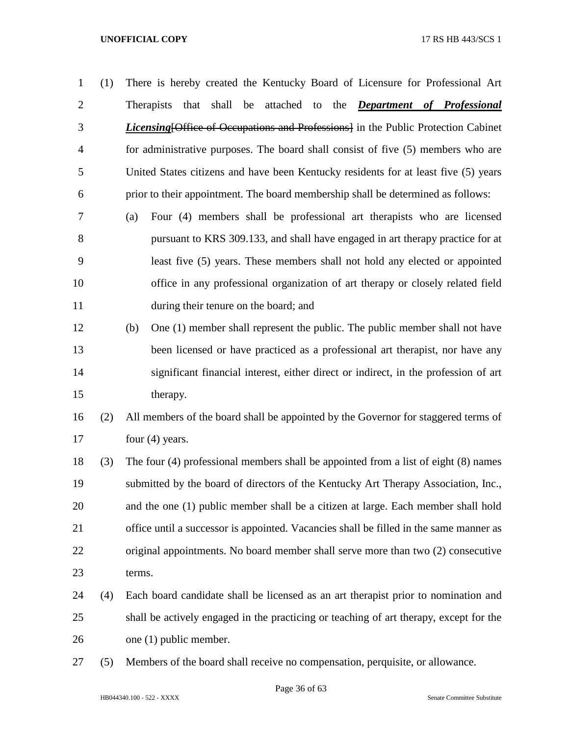(1) There is hereby created the Kentucky Board of Licensure for Professional Art Therapists that shall be attached to the ***Department of Professional Licensing***~~[Office of Occupations and Professions]~~ in the Public Protection Cabinet for administrative purposes. The board shall consist of five (5) members who are United States citizens and have been Kentucky residents for at least five (5) years prior to their appointment. The board membership shall be determined as follows:

   (a) Four (4) members shall be professional art therapists who are licensed pursuant to KRS 309.133, and shall have engaged in art therapy practice for at least five (5) years. These members shall not hold any elected or appointed office in any professional organization of art therapy or closely related field during their tenure on the board; and

   (b) One (1) member shall represent the public. The public member shall not have been licensed or have practiced as a professional art therapist, nor have any significant financial interest, either direct or indirect, in the profession of art therapy.

(2) All members of the board shall be appointed by the Governor for staggered terms of four (4) years.

(3) The four (4) professional members shall be appointed from a list of eight (8) names submitted by the board of directors of the Kentucky Art Therapy Association, Inc., and the one (1) public member shall be a citizen at large. Each member shall hold office until a successor is appointed. Vacancies shall be filled in the same manner as original appointments. No board member shall serve more than two (2) consecutive terms.

(4) Each board candidate shall be licensed as an art therapist prior to nomination and shall be actively engaged in the practicing or teaching of art therapy, except for the one (1) public member.

(5) Members of the board shall receive no compensation, perquisite, or allowance.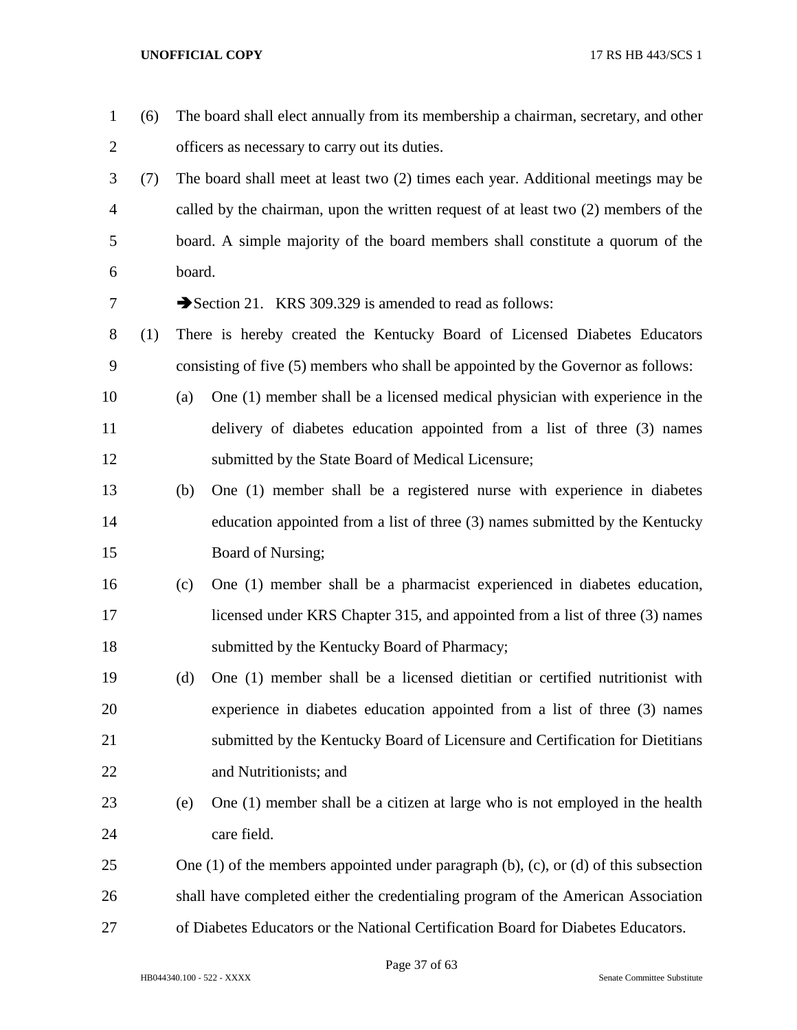(6) The board shall elect annually from its membership a chairman, secretary, and other officers as necessary to carry out its duties.

(7) The board shall meet at least two (2) times each year. Additional meetings may be called by the chairman, upon the written request of at least two (2) members of the board. A simple majority of the board members shall constitute a quorum of the board.

➔Section 21. KRS 309.329 is amended to read as follows:

(1) There is hereby created the Kentucky Board of Licensed Diabetes Educators consisting of five (5) members who shall be appointed by the Governor as follows:

(a) One (1) member shall be a licensed medical physician with experience in the delivery of diabetes education appointed from a list of three (3) names submitted by the State Board of Medical Licensure;

(b) One (1) member shall be a registered nurse with experience in diabetes education appointed from a list of three (3) names submitted by the Kentucky Board of Nursing;

(c) One (1) member shall be a pharmacist experienced in diabetes education, licensed under KRS Chapter 315, and appointed from a list of three (3) names submitted by the Kentucky Board of Pharmacy;

(d) One (1) member shall be a licensed dietitian or certified nutritionist with experience in diabetes education appointed from a list of three (3) names submitted by the Kentucky Board of Licensure and Certification for Dietitians and Nutritionists; and

(e) One (1) member shall be a citizen at large who is not employed in the health care field.

One (1) of the members appointed under paragraph (b), (c), or (d) of this subsection shall have completed either the credentialing program of the American Association of Diabetes Educators or the National Certification Board for Diabetes Educators.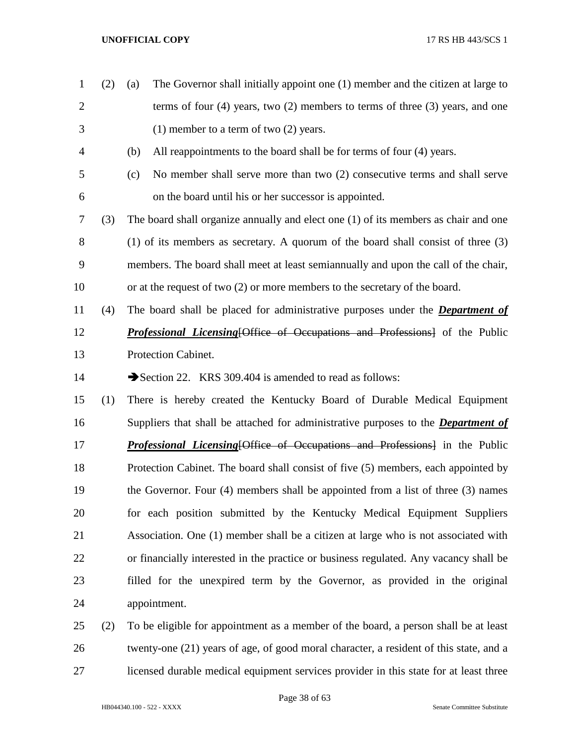(2) (a) The Governor shall initially appoint one (1) member and the citizen at large to terms of four (4) years, two (2) members to terms of three (3) years, and one (1) member to a term of two (2) years.

(b) All reappointments to the board shall be for terms of four (4) years.

(c) No member shall serve more than two (2) consecutive terms and shall serve on the board until his or her successor is appointed.

(3) The board shall organize annually and elect one (1) of its members as chair and one (1) of its members as secretary. A quorum of the board shall consist of three (3) members. The board shall meet at least semiannually and upon the call of the chair, or at the request of two (2) or more members to the secretary of the board.

(4) The board shall be placed for administrative purposes under the ***Department of Professional Licensing***~~[Office of Occupations and Professions]~~ of the Public Protection Cabinet.

➔Section 22. KRS 309.404 is amended to read as follows:

(1) There is hereby created the Kentucky Board of Durable Medical Equipment Suppliers that shall be attached for administrative purposes to the ***Department of Professional Licensing***~~[Office of Occupations and Professions]~~ in the Public Protection Cabinet. The board shall consist of five (5) members, each appointed by the Governor. Four (4) members shall be appointed from a list of three (3) names for each position submitted by the Kentucky Medical Equipment Suppliers Association. One (1) member shall be a citizen at large who is not associated with or financially interested in the practice or business regulated. Any vacancy shall be filled for the unexpired term by the Governor, as provided in the original appointment.

(2) To be eligible for appointment as a member of the board, a person shall be at least twenty-one (21) years of age, of good moral character, a resident of this state, and a licensed durable medical equipment services provider in this state for at least three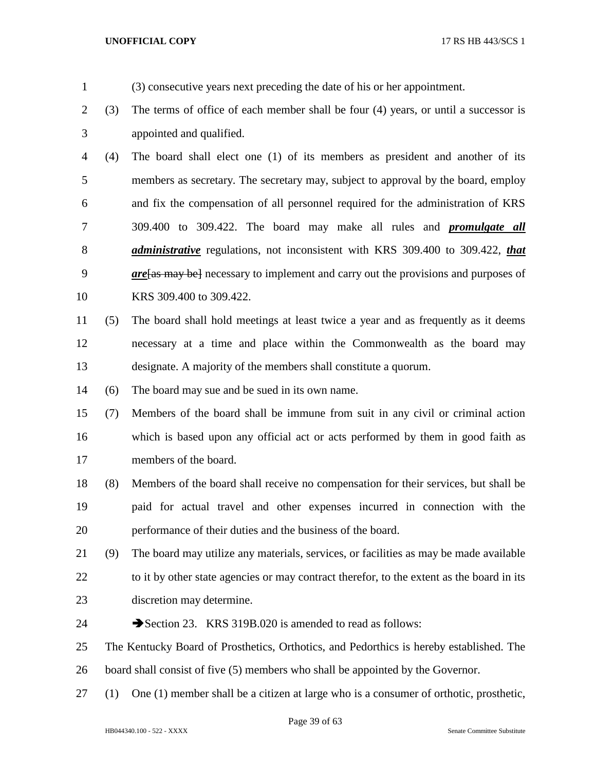(3) consecutive years next preceding the date of his or her appointment.

(3) The terms of office of each member shall be four (4) years, or until a successor is appointed and qualified.

(4) The board shall elect one (1) of its members as president and another of its members as secretary. The secretary may, subject to approval by the board, employ and fix the compensation of all personnel required for the administration of KRS 309.400 to 309.422. The board may make all rules and ***promulgate all administrative*** regulations, not inconsistent with KRS 309.400 to 309.422, ***that are***~~[as may be]~~ necessary to implement and carry out the provisions and purposes of KRS 309.400 to 309.422.

(5) The board shall hold meetings at least twice a year and as frequently as it deems necessary at a time and place within the Commonwealth as the board may designate. A majority of the members shall constitute a quorum.

(6) The board may sue and be sued in its own name.

(7) Members of the board shall be immune from suit in any civil or criminal action which is based upon any official act or acts performed by them in good faith as members of the board.

(8) Members of the board shall receive no compensation for their services, but shall be paid for actual travel and other expenses incurred in connection with the performance of their duties and the business of the board.

(9) The board may utilize any materials, services, or facilities as may be made available to it by other state agencies or may contract therefor, to the extent as the board in its discretion may determine.

➔Section 23. KRS 319B.020 is amended to read as follows:

The Kentucky Board of Prosthetics, Orthotics, and Pedorthics is hereby established. The board shall consist of five (5) members who shall be appointed by the Governor.

(1) One (1) member shall be a citizen at large who is a consumer of orthotic, prosthetic,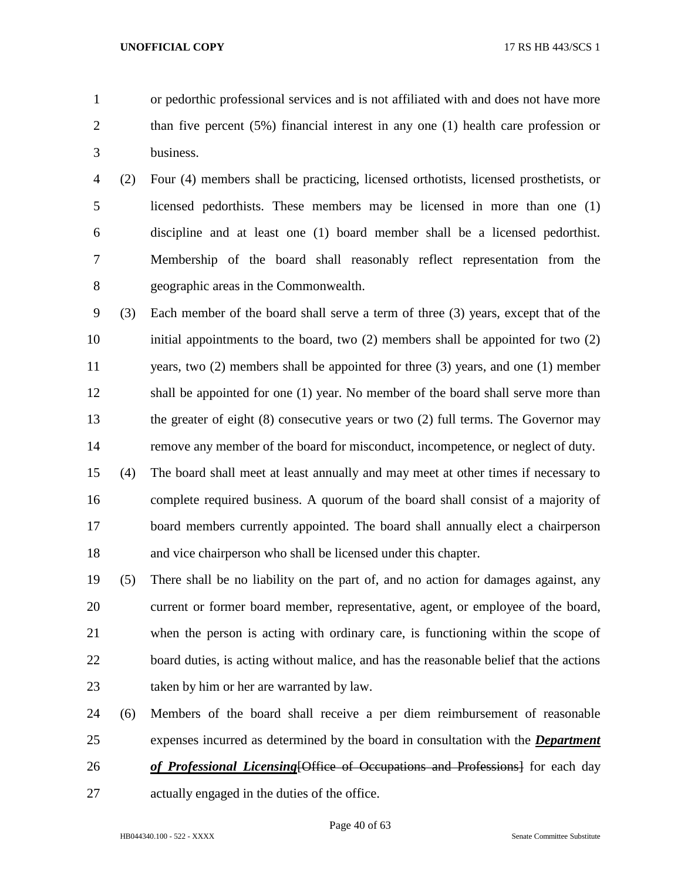or pedorthic professional services and is not affiliated with and does not have more than five percent (5%) financial interest in any one (1) health care profession or business.

(2) Four (4) members shall be practicing, licensed orthotists, licensed prosthetists, or licensed pedorthists. These members may be licensed in more than one (1) discipline and at least one (1) board member shall be a licensed pedorthist. Membership of the board shall reasonably reflect representation from the geographic areas in the Commonwealth.

(3) Each member of the board shall serve a term of three (3) years, except that of the initial appointments to the board, two (2) members shall be appointed for two (2) years, two (2) members shall be appointed for three (3) years, and one (1) member shall be appointed for one (1) year. No member of the board shall serve more than the greater of eight (8) consecutive years or two (2) full terms. The Governor may remove any member of the board for misconduct, incompetence, or neglect of duty.

(4) The board shall meet at least annually and may meet at other times if necessary to complete required business. A quorum of the board shall consist of a majority of board members currently appointed. The board shall annually elect a chairperson and vice chairperson who shall be licensed under this chapter.

(5) There shall be no liability on the part of, and no action for damages against, any current or former board member, representative, agent, or employee of the board, when the person is acting with ordinary care, is functioning within the scope of board duties, is acting without malice, and has the reasonable belief that the actions taken by him or her are warranted by law.

(6) Members of the board shall receive a per diem reimbursement of reasonable expenses incurred as determined by the board in consultation with the ***Department of Professional Licensing***[~~Office of Occupations and Professions~~] for each day actually engaged in the duties of the office.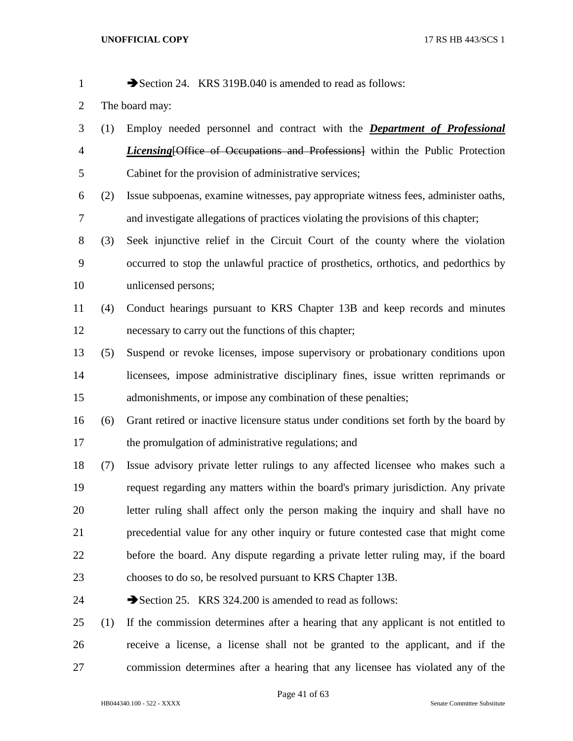➔Section 24. KRS 319B.040 is amended to read as follows:

The board may:

(1) Employ needed personnel and contract with the ***Department of Professional Licensing***[~~Office of Occupations and Professions~~] within the Public Protection Cabinet for the provision of administrative services;

(2) Issue subpoenas, examine witnesses, pay appropriate witness fees, administer oaths, and investigate allegations of practices violating the provisions of this chapter;

(3) Seek injunctive relief in the Circuit Court of the county where the violation occurred to stop the unlawful practice of prosthetics, orthotics, and pedorthics by unlicensed persons;

(4) Conduct hearings pursuant to KRS Chapter 13B and keep records and minutes necessary to carry out the functions of this chapter;

(5) Suspend or revoke licenses, impose supervisory or probationary conditions upon licensees, impose administrative disciplinary fines, issue written reprimands or admonishments, or impose any combination of these penalties;

(6) Grant retired or inactive licensure status under conditions set forth by the board by the promulgation of administrative regulations; and

(7) Issue advisory private letter rulings to any affected licensee who makes such a request regarding any matters within the board's primary jurisdiction. Any private letter ruling shall affect only the person making the inquiry and shall have no precedential value for any other inquiry or future contested case that might come before the board. Any dispute regarding a private letter ruling may, if the board chooses to do so, be resolved pursuant to KRS Chapter 13B.

➔Section 25. KRS 324.200 is amended to read as follows:

(1) If the commission determines after a hearing that any applicant is not entitled to receive a license, a license shall not be granted to the applicant, and if the commission determines after a hearing that any licensee has violated any of the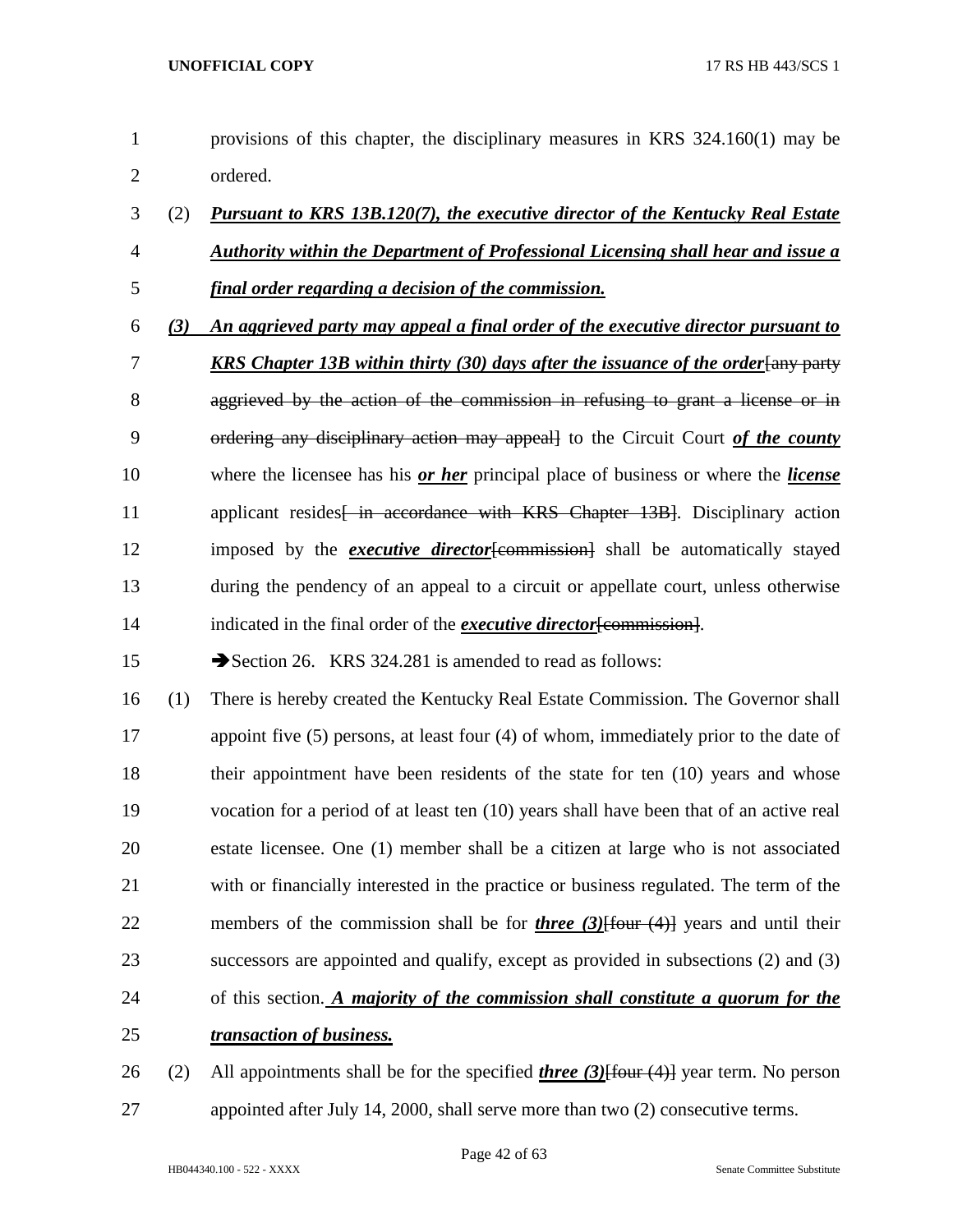provisions of this chapter, the disciplinary measures in KRS 324.160(1) may be ordered.

(2) ***Pursuant to KRS 13B.120(7), the executive director of the Kentucky Real Estate Authority within the Department of Professional Licensing shall hear and issue a final order regarding a decision of the commission.***

***(3) An aggrieved party may appeal a final order of the executive director pursuant to KRS Chapter 13B within thirty (30) days after the issuance of the order***~~[any party aggrieved by the action of the commission in refusing to grant a license or in ordering any disciplinary action may appeal]~~ to the Circuit Court ***of the county*** where the licensee has his ***or her*** principal place of business or where the ***license*** applicant resides~~[ in accordance with KRS Chapter 13B]~~. Disciplinary action imposed by the ***executive director***~~[commission]~~ shall be automatically stayed during the pendency of an appeal to a circuit or appellate court, unless otherwise indicated in the final order of the ***executive director***~~[commission]~~.

➔Section 26. KRS 324.281 is amended to read as follows:

(1) There is hereby created the Kentucky Real Estate Commission. The Governor shall appoint five (5) persons, at least four (4) of whom, immediately prior to the date of their appointment have been residents of the state for ten (10) years and whose vocation for a period of at least ten (10) years shall have been that of an active real estate licensee. One (1) member shall be a citizen at large who is not associated with or financially interested in the practice or business regulated. The term of the members of the commission shall be for ***three (3)***~~[four (4)]~~ years and until their successors are appointed and qualify, except as provided in subsections (2) and (3) of this section. ***A majority of the commission shall constitute a quorum for the transaction of business.***

(2) All appointments shall be for the specified ***three (3)***~~[four (4)]~~ year term. No person appointed after July 14, 2000, shall serve more than two (2) consecutive terms.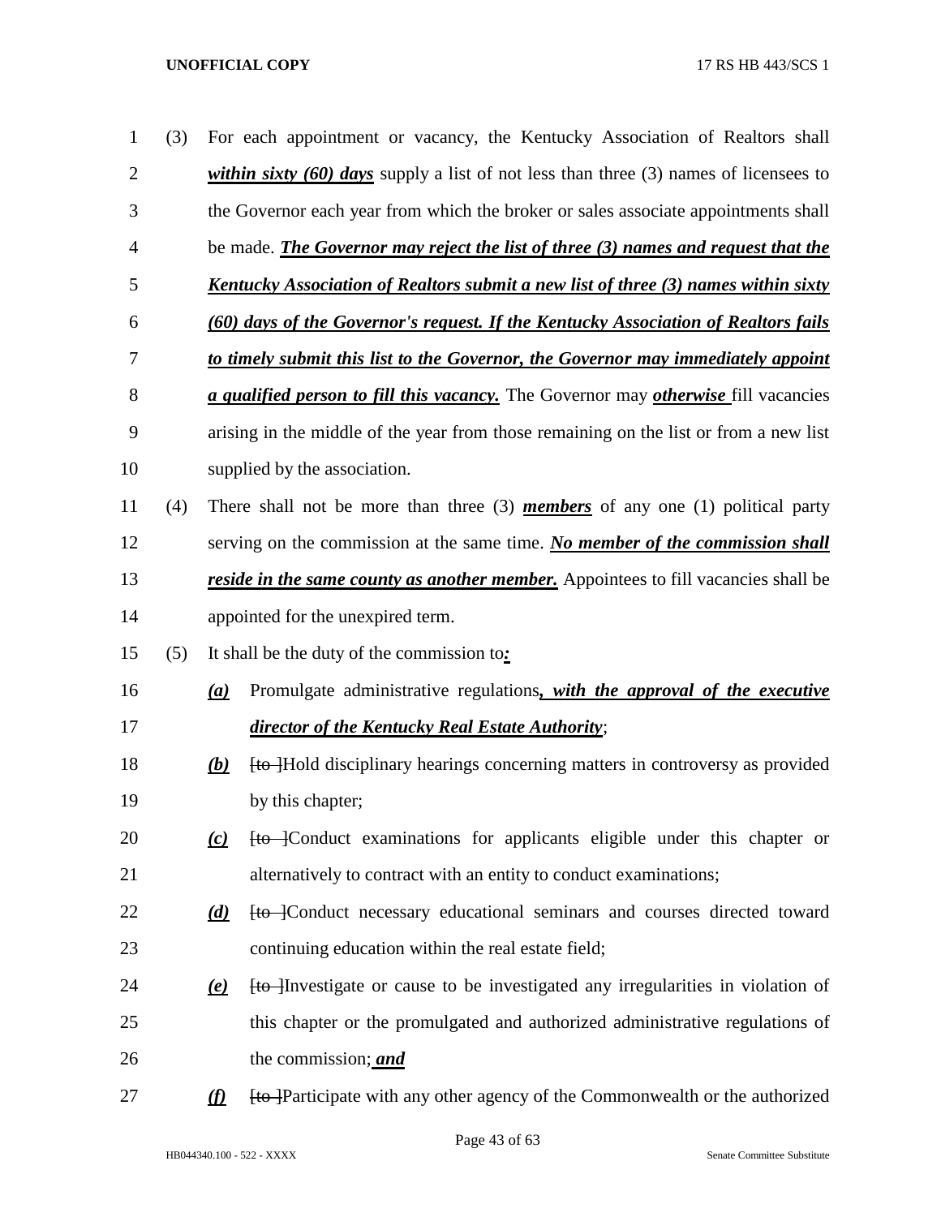(3) For each appointment or vacancy, the Kentucky Association of Realtors shall ***within sixty (60) days*** supply a list of not less than three (3) names of licensees to the Governor each year from which the broker or sales associate appointments shall be made. ***The Governor may reject the list of three (3) names and request that the Kentucky Association of Realtors submit a new list of three (3) names within sixty (60) days of the Governor's request. If the Kentucky Association of Realtors fails to timely submit this list to the Governor, the Governor may immediately appoint a qualified person to fill this vacancy.*** The Governor may ***otherwise*** fill vacancies arising in the middle of the year from those remaining on the list or from a new list supplied by the association.

(4) There shall not be more than three (3) ***members*** of any one (1) political party serving on the commission at the same time. ***No member of the commission shall reside in the same county as another member.*** Appointees to fill vacancies shall be appointed for the unexpired term.

(5) It shall be the duty of the commission to***:***

***(a)*** Promulgate administrative regulations***, with the approval of the executive director of the Kentucky Real Estate Authority***;

***(b)*** ~~[to ]~~Hold disciplinary hearings concerning matters in controversy as provided by this chapter;

***(c)*** ~~[to ]~~Conduct examinations for applicants eligible under this chapter or alternatively to contract with an entity to conduct examinations;

***(d)*** ~~[to ]~~Conduct necessary educational seminars and courses directed toward continuing education within the real estate field;

***(e)*** ~~[to ]~~Investigate or cause to be investigated any irregularities in violation of this chapter or the promulgated and authorized administrative regulations of the commission;***and***

***(f)*** ~~[to ]~~Participate with any other agency of the Commonwealth or the authorized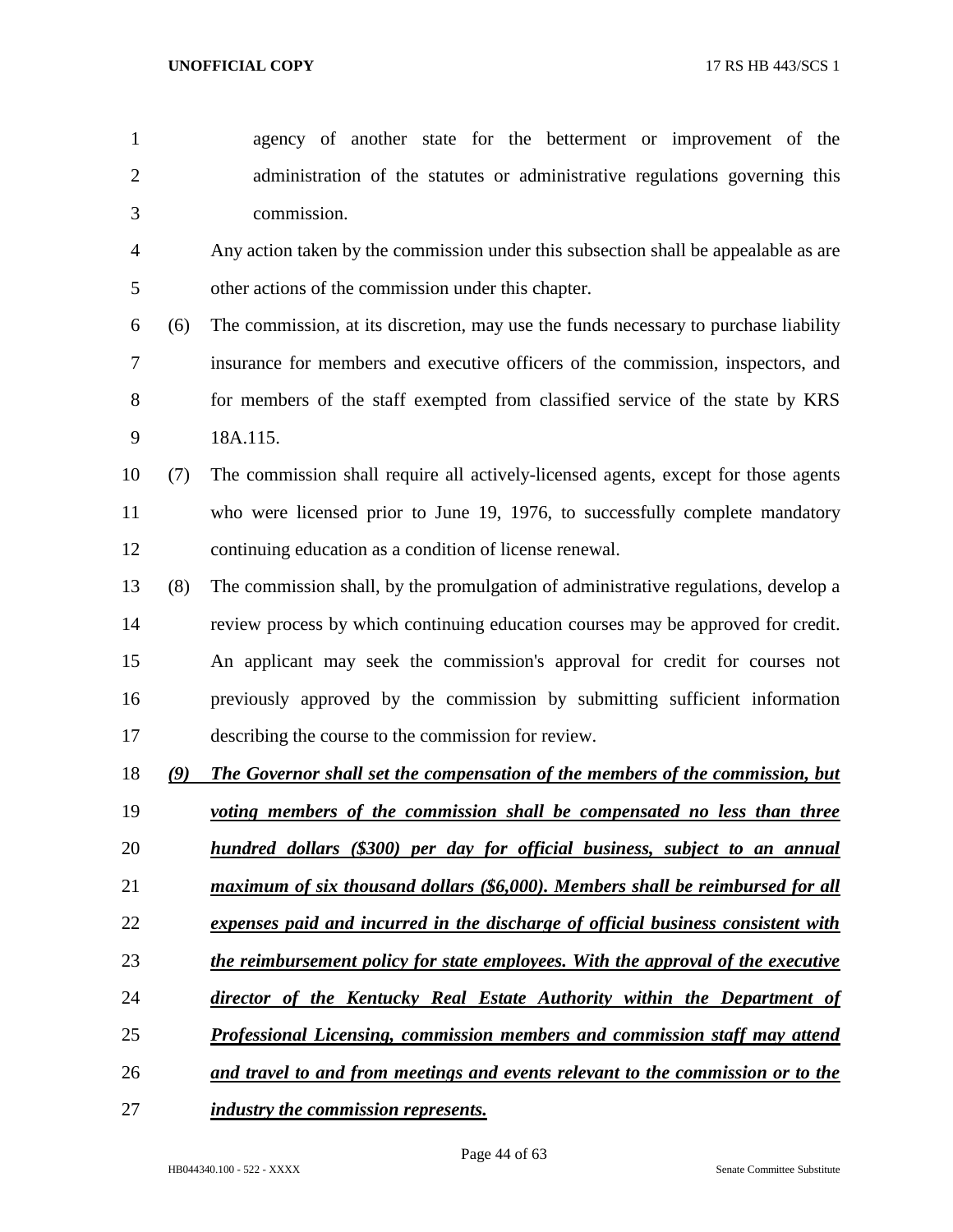agency of another state for the betterment or improvement of the administration of the statutes or administrative regulations governing this commission.

Any action taken by the commission under this subsection shall be appealable as are other actions of the commission under this chapter.

(6) The commission, at its discretion, may use the funds necessary to purchase liability insurance for members and executive officers of the commission, inspectors, and for members of the staff exempted from classified service of the state by KRS 18A.115.

(7) The commission shall require all actively-licensed agents, except for those agents who were licensed prior to June 19, 1976, to successfully complete mandatory continuing education as a condition of license renewal.

(8) The commission shall, by the promulgation of administrative regulations, develop a review process by which continuing education courses may be approved for credit. An applicant may seek the commission's approval for credit for courses not previously approved by the commission by submitting sufficient information describing the course to the commission for review.

***(9) The Governor shall set the compensation of the members of the commission, but voting members of the commission shall be compensated no less than three hundred dollars ($300) per day for official business, subject to an annual maximum of six thousand dollars ($6,000). Members shall be reimbursed for all expenses paid and incurred in the discharge of official business consistent with the reimbursement policy for state employees. With the approval of the executive director of the Kentucky Real Estate Authority within the Department of Professional Licensing, commission members and commission staff may attend and travel to and from meetings and events relevant to the commission or to the industry the commission represents.***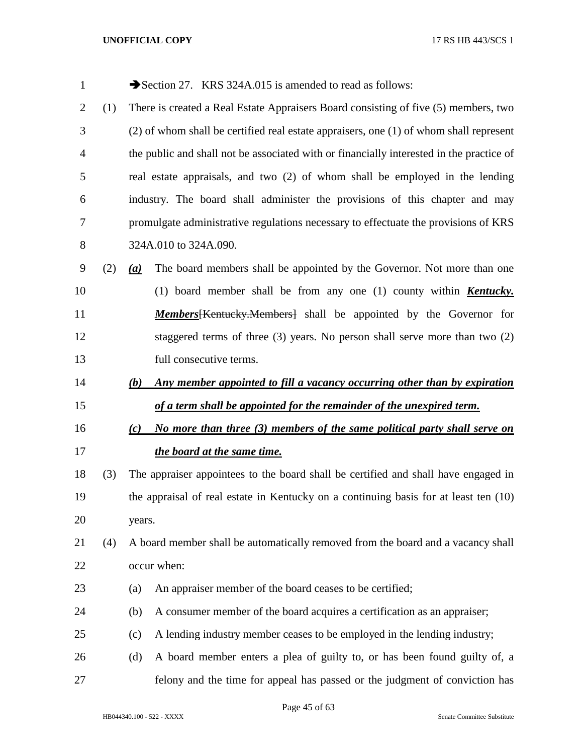➔Section 27. KRS 324A.015 is amended to read as follows:

(1) There is created a Real Estate Appraisers Board consisting of five (5) members, two (2) of whom shall be certified real estate appraisers, one (1) of whom shall represent the public and shall not be associated with or financially interested in the practice of real estate appraisals, and two (2) of whom shall be employed in the lending industry. The board shall administer the provisions of this chapter and may promulgate administrative regulations necessary to effectuate the provisions of KRS 324A.010 to 324A.090.

(2) ***(a)*** The board members shall be appointed by the Governor. Not more than one (1) board member shall be from any one (1) county within ***Kentucky. Members***[Kentucky.Members] shall be appointed by the Governor for staggered terms of three (3) years. No person shall serve more than two (2) full consecutive terms.

***(b) Any member appointed to fill a vacancy occurring other than by expiration of a term shall be appointed for the remainder of the unexpired term.***

***(c) No more than three (3) members of the same political party shall serve on the board at the same time.***

(3) The appraiser appointees to the board shall be certified and shall have engaged in the appraisal of real estate in Kentucky on a continuing basis for at least ten (10) years.

(4) A board member shall be automatically removed from the board and a vacancy shall occur when:

(a) An appraiser member of the board ceases to be certified;

(b) A consumer member of the board acquires a certification as an appraiser;

(c) A lending industry member ceases to be employed in the lending industry;

(d) A board member enters a plea of guilty to, or has been found guilty of, a felony and the time for appeal has passed or the judgment of conviction has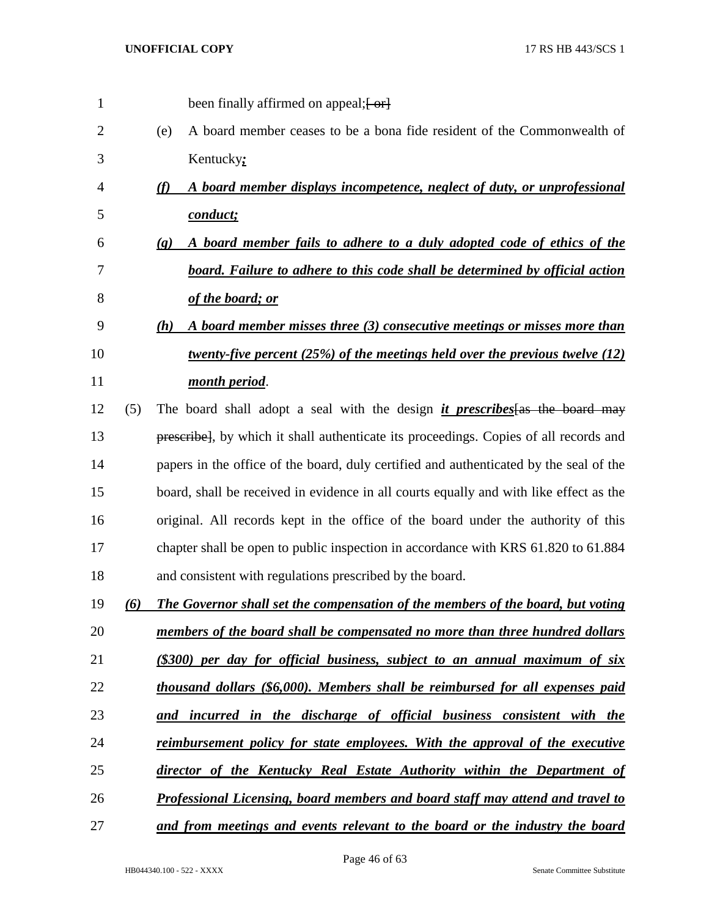been finally affirmed on appeal;[ or]

(e) A board member ceases to be a bona fide resident of the Commonwealth of Kentucky*;*

*(f) A board member displays incompetence, neglect of duty, or unprofessional conduct;*

*(g) A board member fails to adhere to a duly adopted code of ethics of the board. Failure to adhere to this code shall be determined by official action of the board; or*

*(h) A board member misses three (3) consecutive meetings or misses more than twenty-five percent (25%) of the meetings held over the previous twelve (12) month period*.

(5) The board shall adopt a seal with the design *it prescribes*[as the board may prescribe], by which it shall authenticate its proceedings. Copies of all records and papers in the office of the board, duly certified and authenticated by the seal of the board, shall be received in evidence in all courts equally and with like effect as the original. All records kept in the office of the board under the authority of this chapter shall be open to public inspection in accordance with KRS 61.820 to 61.884 and consistent with regulations prescribed by the board.

*(6) The Governor shall set the compensation of the members of the board, but voting members of the board shall be compensated no more than three hundred dollars ($300) per day for official business, subject to an annual maximum of six thousand dollars ($6,000). Members shall be reimbursed for all expenses paid and incurred in the discharge of official business consistent with the reimbursement policy for state employees. With the approval of the executive director of the Kentucky Real Estate Authority within the Department of Professional Licensing, board members and board staff may attend and travel to and from meetings and events relevant to the board or the industry the board*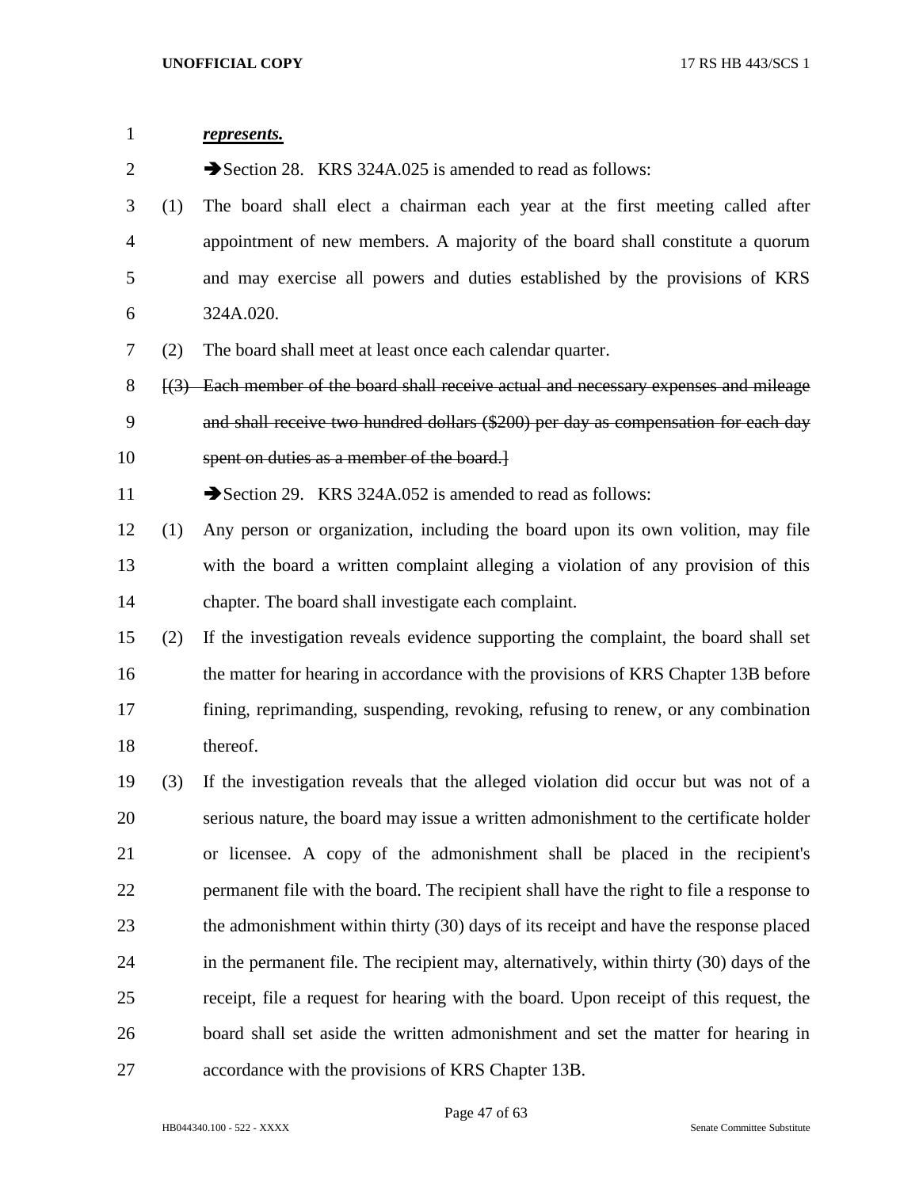***represents.***

➔Section 28. KRS 324A.025 is amended to read as follows:

(1) The board shall elect a chairman each year at the first meeting called after appointment of new members. A majority of the board shall constitute a quorum and may exercise all powers and duties established by the provisions of KRS 324A.020.

(2) The board shall meet at least once each calendar quarter.

[~~(3) Each member of the board shall receive actual and necessary expenses and mileage and shall receive two hundred dollars ($200) per day as compensation for each day spent on duties as a member of the board.~~]

➔Section 29. KRS 324A.052 is amended to read as follows:

(1) Any person or organization, including the board upon its own volition, may file with the board a written complaint alleging a violation of any provision of this chapter. The board shall investigate each complaint.

(2) If the investigation reveals evidence supporting the complaint, the board shall set the matter for hearing in accordance with the provisions of KRS Chapter 13B before fining, reprimanding, suspending, revoking, refusing to renew, or any combination thereof.

(3) If the investigation reveals that the alleged violation did occur but was not of a serious nature, the board may issue a written admonishment to the certificate holder or licensee. A copy of the admonishment shall be placed in the recipient's permanent file with the board. The recipient shall have the right to file a response to the admonishment within thirty (30) days of its receipt and have the response placed in the permanent file. The recipient may, alternatively, within thirty (30) days of the receipt, file a request for hearing with the board. Upon receipt of this request, the board shall set aside the written admonishment and set the matter for hearing in accordance with the provisions of KRS Chapter 13B.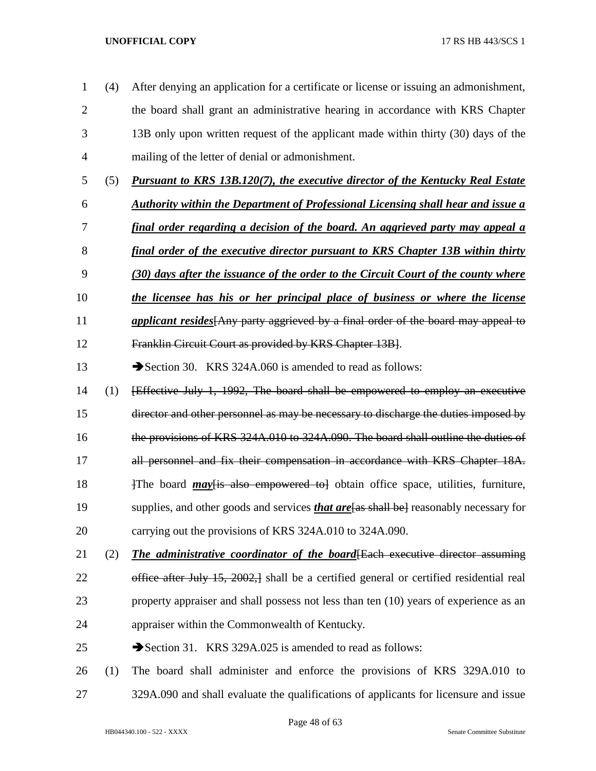(4) After denying an application for a certificate or license or issuing an admonishment, the board shall grant an administrative hearing in accordance with KRS Chapter 13B only upon written request of the applicant made within thirty (30) days of the mailing of the letter of denial or admonishment.

(5) ***Pursuant to KRS 13B.120(7), the executive director of the Kentucky Real Estate Authority within the Department of Professional Licensing shall hear and issue a final order regarding a decision of the board. An aggrieved party may appeal a final order of the executive director pursuant to KRS Chapter 13B within thirty (30) days after the issuance of the order to the Circuit Court of the county where the licensee has his or her principal place of business or where the license applicant resides***~~[Any party aggrieved by a final order of the board may appeal to Franklin Circuit Court as provided by KRS Chapter 13B]~~.

➔Section 30. KRS 324A.060 is amended to read as follows:

(1) ~~[Effective July 1, 1992, The board shall be empowered to employ an executive director and other personnel as may be necessary to discharge the duties imposed by the provisions of KRS 324A.010 to 324A.090. The board shall outline the duties of all personnel and fix their compensation in accordance with KRS Chapter 18A. ]~~The board ***may***~~[is also empowered to]~~ obtain office space, utilities, furniture, supplies, and other goods and services ***that are***~~[as shall be]~~ reasonably necessary for carrying out the provisions of KRS 324A.010 to 324A.090.

(2) ***The administrative coordinator of the board***~~[Each executive director assuming office after July 15, 2002,]~~ shall be a certified general or certified residential real property appraiser and shall possess not less than ten (10) years of experience as an appraiser within the Commonwealth of Kentucky.

➔Section 31. KRS 329A.025 is amended to read as follows:

(1) The board shall administer and enforce the provisions of KRS 329A.010 to 329A.090 and shall evaluate the qualifications of applicants for licensure and issue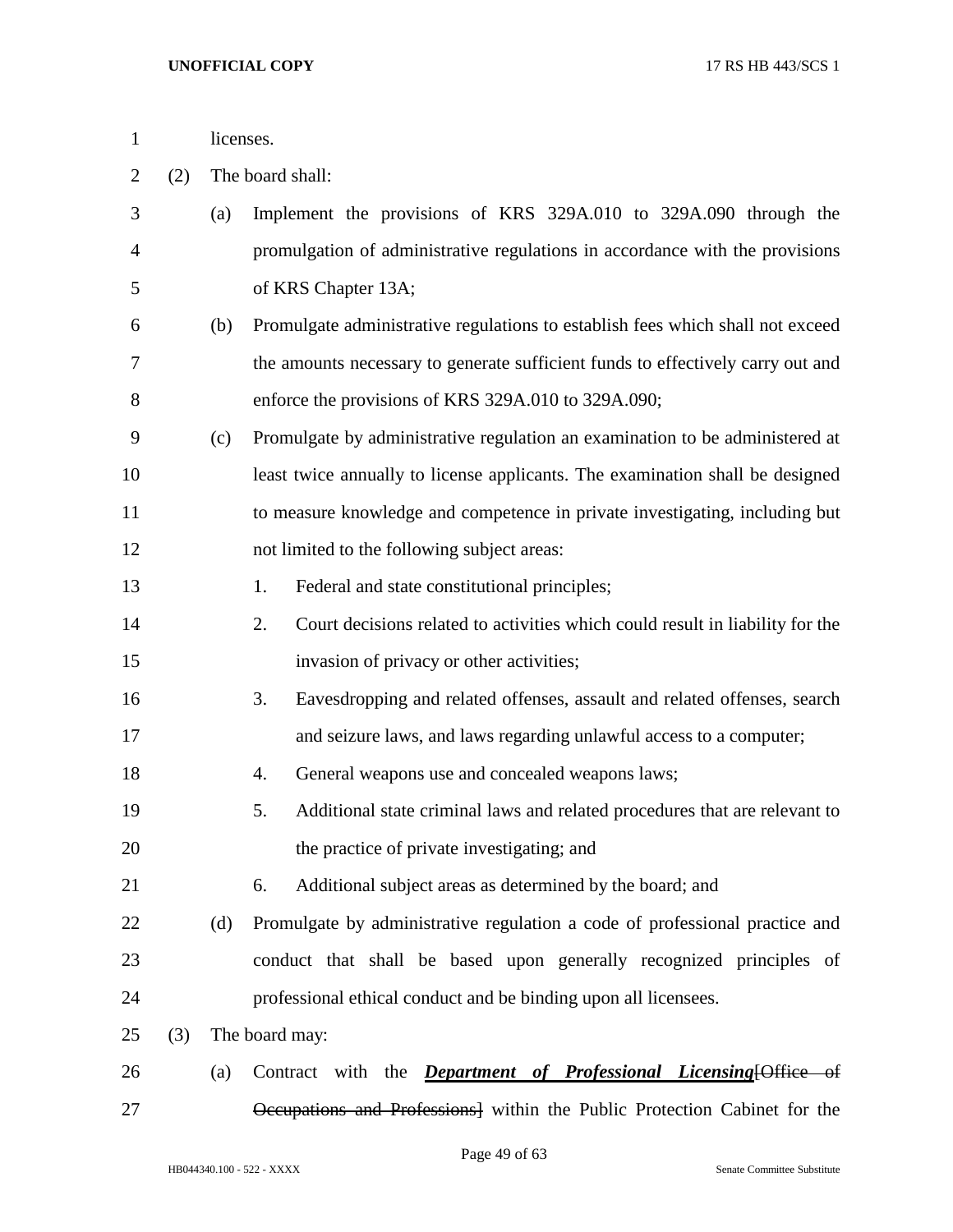licenses.

(2) The board shall:

(a) Implement the provisions of KRS 329A.010 to 329A.090 through the promulgation of administrative regulations in accordance with the provisions of KRS Chapter 13A;

(b) Promulgate administrative regulations to establish fees which shall not exceed the amounts necessary to generate sufficient funds to effectively carry out and enforce the provisions of KRS 329A.010 to 329A.090;

(c) Promulgate by administrative regulation an examination to be administered at least twice annually to license applicants. The examination shall be designed to measure knowledge and competence in private investigating, including but not limited to the following subject areas:

1. Federal and state constitutional principles;
2. Court decisions related to activities which could result in liability for the invasion of privacy or other activities;
3. Eavesdropping and related offenses, assault and related offenses, search and seizure laws, and laws regarding unlawful access to a computer;
4. General weapons use and concealed weapons laws;
5. Additional state criminal laws and related procedures that are relevant to the practice of private investigating; and
6. Additional subject areas as determined by the board; and

(d) Promulgate by administrative regulation a code of professional practice and conduct that shall be based upon generally recognized principles of professional ethical conduct and be binding upon all licensees.

(3) The board may:

(a) Contract with the ***Department of Professional Licensing***~~[Office of Occupations and Professions]~~ within the Public Protection Cabinet for the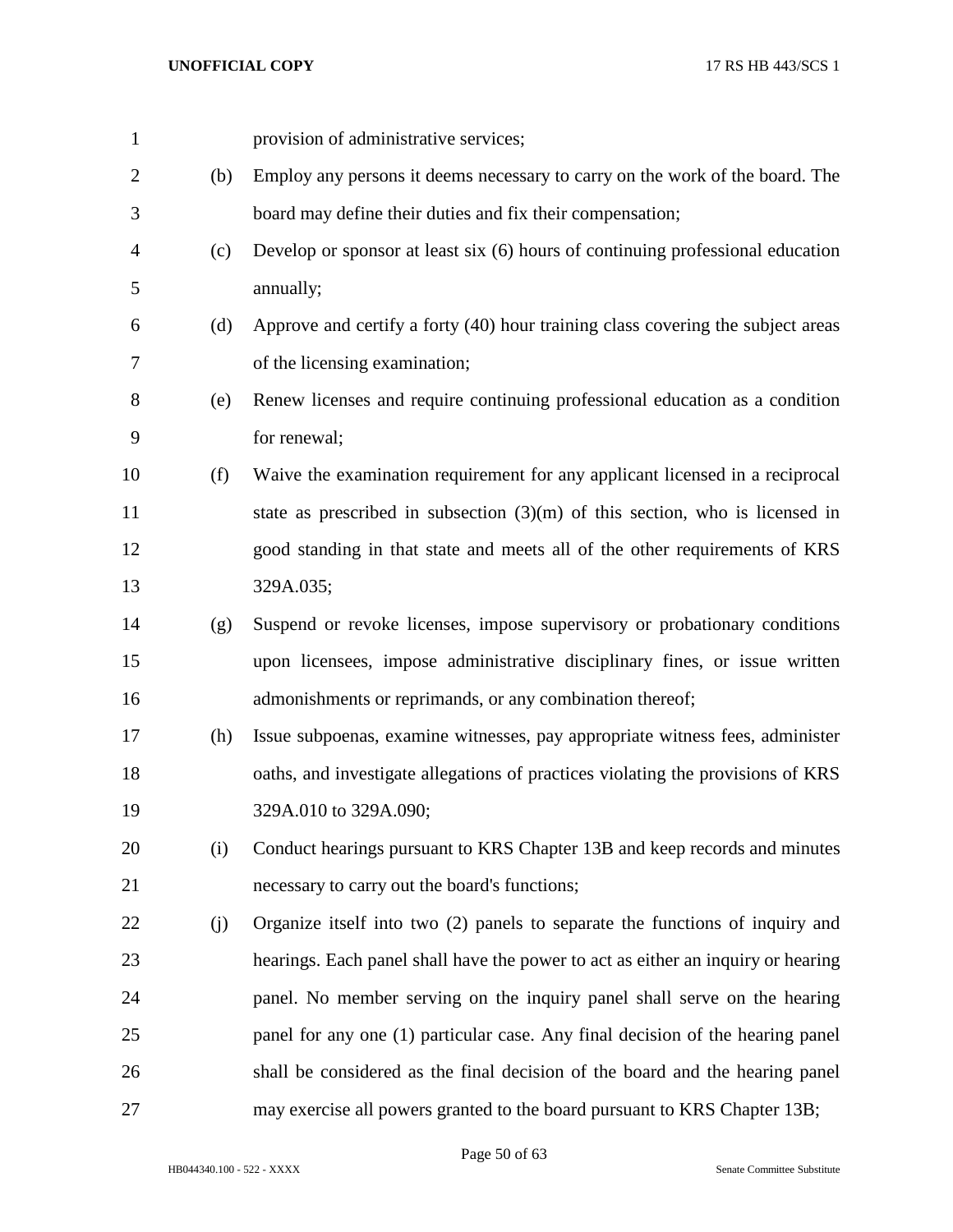provision of administrative services;

(b) Employ any persons it deems necessary to carry on the work of the board. The board may define their duties and fix their compensation;

(c) Develop or sponsor at least six (6) hours of continuing professional education annually;

(d) Approve and certify a forty (40) hour training class covering the subject areas of the licensing examination;

(e) Renew licenses and require continuing professional education as a condition for renewal;

(f) Waive the examination requirement for any applicant licensed in a reciprocal state as prescribed in subsection (3)(m) of this section, who is licensed in good standing in that state and meets all of the other requirements of KRS 329A.035;

(g) Suspend or revoke licenses, impose supervisory or probationary conditions upon licensees, impose administrative disciplinary fines, or issue written admonishments or reprimands, or any combination thereof;

(h) Issue subpoenas, examine witnesses, pay appropriate witness fees, administer oaths, and investigate allegations of practices violating the provisions of KRS 329A.010 to 329A.090;

(i) Conduct hearings pursuant to KRS Chapter 13B and keep records and minutes necessary to carry out the board's functions;

(j) Organize itself into two (2) panels to separate the functions of inquiry and hearings. Each panel shall have the power to act as either an inquiry or hearing panel. No member serving on the inquiry panel shall serve on the hearing panel for any one (1) particular case. Any final decision of the hearing panel shall be considered as the final decision of the board and the hearing panel may exercise all powers granted to the board pursuant to KRS Chapter 13B;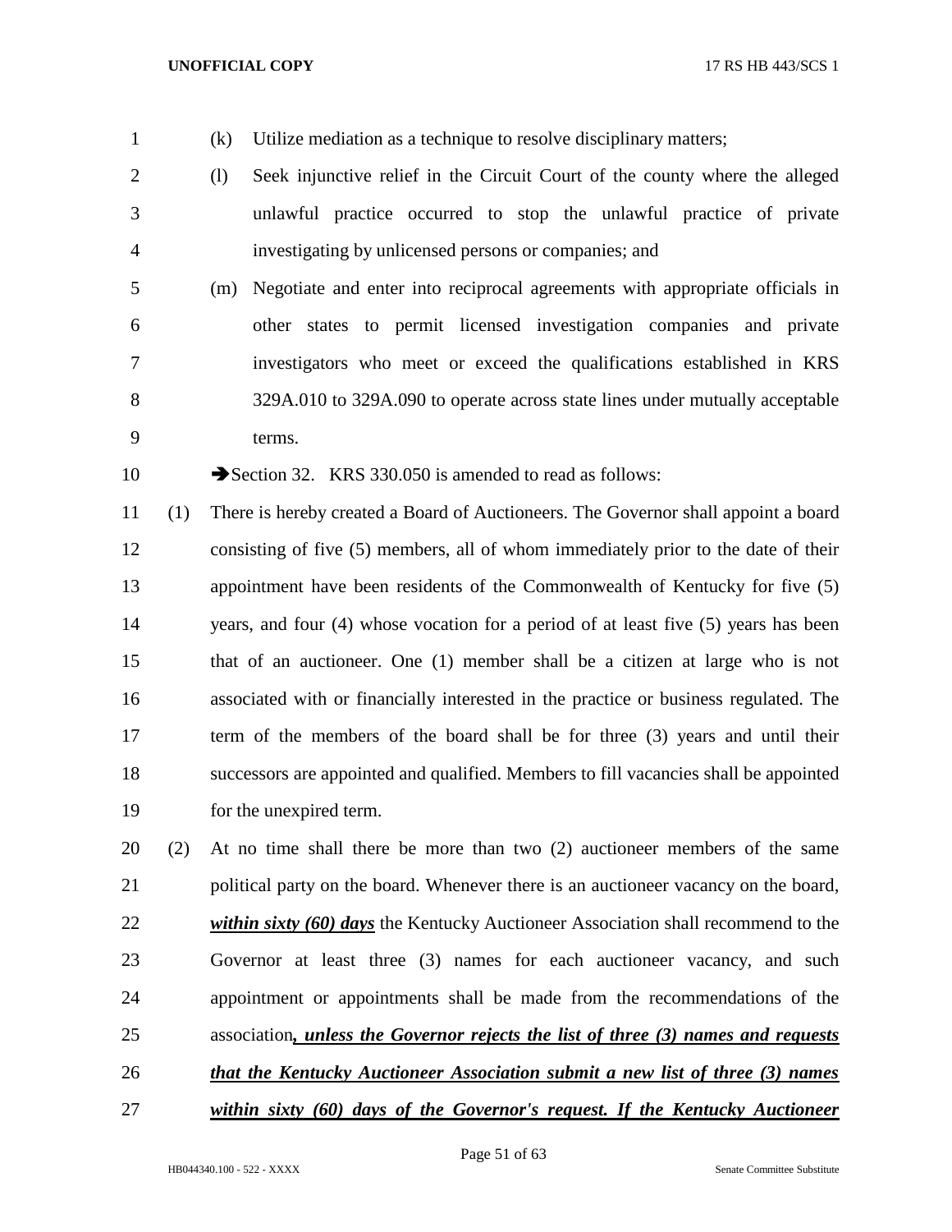(k) Utilize mediation as a technique to resolve disciplinary matters;

(l) Seek injunctive relief in the Circuit Court of the county where the alleged unlawful practice occurred to stop the unlawful practice of private investigating by unlicensed persons or companies; and

(m) Negotiate and enter into reciprocal agreements with appropriate officials in other states to permit licensed investigation companies and private investigators who meet or exceed the qualifications established in KRS 329A.010 to 329A.090 to operate across state lines under mutually acceptable terms.

➔Section 32. KRS 330.050 is amended to read as follows:

(1) There is hereby created a Board of Auctioneers. The Governor shall appoint a board consisting of five (5) members, all of whom immediately prior to the date of their appointment have been residents of the Commonwealth of Kentucky for five (5) years, and four (4) whose vocation for a period of at least five (5) years has been that of an auctioneer. One (1) member shall be a citizen at large who is not associated with or financially interested in the practice or business regulated. The term of the members of the board shall be for three (3) years and until their successors are appointed and qualified. Members to fill vacancies shall be appointed for the unexpired term.

(2) At no time shall there be more than two (2) auctioneer members of the same political party on the board. Whenever there is an auctioneer vacancy on the board, ***within sixty (60) days*** the Kentucky Auctioneer Association shall recommend to the Governor at least three (3) names for each auctioneer vacancy, and such appointment or appointments shall be made from the recommendations of the association***, unless the Governor rejects the list of three (3) names and requests that the Kentucky Auctioneer Association submit a new list of three (3) names within sixty (60) days of the Governor's request. If the Kentucky Auctioneer***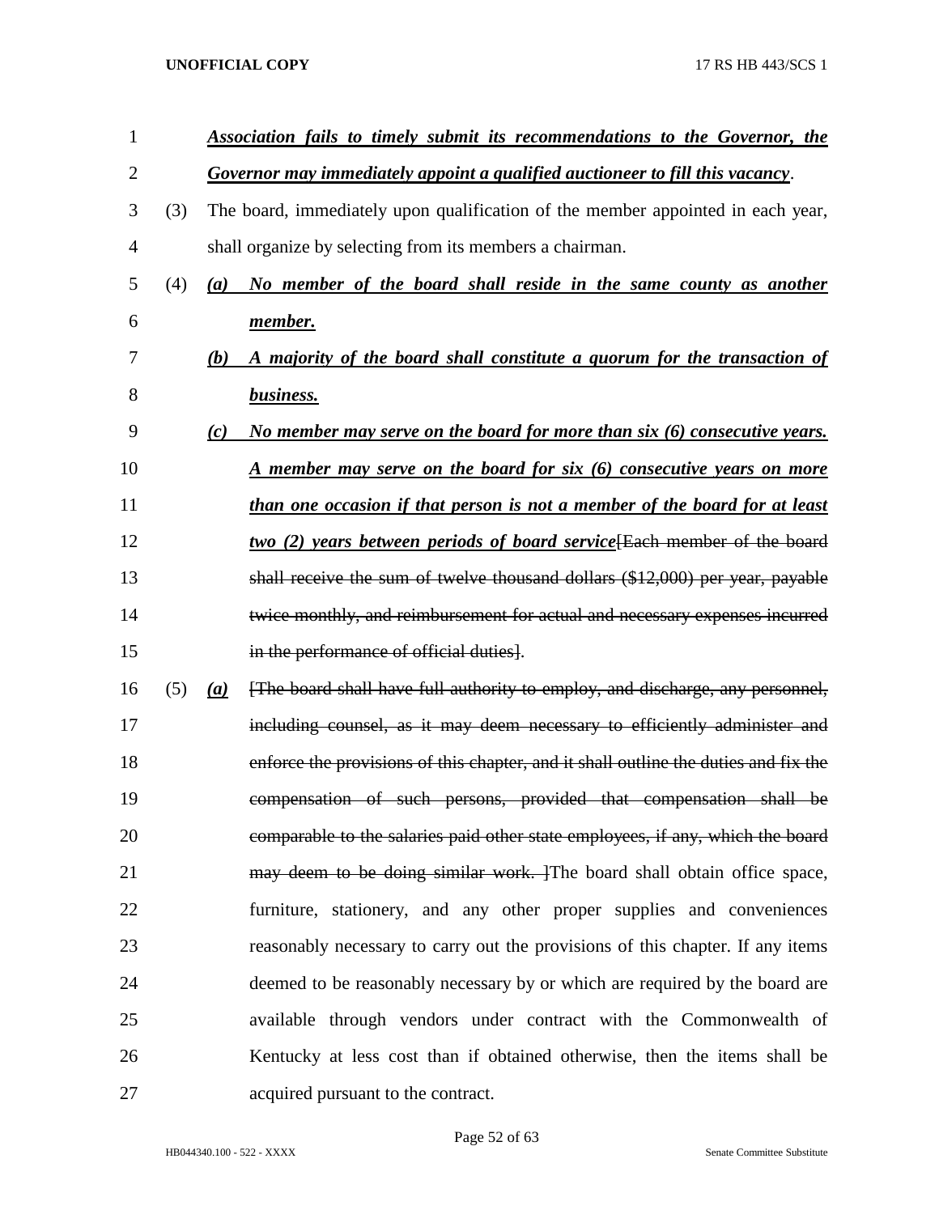***Association fails to timely submit its recommendations to the Governor, the Governor may immediately appoint a qualified auctioneer to fill this vacancy***.

(3) The board, immediately upon qualification of the member appointed in each year, shall organize by selecting from its members a chairman.

(4) ***(a) No member of the board shall reside in the same county as another member.***

***(b) A majority of the board shall constitute a quorum for the transaction of business.***

***(c) No member may serve on the board for more than six (6) consecutive years. A member may serve on the board for six (6) consecutive years on more than one occasion if that person is not a member of the board for at least two (2) years between periods of board service***~~[Each member of the board shall receive the sum of twelve thousand dollars ($12,000) per year, payable twice monthly, and reimbursement for actual and necessary expenses incurred in the performance of official duties]~~.

(5) ***(a)*** ~~[The board shall have full authority to employ, and discharge, any personnel, including counsel, as it may deem necessary to efficiently administer and enforce the provisions of this chapter, and it shall outline the duties and fix the compensation of such persons, provided that compensation shall be comparable to the salaries paid other state employees, if any, which the board may deem to be doing similar work. ]~~The board shall obtain office space, furniture, stationery, and any other proper supplies and conveniences reasonably necessary to carry out the provisions of this chapter. If any items deemed to be reasonably necessary by or which are required by the board are available through vendors under contract with the Commonwealth of Kentucky at less cost than if obtained otherwise, then the items shall be acquired pursuant to the contract.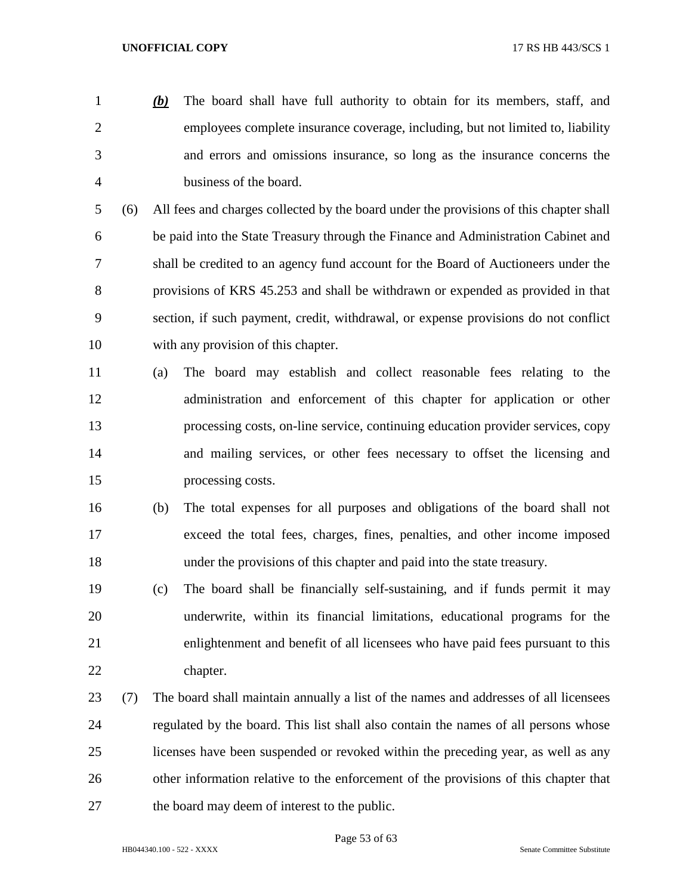*__(b)__* The board shall have full authority to obtain for its members, staff, and employees complete insurance coverage, including, but not limited to, liability and errors and omissions insurance, so long as the insurance concerns the business of the board.

(6) All fees and charges collected by the board under the provisions of this chapter shall be paid into the State Treasury through the Finance and Administration Cabinet and shall be credited to an agency fund account for the Board of Auctioneers under the provisions of KRS 45.253 and shall be withdrawn or expended as provided in that section, if such payment, credit, withdrawal, or expense provisions do not conflict with any provision of this chapter.

(a) The board may establish and collect reasonable fees relating to the administration and enforcement of this chapter for application or other processing costs, on-line service, continuing education provider services, copy and mailing services, or other fees necessary to offset the licensing and processing costs.

(b) The total expenses for all purposes and obligations of the board shall not exceed the total fees, charges, fines, penalties, and other income imposed under the provisions of this chapter and paid into the state treasury.

(c) The board shall be financially self-sustaining, and if funds permit it may underwrite, within its financial limitations, educational programs for the enlightenment and benefit of all licensees who have paid fees pursuant to this chapter.

(7) The board shall maintain annually a list of the names and addresses of all licensees regulated by the board. This list shall also contain the names of all persons whose licenses have been suspended or revoked within the preceding year, as well as any other information relative to the enforcement of the provisions of this chapter that the board may deem of interest to the public.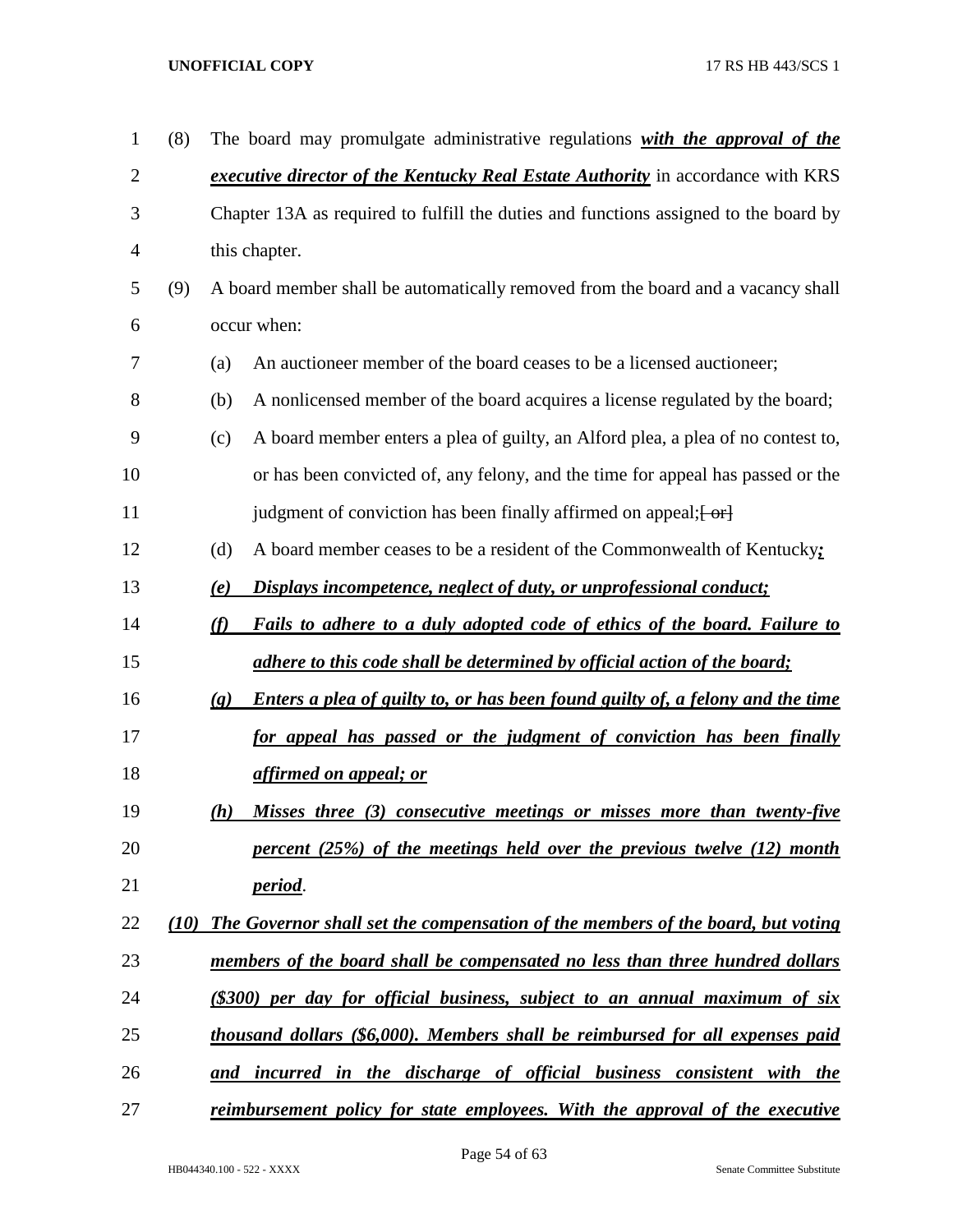(8) The board may promulgate administrative regulations ***with the approval of the executive director of the Kentucky Real Estate Authority*** in accordance with KRS Chapter 13A as required to fulfill the duties and functions assigned to the board by this chapter.

(9) A board member shall be automatically removed from the board and a vacancy shall occur when:

(a) An auctioneer member of the board ceases to be a licensed auctioneer;

(b) A nonlicensed member of the board acquires a license regulated by the board;

(c) A board member enters a plea of guilty, an Alford plea, a plea of no contest to, or has been convicted of, any felony, and the time for appeal has passed or the judgment of conviction has been finally affirmed on appeal;~~[ or]~~

(d) A board member ceases to be a resident of the Commonwealth of Kentucky***;***

***(e) Displays incompetence, neglect of duty, or unprofessional conduct;***

***(f) Fails to adhere to a duly adopted code of ethics of the board. Failure to adhere to this code shall be determined by official action of the board;***

***(g) Enters a plea of guilty to, or has been found guilty of, a felony and the time for appeal has passed or the judgment of conviction has been finally affirmed on appeal; or***

***(h) Misses three (3) consecutive meetings or misses more than twenty-five percent (25%) of the meetings held over the previous twelve (12) month period***.

***(10) The Governor shall set the compensation of the members of the board, but voting members of the board shall be compensated no less than three hundred dollars ($300) per day for official business, subject to an annual maximum of six thousand dollars ($6,000). Members shall be reimbursed for all expenses paid and incurred in the discharge of official business consistent with the reimbursement policy for state employees. With the approval of the executive***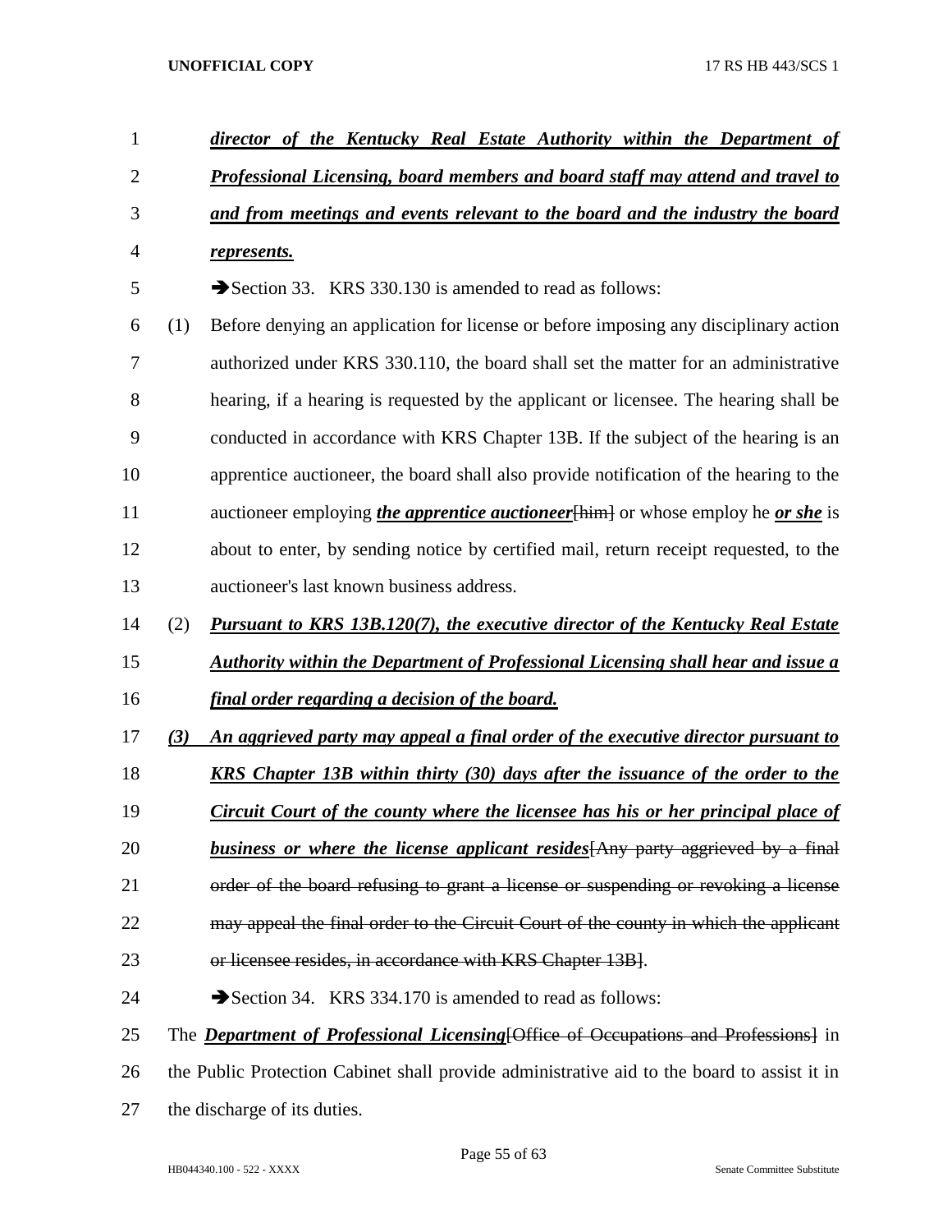***director of the Kentucky Real Estate Authority within the Department of Professional Licensing, board members and board staff may attend and travel to and from meetings and events relevant to the board and the industry the board represents.***

➔Section 33. KRS 330.130 is amended to read as follows:

(1) Before denying an application for license or before imposing any disciplinary action authorized under KRS 330.110, the board shall set the matter for an administrative hearing, if a hearing is requested by the applicant or licensee. The hearing shall be conducted in accordance with KRS Chapter 13B. If the subject of the hearing is an apprentice auctioneer, the board shall also provide notification of the hearing to the auctioneer employing ***the apprentice auctioneer***~~[him]~~ or whose employ he ***or she*** is about to enter, by sending notice by certified mail, return receipt requested, to the auctioneer's last known business address.

(2) ***Pursuant to KRS 13B.120(7), the executive director of the Kentucky Real Estate Authority within the Department of Professional Licensing shall hear and issue a final order regarding a decision of the board.***

***(3) An aggrieved party may appeal a final order of the executive director pursuant to KRS Chapter 13B within thirty (30) days after the issuance of the order to the Circuit Court of the county where the licensee has his or her principal place of business or where the license applicant resides***~~[Any party aggrieved by a final order of the board refusing to grant a license or suspending or revoking a license may appeal the final order to the Circuit Court of the county in which the applicant or licensee resides, in accordance with KRS Chapter 13B]~~.

➔Section 34. KRS 334.170 is amended to read as follows:

The ***Department of Professional Licensing***~~[Office of Occupations and Professions]~~ in the Public Protection Cabinet shall provide administrative aid to the board to assist it in the discharge of its duties.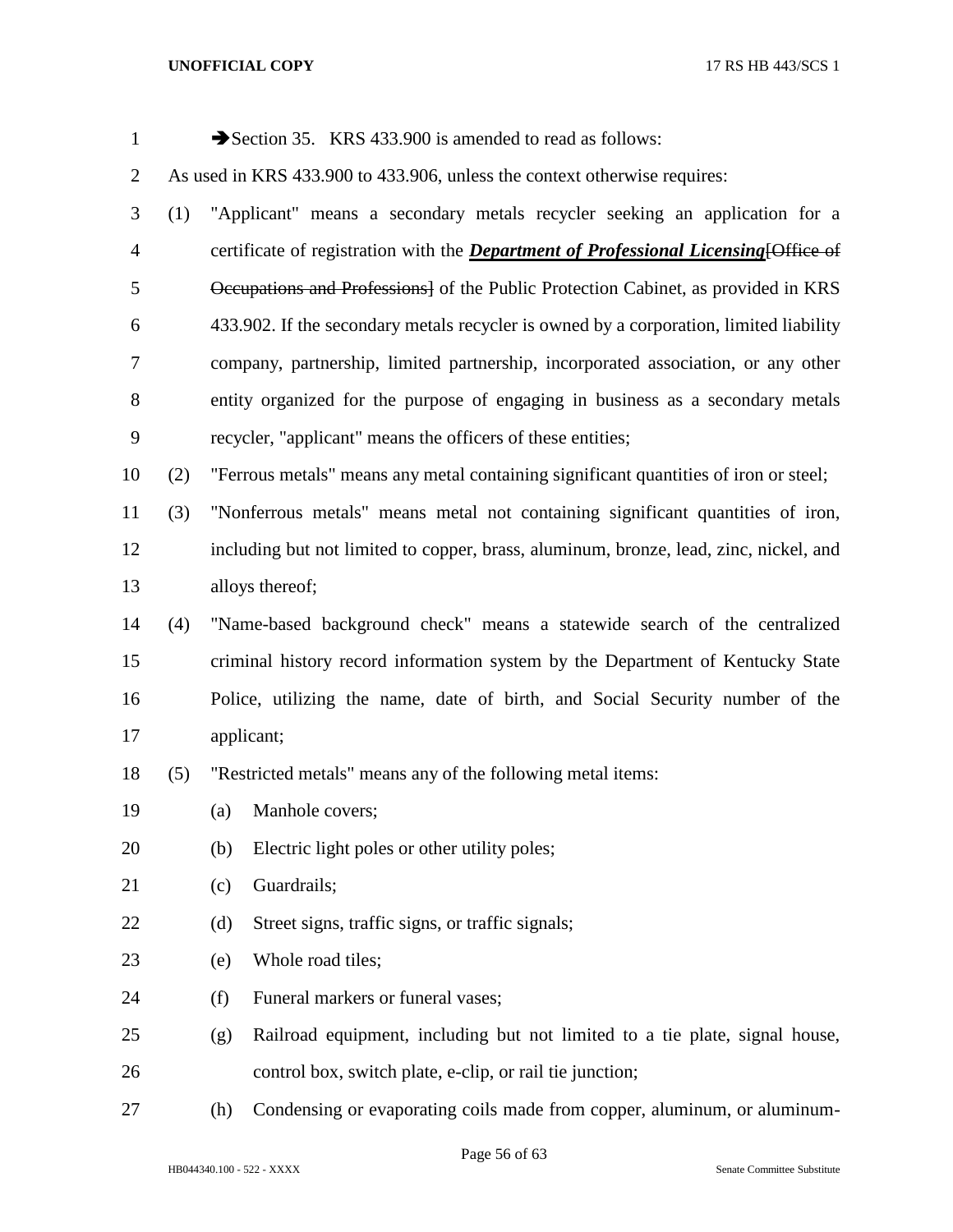➔Section 35. KRS 433.900 is amended to read as follows:

As used in KRS 433.900 to 433.906, unless the context otherwise requires:

(1) "Applicant" means a secondary metals recycler seeking an application for a certificate of registration with the ***Department of Professional Licensing***[~~Office of Occupations and Professions~~] of the Public Protection Cabinet, as provided in KRS 433.902. If the secondary metals recycler is owned by a corporation, limited liability company, partnership, limited partnership, incorporated association, or any other entity organized for the purpose of engaging in business as a secondary metals recycler, "applicant" means the officers of these entities;

(2) "Ferrous metals" means any metal containing significant quantities of iron or steel;

(3) "Nonferrous metals" means metal not containing significant quantities of iron, including but not limited to copper, brass, aluminum, bronze, lead, zinc, nickel, and alloys thereof;

(4) "Name-based background check" means a statewide search of the centralized criminal history record information system by the Department of Kentucky State Police, utilizing the name, date of birth, and Social Security number of the applicant;

(5) "Restricted metals" means any of the following metal items:

(a) Manhole covers;

(b) Electric light poles or other utility poles;

(c) Guardrails;

(d) Street signs, traffic signs, or traffic signals;

(e) Whole road tiles;

(f) Funeral markers or funeral vases;

(g) Railroad equipment, including but not limited to a tie plate, signal house, control box, switch plate, e-clip, or rail tie junction;

(h) Condensing or evaporating coils made from copper, aluminum, or aluminum-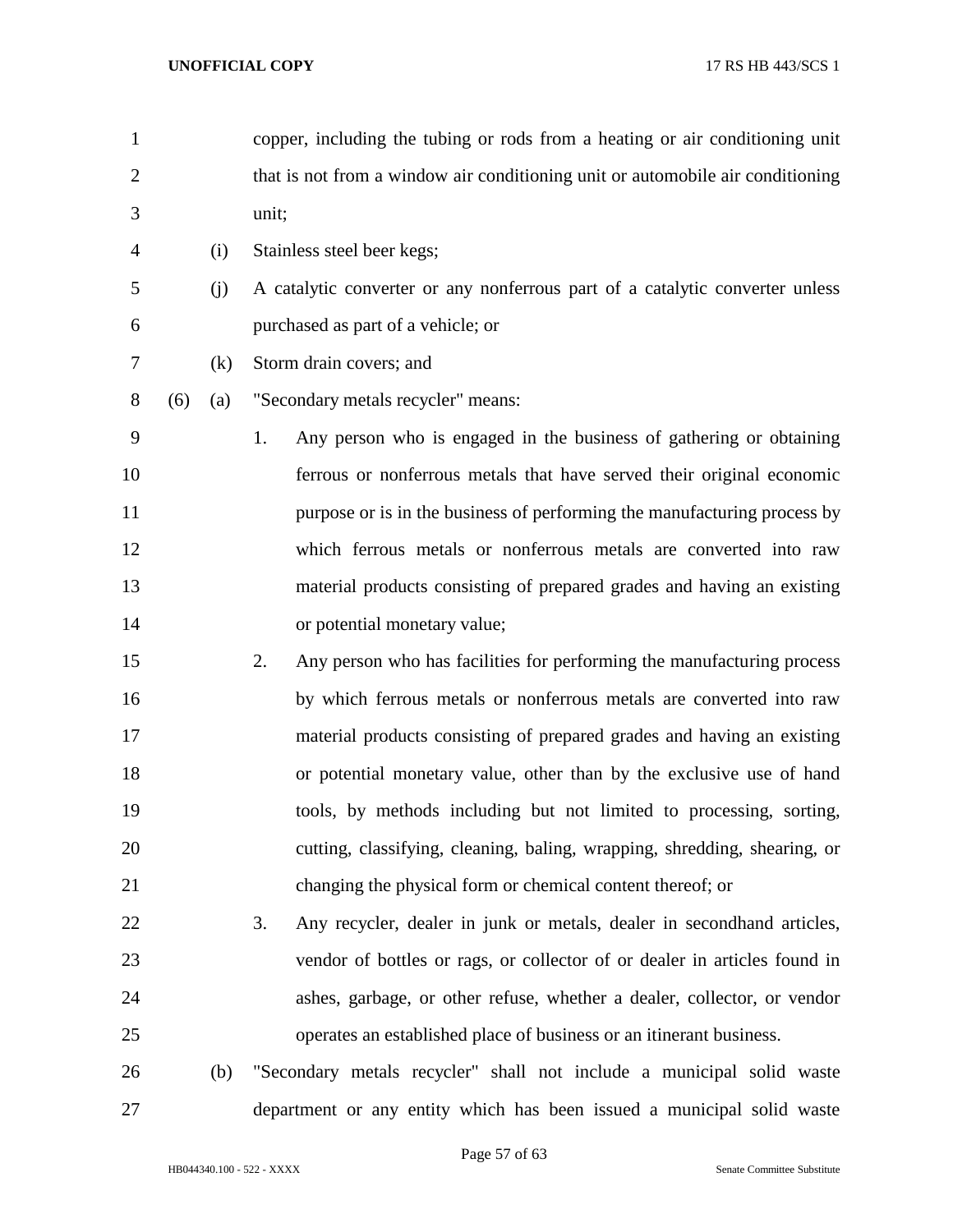copper, including the tubing or rods from a heating or air conditioning unit that is not from a window air conditioning unit or automobile air conditioning unit;

(i) Stainless steel beer kegs;

(j) A catalytic converter or any nonferrous part of a catalytic converter unless purchased as part of a vehicle; or

(k) Storm drain covers; and

(6) (a) "Secondary metals recycler" means:

1. Any person who is engaged in the business of gathering or obtaining ferrous or nonferrous metals that have served their original economic purpose or is in the business of performing the manufacturing process by which ferrous metals or nonferrous metals are converted into raw material products consisting of prepared grades and having an existing or potential monetary value;

2. Any person who has facilities for performing the manufacturing process by which ferrous metals or nonferrous metals are converted into raw material products consisting of prepared grades and having an existing or potential monetary value, other than by the exclusive use of hand tools, by methods including but not limited to processing, sorting, cutting, classifying, cleaning, baling, wrapping, shredding, shearing, or changing the physical form or chemical content thereof; or

3. Any recycler, dealer in junk or metals, dealer in secondhand articles, vendor of bottles or rags, or collector of or dealer in articles found in ashes, garbage, or other refuse, whether a dealer, collector, or vendor operates an established place of business or an itinerant business.

(b) "Secondary metals recycler" shall not include a municipal solid waste department or any entity which has been issued a municipal solid waste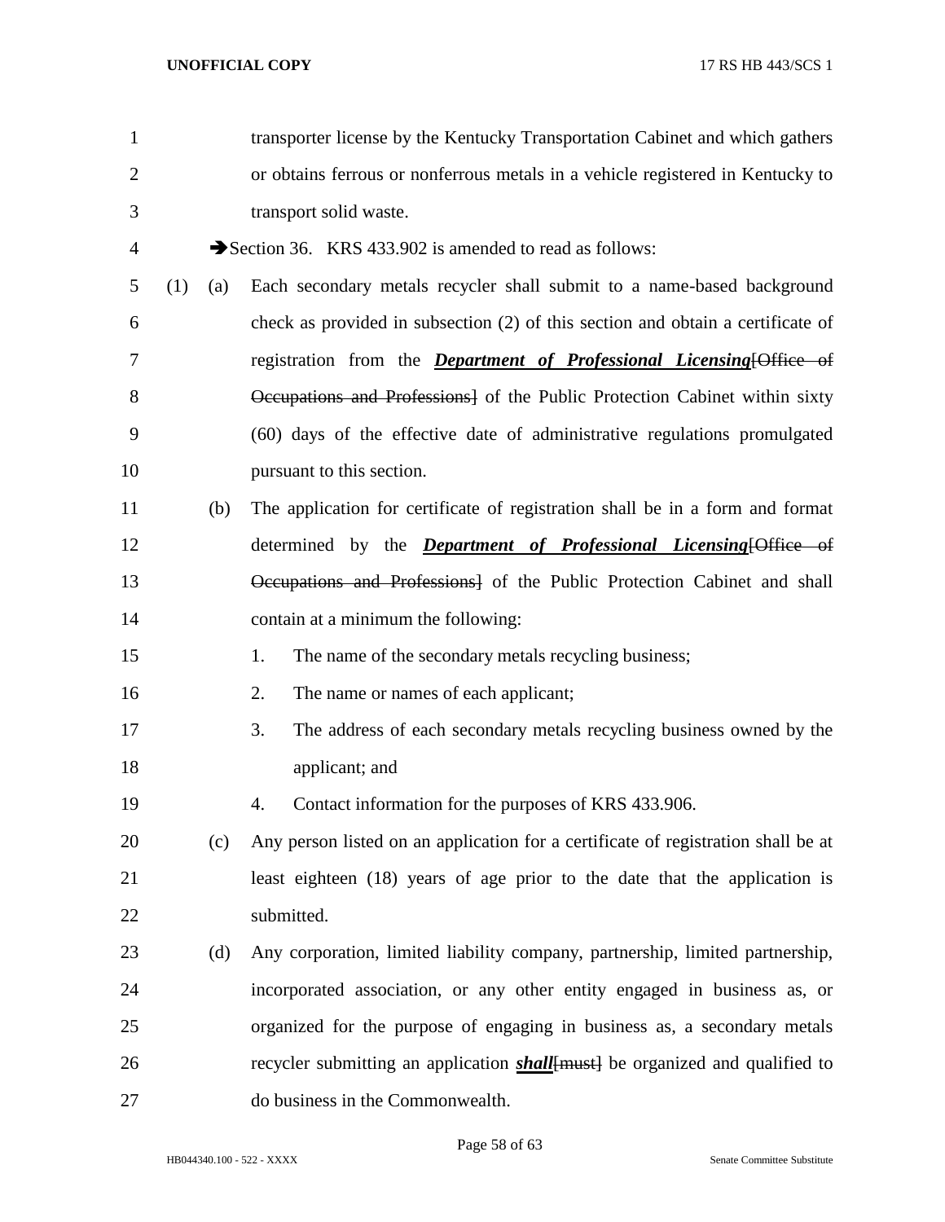transporter license by the Kentucky Transportation Cabinet and which gathers or obtains ferrous or nonferrous metals in a vehicle registered in Kentucky to transport solid waste.

➔Section 36. KRS 433.902 is amended to read as follows:

(1) (a) Each secondary metals recycler shall submit to a name-based background check as provided in subsection (2) of this section and obtain a certificate of registration from the ***Department of Professional Licensing***~~[Office of Occupations and Professions]~~ of the Public Protection Cabinet within sixty (60) days of the effective date of administrative regulations promulgated pursuant to this section.

(b) The application for certificate of registration shall be in a form and format determined by the ***Department of Professional Licensing***~~[Office of Occupations and Professions]~~ of the Public Protection Cabinet and shall contain at a minimum the following:

1. The name of the secondary metals recycling business;
2. The name or names of each applicant;
3. The address of each secondary metals recycling business owned by the applicant; and
4. Contact information for the purposes of KRS 433.906.

(c) Any person listed on an application for a certificate of registration shall be at least eighteen (18) years of age prior to the date that the application is submitted.

(d) Any corporation, limited liability company, partnership, limited partnership, incorporated association, or any other entity engaged in business as, or organized for the purpose of engaging in business as, a secondary metals recycler submitting an application ***shall***~~[must]~~ be organized and qualified to do business in the Commonwealth.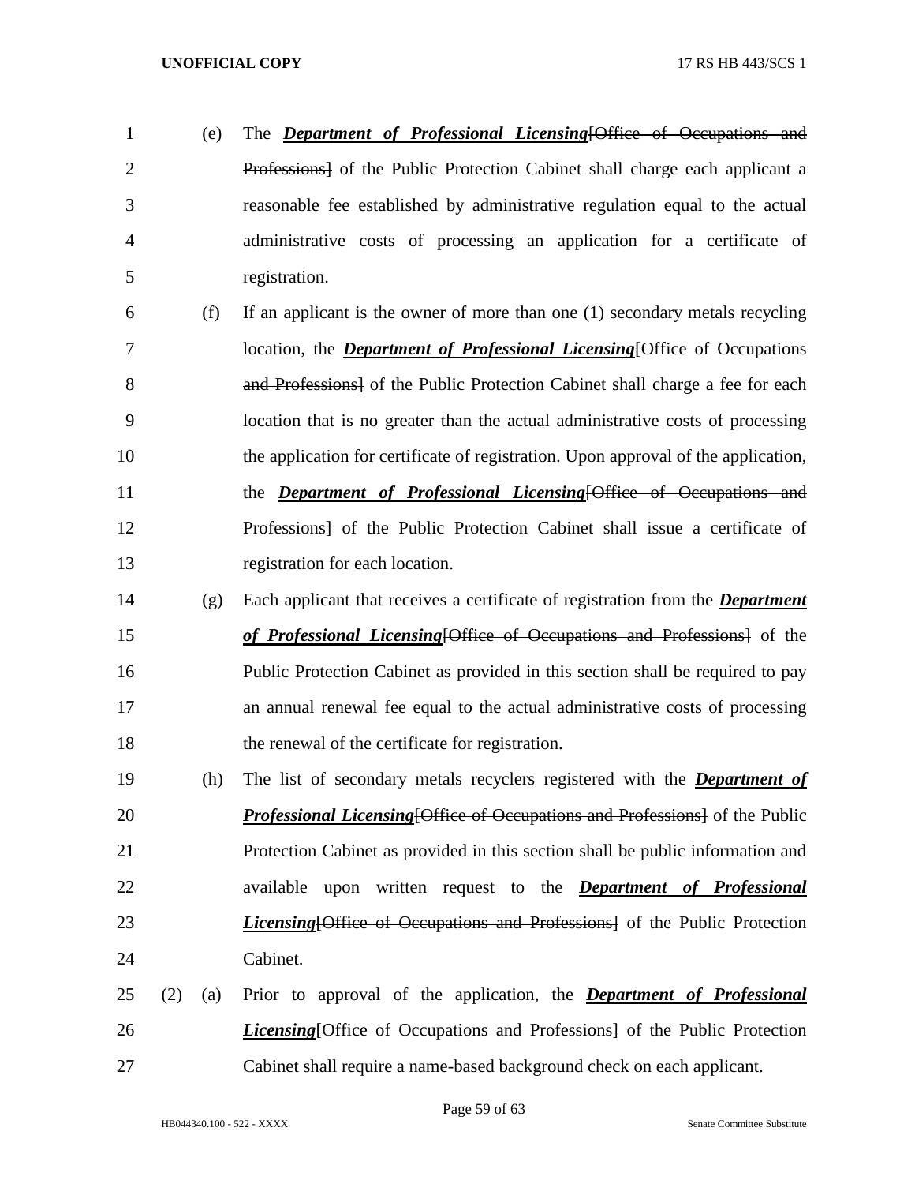(e) The ***Department of Professional Licensing***[~~Office of Occupations and Professions~~] of the Public Protection Cabinet shall charge each applicant a reasonable fee established by administrative regulation equal to the actual administrative costs of processing an application for a certificate of registration.

(f) If an applicant is the owner of more than one (1) secondary metals recycling location, the ***Department of Professional Licensing***[~~Office of Occupations and Professions~~] of the Public Protection Cabinet shall charge a fee for each location that is no greater than the actual administrative costs of processing the application for certificate of registration. Upon approval of the application, the ***Department of Professional Licensing***[~~Office of Occupations and Professions~~] of the Public Protection Cabinet shall issue a certificate of registration for each location.

(g) Each applicant that receives a certificate of registration from the ***Department of Professional Licensing***[~~Office of Occupations and Professions~~] of the Public Protection Cabinet as provided in this section shall be required to pay an annual renewal fee equal to the actual administrative costs of processing the renewal of the certificate for registration.

(h) The list of secondary metals recyclers registered with the ***Department of Professional Licensing***[~~Office of Occupations and Professions~~] of the Public Protection Cabinet as provided in this section shall be public information and available upon written request to the ***Department of Professional Licensing***[~~Office of Occupations and Professions~~] of the Public Protection Cabinet.

(2) (a) Prior to approval of the application, the ***Department of Professional Licensing***[~~Office of Occupations and Professions~~] of the Public Protection Cabinet shall require a name-based background check on each applicant.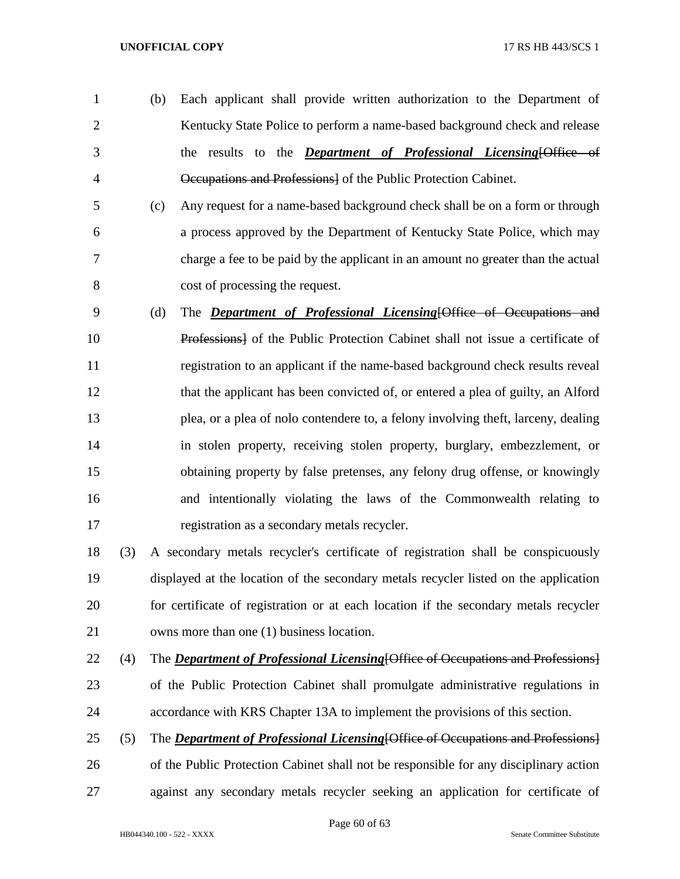(b) Each applicant shall provide written authorization to the Department of Kentucky State Police to perform a name-based background check and release the results to the ***Department of Professional Licensing***[~~Office of Occupations and Professions~~] of the Public Protection Cabinet.

(c) Any request for a name-based background check shall be on a form or through a process approved by the Department of Kentucky State Police, which may charge a fee to be paid by the applicant in an amount no greater than the actual cost of processing the request.

(d) The ***Department of Professional Licensing***[~~Office of Occupations and Professions~~] of the Public Protection Cabinet shall not issue a certificate of registration to an applicant if the name-based background check results reveal that the applicant has been convicted of, or entered a plea of guilty, an Alford plea, or a plea of nolo contendere to, a felony involving theft, larceny, dealing in stolen property, receiving stolen property, burglary, embezzlement, or obtaining property by false pretenses, any felony drug offense, or knowingly and intentionally violating the laws of the Commonwealth relating to registration as a secondary metals recycler.

(3) A secondary metals recycler's certificate of registration shall be conspicuously displayed at the location of the secondary metals recycler listed on the application for certificate of registration or at each location if the secondary metals recycler owns more than one (1) business location.

(4) The ***Department of Professional Licensing***[~~Office of Occupations and Professions~~] of the Public Protection Cabinet shall promulgate administrative regulations in accordance with KRS Chapter 13A to implement the provisions of this section.

(5) The ***Department of Professional Licensing***[~~Office of Occupations and Professions~~] of the Public Protection Cabinet shall not be responsible for any disciplinary action against any secondary metals recycler seeking an application for certificate of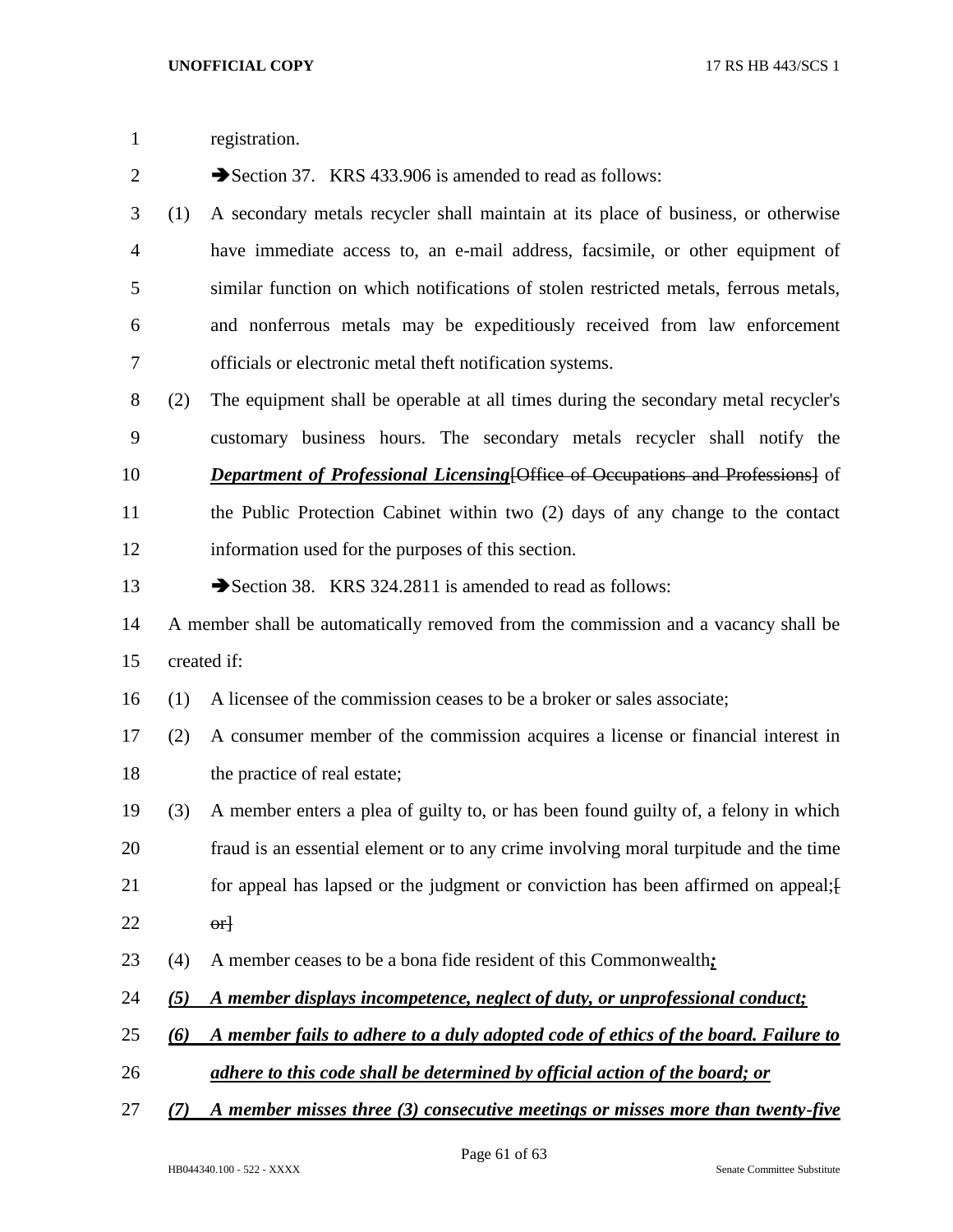registration.

➔Section 37. KRS 433.906 is amended to read as follows:

(1) A secondary metals recycler shall maintain at its place of business, or otherwise have immediate access to, an e-mail address, facsimile, or other equipment of similar function on which notifications of stolen restricted metals, ferrous metals, and nonferrous metals may be expeditiously received from law enforcement officials or electronic metal theft notification systems.

(2) The equipment shall be operable at all times during the secondary metal recycler's customary business hours. The secondary metals recycler shall notify the ***Department of Professional Licensing***~~[Office of Occupations and Professions]~~ of the Public Protection Cabinet within two (2) days of any change to the contact information used for the purposes of this section.

➔Section 38. KRS 324.2811 is amended to read as follows:

A member shall be automatically removed from the commission and a vacancy shall be created if:

(1) A licensee of the commission ceases to be a broker or sales associate;

(2) A consumer member of the commission acquires a license or financial interest in the practice of real estate;

(3) A member enters a plea of guilty to, or has been found guilty of, a felony in which fraud is an essential element or to any crime involving moral turpitude and the time for appeal has lapsed or the judgment or conviction has been affirmed on appeal;~~[ or]~~

(4) A member ceases to be a bona fide resident of this Commonwealth***;***

***(5) A member displays incompetence, neglect of duty, or unprofessional conduct;***

***(6) A member fails to adhere to a duly adopted code of ethics of the board. Failure to adhere to this code shall be determined by official action of the board; or***

***(7) A member misses three (3) consecutive meetings or misses more than twenty-five***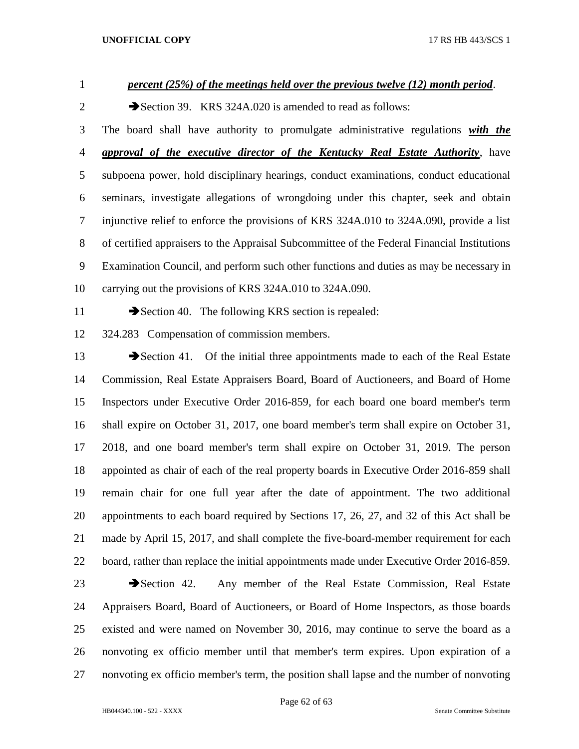***percent (25%) of the meetings held over the previous twelve (12) month period***.

➔Section 39. KRS 324A.020 is amended to read as follows:

The board shall have authority to promulgate administrative regulations ***with the approval of the executive director of the Kentucky Real Estate Authority***, have subpoena power, hold disciplinary hearings, conduct examinations, conduct educational seminars, investigate allegations of wrongdoing under this chapter, seek and obtain injunctive relief to enforce the provisions of KRS 324A.010 to 324A.090, provide a list of certified appraisers to the Appraisal Subcommittee of the Federal Financial Institutions Examination Council, and perform such other functions and duties as may be necessary in carrying out the provisions of KRS 324A.010 to 324A.090.

➔Section 40. The following KRS section is repealed:

324.283 Compensation of commission members.

➔Section 41. Of the initial three appointments made to each of the Real Estate Commission, Real Estate Appraisers Board, Board of Auctioneers, and Board of Home Inspectors under Executive Order 2016-859, for each board one board member's term shall expire on October 31, 2017, one board member's term shall expire on October 31, 2018, and one board member's term shall expire on October 31, 2019. The person appointed as chair of each of the real property boards in Executive Order 2016-859 shall remain chair for one full year after the date of appointment. The two additional appointments to each board required by Sections 17, 26, 27, and 32 of this Act shall be made by April 15, 2017, and shall complete the five-board-member requirement for each board, rather than replace the initial appointments made under Executive Order 2016-859.

➔Section 42. Any member of the Real Estate Commission, Real Estate Appraisers Board, Board of Auctioneers, or Board of Home Inspectors, as those boards existed and were named on November 30, 2016, may continue to serve the board as a nonvoting ex officio member until that member's term expires. Upon expiration of a nonvoting ex officio member's term, the position shall lapse and the number of nonvoting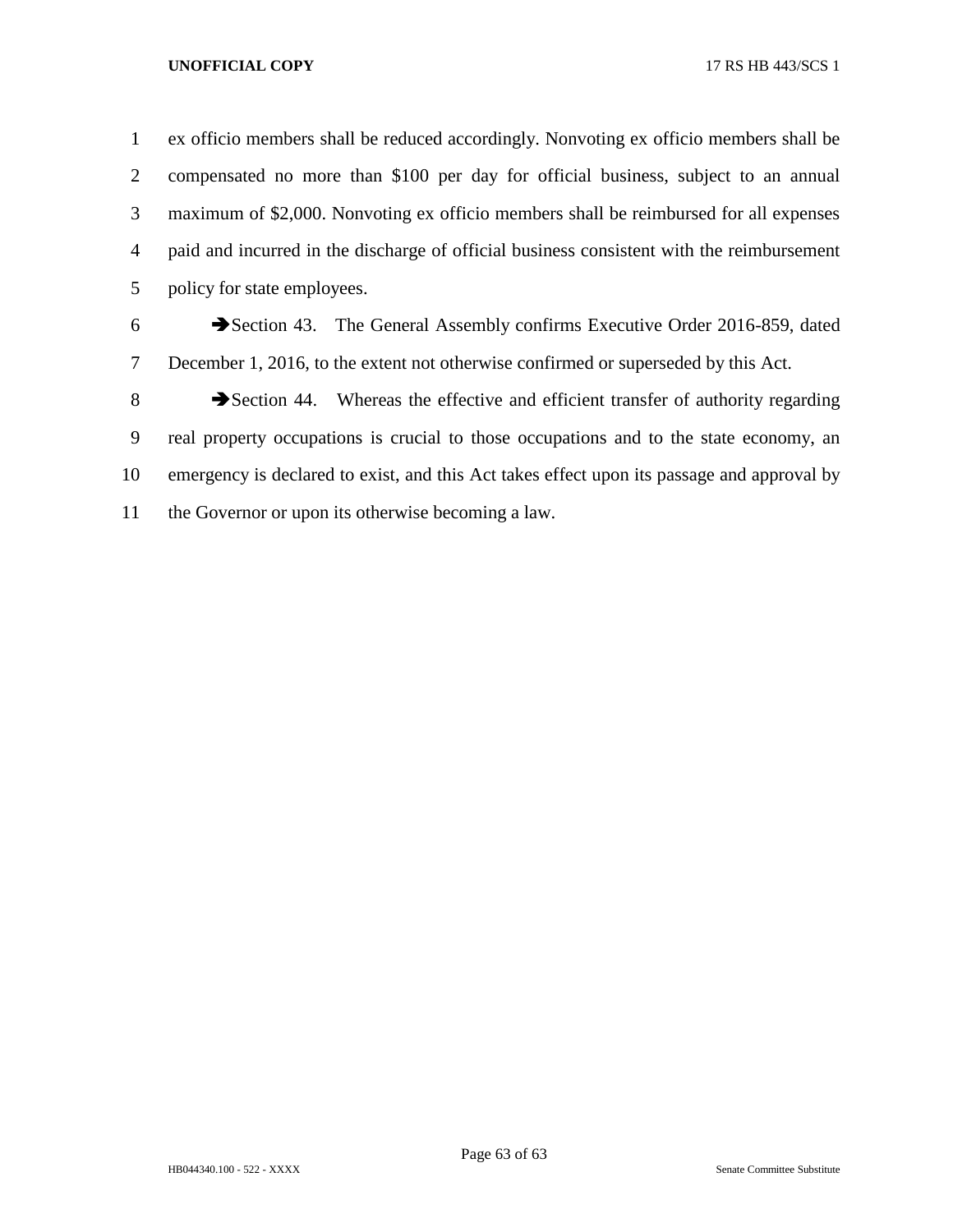ex officio members shall be reduced accordingly. Nonvoting ex officio members shall be compensated no more than $100 per day for official business, subject to an annual maximum of $2,000. Nonvoting ex officio members shall be reimbursed for all expenses paid and incurred in the discharge of official business consistent with the reimbursement policy for state employees.

➔Section 43. The General Assembly confirms Executive Order 2016-859, dated December 1, 2016, to the extent not otherwise confirmed or superseded by this Act.

➔Section 44. Whereas the effective and efficient transfer of authority regarding real property occupations is crucial to those occupations and to the state economy, an emergency is declared to exist, and this Act takes effect upon its passage and approval by the Governor or upon its otherwise becoming a law.